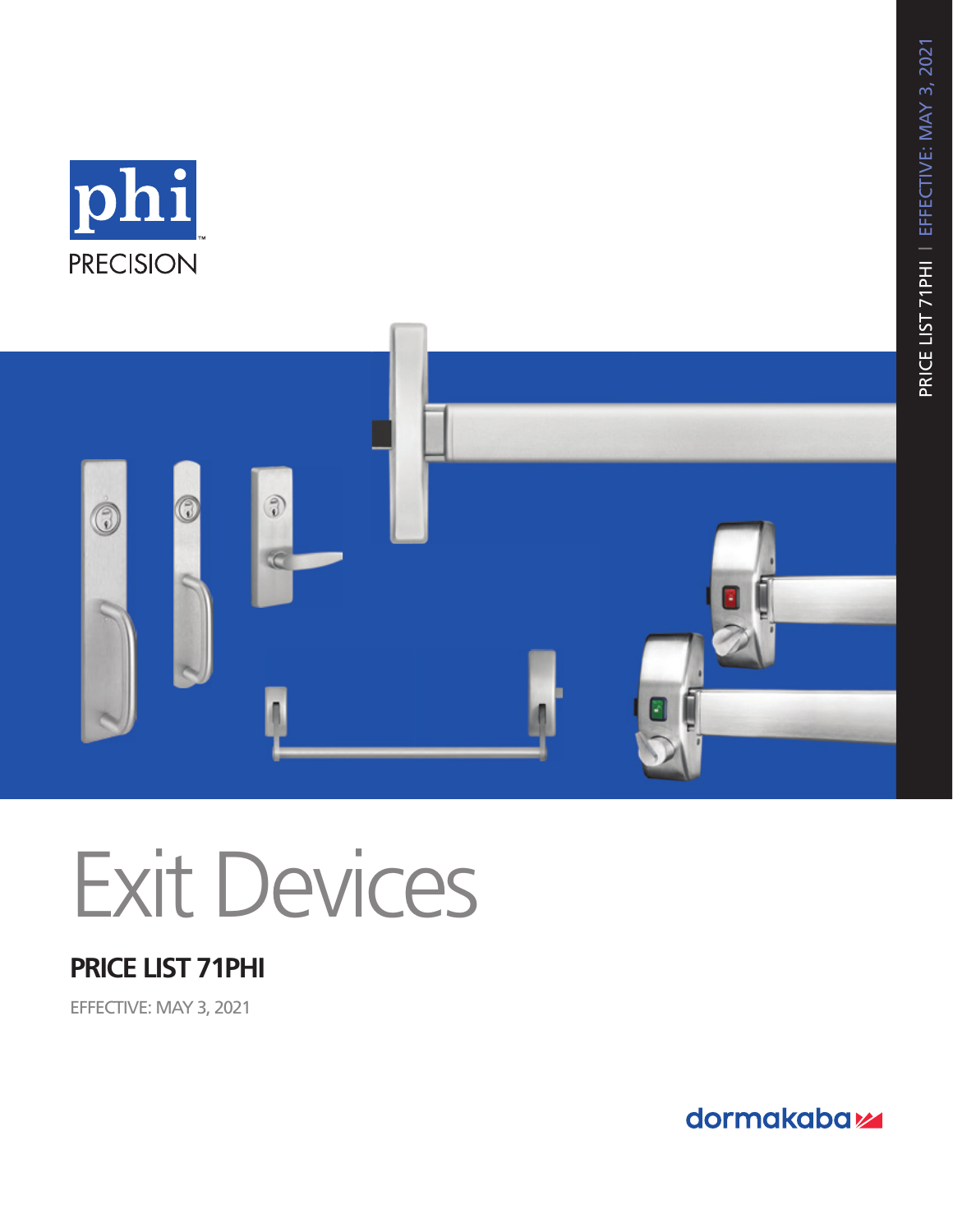phi

PRECISION

# Exit Devices

## PRICE LIST 71PHI

EFFECTIVE: MAY 3, 2021

dormakaba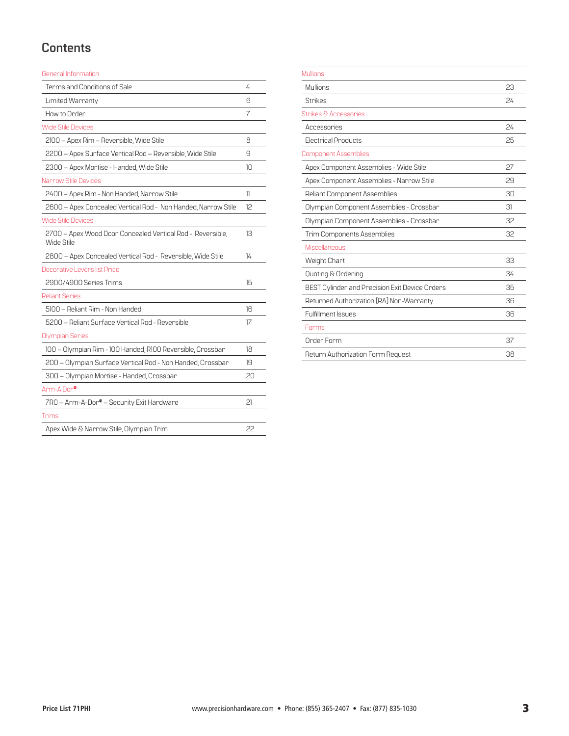# Contents

| General Information | |
|---|---|
| Terms and Conditions of Sale | 4 |
| Limited Warranty | 6 |
| How to Order | 7 |
| **Wide Stile Devices** | |
| 2100 – Apex Rim – Reversible, Wide Stile | 8 |
| 2200 – Apex Surface Vertical Rod – Reversible, Wide Stile | 9 |
| 2300 – Apex Mortise - Handed, Wide Stile | 10 |
| **Narrow Stile Devices** | |
| 2400 – Apex Rim - Non Handed, Narrow Stile | 11 |
| 2600 – Apex Concealed Vertical Rod - Non Handed, Narrow Stile | 12 |
| **Wide Stile Devices** | |
| 2700 – Apex Wood Door Concealed Vertical Rod - Reversible, Wide Stile | 13 |
| 2800 – Apex Concealed Vertical Rod - Reversible, Wide Stile | 14 |
| **Decorative Levers list Price** | |
| 2900/4900 Series Trims | 15 |
| **Reliant Series** | |
| 5100 – Reliant Rim - Non Handed | 16 |
| 5200 – Reliant Surface Vertical Rod - Reversible | 17 |
| **Olympian Series** | |
| 100 – Olympian Rim - 100 Handed, R100 Reversible, Crossbar | 18 |
| 200 – Olympian Surface Vertical Rod - Non Handed, Crossbar | 19 |
| 300 – Olympian Mortise - Handed, Crossbar | 20 |
| **Arm-A Dor®** | |
| 7R0 – Arm-A-Dor® – Security Exit Hardware | 21 |
| **Trims** | |
| Apex Wide & Narrow Stile, Olympian Trim | 22 |
| **Mullions** | |
| Mullions | 23 |
| Strikes | 24 |
| **Strikes & Accessories** | |
| Accessories | 24 |
| Electrical Products | 25 |
| **Component Assemblies** | |
| Apex Component Assemblies - Wide Stile | 27 |
| Apex Component Assemblies - Narrow Stile | 29 |
| Reliant Component Assemblies | 30 |
| Olympian Component Assemblies - Crossbar | 31 |
| Olympian Component Assemblies - Crossbar | 32 |
| Trim Components Assemblies | 32 |
| **Miscellaneous** | |
| Weight Chart | 33 |
| Quoting & Ordering | 34 |
| BEST Cylinder and Precision Exit Device Orders | 35 |
| Returned Authorization (RA) Non-Warranty | 36 |
| Fulfillment Issues | 36 |
| **Forms** | |
| Order Form | 37 |
| Return Authorization Form Request | 38 |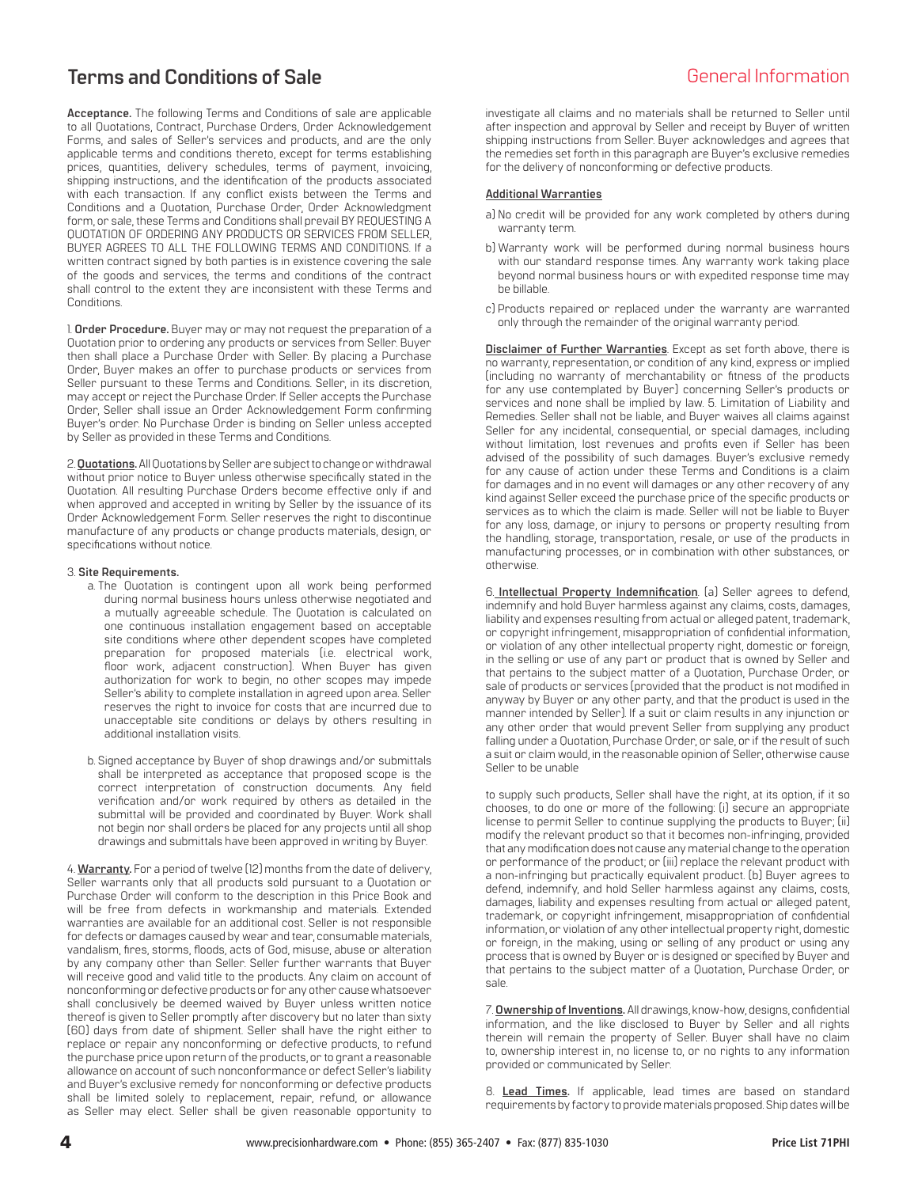# Terms and Conditions of Sale

**Acceptance.** The following Terms and Conditions of sale are applicable to all Quotations, Contract, Purchase Orders, Order Acknowledgement Forms, and sales of Seller's services and products, and are the only applicable terms and conditions thereto, except for terms establishing prices, quantities, delivery schedules, terms of payment, invoicing, shipping instructions, and the identification of the products associated with each transaction. If any conflict exists between the Terms and Conditions and a Quotation, Purchase Order, Order Acknowledgment form, or sale, these Terms and Conditions shall prevail BY REQUESTING A QUOTATION OF ORDERING ANY PRODUCTS OR SERVICES FROM SELLER, BUYER AGREES TO ALL THE FOLLOWING TERMS AND CONDITIONS. If a written contract signed by both parties is in existence covering the sale of the goods and services, the terms and conditions of the contract shall control to the extent they are inconsistent with these Terms and Conditions.

1. **Order Procedure.** Buyer may or may not request the preparation of a Quotation prior to ordering any products or services from Seller. Buyer then shall place a Purchase Order with Seller. By placing a Purchase Order, Buyer makes an offer to purchase products or services from Seller pursuant to these Terms and Conditions. Seller, in its discretion, may accept or reject the Purchase Order. If Seller accepts the Purchase Order, Seller shall issue an Order Acknowledgement Form confirming Buyer's order. No Purchase Order is binding on Seller unless accepted by Seller as provided in these Terms and Conditions.

2. **Quotations.** All Quotations by Seller are subject to change or withdrawal without prior notice to Buyer unless otherwise specifically stated in the Quotation. All resulting Purchase Orders become effective only if and when approved and accepted in writing by Seller by the issuance of its Order Acknowledgement Form. Seller reserves the right to discontinue manufacture of any products or change products materials, design, or specifications without notice.

3. **Site Requirements.**

a. The Quotation is contingent upon all work being performed during normal business hours unless otherwise negotiated and a mutually agreeable schedule. The Quotation is calculated on one continuous installation engagement based on acceptable site conditions where other dependent scopes have completed preparation for proposed materials (i.e. electrical work, floor work, adjacent construction). When Buyer has given authorization for work to begin, no other scopes may impede Seller's ability to complete installation in agreed upon area. Seller reserves the right to invoice for costs that are incurred due to unacceptable site conditions or delays by others resulting in additional installation visits.

b. Signed acceptance by Buyer of shop drawings and/or submittals shall be interpreted as acceptance that proposed scope is the correct interpretation of construction documents. Any field verification and/or work required by others as detailed in the submittal will be provided and coordinated by Buyer. Work shall not begin nor shall orders be placed for any projects until all shop drawings and submittals have been approved in writing by Buyer.

4. **Warranty.** For a period of twelve (12) months from the date of delivery, Seller warrants only that all products sold pursuant to a Quotation or Purchase Order will conform to the description in this Price Book and will be free from defects in workmanship and materials. Extended warranties are available for an additional cost. Seller is not responsible for defects or damages caused by wear and tear, consumable materials, vandalism, fires, storms, floods, acts of God, misuse, abuse or alteration by any company other than Seller. Seller further warrants that Buyer will receive good and valid title to the products. Any claim on account of nonconforming or defective products or for any other cause whatsoever shall conclusively be deemed waived by Buyer unless written notice thereof is given to Seller promptly after discovery but no later than sixty (60) days from date of shipment. Seller shall have the right either to replace or repair any nonconforming or defective products, to refund the purchase price upon return of the products, or to grant a reasonable allowance on account of such nonconformance or defect Seller's liability and Buyer's exclusive remedy for nonconforming or defective products shall be limited solely to replacement, repair, refund, or allowance as Seller may elect. Seller shall be given reasonable opportunity to investigate all claims and no materials shall be returned to Seller until after inspection and approval by Seller and receipt by Buyer of written shipping instructions from Seller. Buyer acknowledges and agrees that the remedies set forth in this paragraph are Buyer's exclusive remedies for the delivery of nonconforming or defective products.

**Additional Warranties**

a) No credit will be provided for any work completed by others during warranty term.

b) Warranty work will be performed during normal business hours with our standard response times. Any warranty work taking place beyond normal business hours or with expedited response time may be billable.

c) Products repaired or replaced under the warranty are warranted only through the remainder of the original warranty period.

**Disclaimer of Further Warranties**. Except as set forth above, there is no warranty, representation, or condition of any kind, express or implied (including no warranty of merchantability or fitness of the products for any use contemplated by Buyer) concerning Seller's products or services and none shall be implied by law. 5. Limitation of Liability and Remedies. Seller shall not be liable, and Buyer waives all claims against Seller for any incidental, consequential, or special damages, including without limitation, lost revenues and profits even if Seller has been advised of the possibility of such damages. Buyer's exclusive remedy for any cause of action under these Terms and Conditions is a claim for damages and in no event will damages or any other recovery of any kind against Seller exceed the purchase price of the specific products or services as to which the claim is made. Seller will not be liable to Buyer for any loss, damage, or injury to persons or property resulting from the handling, storage, transportation, resale, or use of the products in manufacturing processes, or in combination with other substances, or otherwise.

6. **Intellectual Property Indemnification**. (a) Seller agrees to defend, indemnify and hold Buyer harmless against any claims, costs, damages, liability and expenses resulting from actual or alleged patent, trademark, or copyright infringement, misappropriation of confidential information, or violation of any other intellectual property right, domestic or foreign, in the selling or use of any part or product that is owned by Seller and that pertains to the subject matter of a Quotation, Purchase Order, or sale of products or services (provided that the product is not modified in anyway by Buyer or any other party, and that the product is used in the manner intended by Seller). If a suit or claim results in any injunction or any other order that would prevent Seller from supplying any product falling under a Quotation, Purchase Order, or sale, or if the result of such a suit or claim would, in the reasonable opinion of Seller, otherwise cause Seller to be unable to supply such products, Seller shall have the right, at its option, if it so chooses, to do one or more of the following: (i) secure an appropriate license to permit Seller to continue supplying the products to Buyer; (ii) modify the relevant product so that it becomes non-infringing, provided that any modification does not cause any material change to the operation or performance of the product; or (iii) replace the relevant product with a non-infringing but practically equivalent product. (b) Buyer agrees to defend, indemnify, and hold Seller harmless against any claims, costs, damages, liability and expenses resulting from actual or alleged patent, trademark, or copyright infringement, misappropriation of confidential information, or violation of any other intellectual property right, domestic or foreign, in the making, using or selling of any product or using any process that is owned by Buyer or is designed or specified by Buyer and that pertains to the subject matter of a Quotation, Purchase Order, or sale.

7. **Ownership of Inventions.** All drawings, know-how, designs, confidential information, and the like disclosed to Buyer by Seller and all rights therein will remain the property of Seller. Buyer shall have no claim to, ownership interest in, no license to, or no rights to any information provided or communicated by Seller.

8. **Lead Times.** If applicable, lead times are based on standard requirements by factory to provide materials proposed. Ship dates will be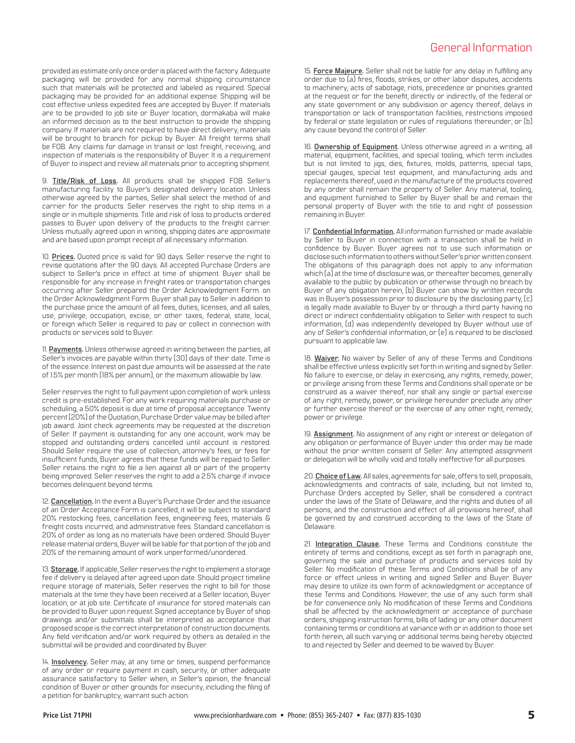provided as estimate only once order is placed with the factory. Adequate packaging will be provided for any normal shipping circumstance such that materials will be protected and labeled as required. Special packaging may be provided for an additional expense. Shipping will be cost effective unless expedited fees are accepted by Buyer. If materials are to be provided to job site or Buyer location, dormakaba will make an informed decision as to the best instruction to provide the shipping company. If materials are not required to have direct delivery, materials will be brought to branch for pickup by Buyer. All freight terms shall be FOB. Any claims for damage in transit or lost freight, receiving, and inspection of materials is the responsibility of Buyer. It is a requirement of Buyer to inspect and review all materials prior to accepting shipment.

9. **Title/Risk of Loss.** All products shall be shipped FOB Seller's manufacturing facility to Buyer's designated delivery location. Unless otherwise agreed by the parties, Seller shall select the method of and carrier for the products. Seller reserves the right to ship items in a single or in multiple shipments. Title and risk of loss to products ordered passes to Buyer upon delivery of the products to the freight carrier. Unless mutually agreed upon in writing, shipping dates are approximate and are based upon prompt receipt of all necessary information.

10. **Prices.** Quoted price is valid for 90 days. Seller reserve the right to revise quotations after the 90 days. All accepted Purchase Orders are subject to Seller's price in effect at time of shipment. Buyer shall be responsible for any increase in freight rates or transportation charges occurring after Seller prepared the Order Acknowledgment Form. on the Order Acknowledgment Form. Buyer shall pay to Seller in addition to the purchase price the amount of all fees, duties, licenses, and all sales, use, privilege, occupation, excise, or other taxes, federal, state, local, or foreign which Seller is required to pay or collect in connection with products or services sold to Buyer.

11. **Payments.** Unless otherwise agreed in writing between the parties, all Seller's invoices are payable within thirty (30) days of their date. Time is of the essence. Interest on past due amounts will be assessed at the rate of 1.5% per month (18% per annum), or the maximum allowable by law.

Seller reserves the right to full payment upon completion of work unless credit is pre-established. For any work requiring materials purchase or scheduling, a 50% deposit is due at time of proposal acceptance. Twenty percent (20%) of the Quotation, Purchase Order value may be billed after job award. Joint check agreements may be requested at the discretion of Seller. If payment is outstanding for any one account, work may be stopped and outstanding orders cancelled until account is restored. Should Seller require the use of collection, attorney's fees, or fees for insufficient funds, Buyer agrees that these funds will be repaid to Seller. Seller retains the right to file a lien against all or part of the property being improved. Seller reserves the right to add a 2.5% charge if invoice becomes delinquent beyond terms.

12. **Cancellation.** In the event a Buyer's Purchase Order and the issuance of an Order Acceptance Form is cancelled, it will be subject to standard 20% restocking fees, cancellation fees, engineering fees, materials & freight costs incurred, and administrative fees. Standard cancellation is 20% of order as long as no materials have been ordered. Should Buyer release material orders, Buyer will be liable for that portion of the job and 20% of the remaining amount of work unperformed/unordered.

13. **Storage.** If applicable, Seller reserves the right to implement a storage fee if delivery is delayed after agreed upon date. Should project timeline require storage of materials, Seller reserves the right to bill for those materials at the time they have been received at a Seller location, Buyer location, or at job site. Certificate of insurance for stored materials can be provided to Buyer upon request. Signed acceptance by Buyer of shop drawings and/or submittals shall be interpreted as acceptance that proposed scope is the correct interpretation of construction documents. Any field verification and/or work required by others as detailed in the submittal will be provided and coordinated by Buyer.

14. **Insolvency.** Seller may, at any time or times, suspend performance of any order or require payment in cash, security, or other adequate assurance satisfactory to Seller when, in Seller's opinion, the financial condition of Buyer or other grounds for insecurity, including the filing of a petition for bankruptcy, warrant such action.

15. **Force Majeure.** Seller shall not be liable for any delay in fulfilling any order due to (a) fires, floods, strikes, or other labor disputes, accidents to machinery, acts of sabotage, riots, precedence or priorities granted at the request or for the benefit, directly or indirectly, of the federal or any state government or any subdivision or agency thereof, delays in transportation or lack of transportation facilities, restrictions imposed by federal or state legislation or rules of regulations thereunder; or (b) any cause beyond the control of Seller.

16. **Ownership of Equipment.** Unless otherwise agreed in a writing, all material, equipment, facilities, and special tooling, which term includes but is not limited to jigs, dies, fixtures, molds, patterns, special taps, special gauges, special test equipment, and manufacturing aids and replacements thereof, used in the manufacture of the products covered by any order shall remain the property of Seller. Any material, tooling, and equipment furnished to Seller by Buyer shall be and remain the personal property of Buyer with the title to and right of possession remaining in Buyer.

17. **Confidential Information.** All information furnished or made available by Seller to Buyer in connection with a transaction shall be held in confidence by Buyer. Buyer agrees not to use such information or disclose such information to others without Seller's prior written consent. The obligations of this paragraph does not apply to any information which (a) at the time of disclosure was, or thereafter becomes, generally available to the public by publication or otherwise through no breach by Buyer of any obligation herein, (b) Buyer can show by written records was in Buyer's possession prior to disclosure by the disclosing party, (c) is legally made available to Buyer by or through a third party having no direct or indirect confidentiality obligation to Seller with respect to such information, (d) was independently developed by Buyer without use of any of Seller's confidential information, or (e) is required to be disclosed pursuant to applicable law.

18. **Waiver.** No waiver by Seller of any of these Terms and Conditions shall be effective unless explicitly set forth in writing and signed by Seller. No failure to exercise, or delay in exercising, any rights, remedy, power, or privilege arising from these Terms and Conditions shall operate or be construed as a waiver thereof, nor shall any single or partial exercise of any right, remedy, power, or privilege hereunder preclude any other or further exercise thereof or the exercise of any other right, remedy, power or privilege.

19. **Assignment.** No assignment of any right or interest or delegation of any obligation or performance of Buyer under this order may be made without the prior written consent of Seller. Any attempted assignment or delegation will be wholly void and totally ineffective for all purposes.

20. **Choice of Law.** All sales, agreements for sale, offers to sell, proposals, acknowledgments and contracts of sale, including, but not limited to, Purchase Orders accepted by Seller, shall be considered a contract under the laws of the State of Delaware, and the rights and duties of all persons, and the construction and effect of all provisions hereof, shall be governed by and construed according to the laws of the State of Delaware.

21. **Integration Clause.** These Terms and Conditions constitute the entirety of terms and conditions, except as set forth in paragraph one, governing the sale and purchase of products and services sold by Seller. No modification of these Terms and Conditions shall be of any force or effect unless in writing and signed Seller and Buyer. Buyer may desire to utilize its own form of acknowledgment or acceptance of these Terms and Conditions. However, the use of any such form shall be for convenience only. No modification of these Terms and Conditions shall be affected by the acknowledgment or acceptance of purchase orders, shipping instruction forms, bills of lading or any other document containing terms or conditions at variance with or in addition to those set forth herein, all such varying or additional terms being hereby objected to and rejected by Seller and deemed to be waived by Buyer.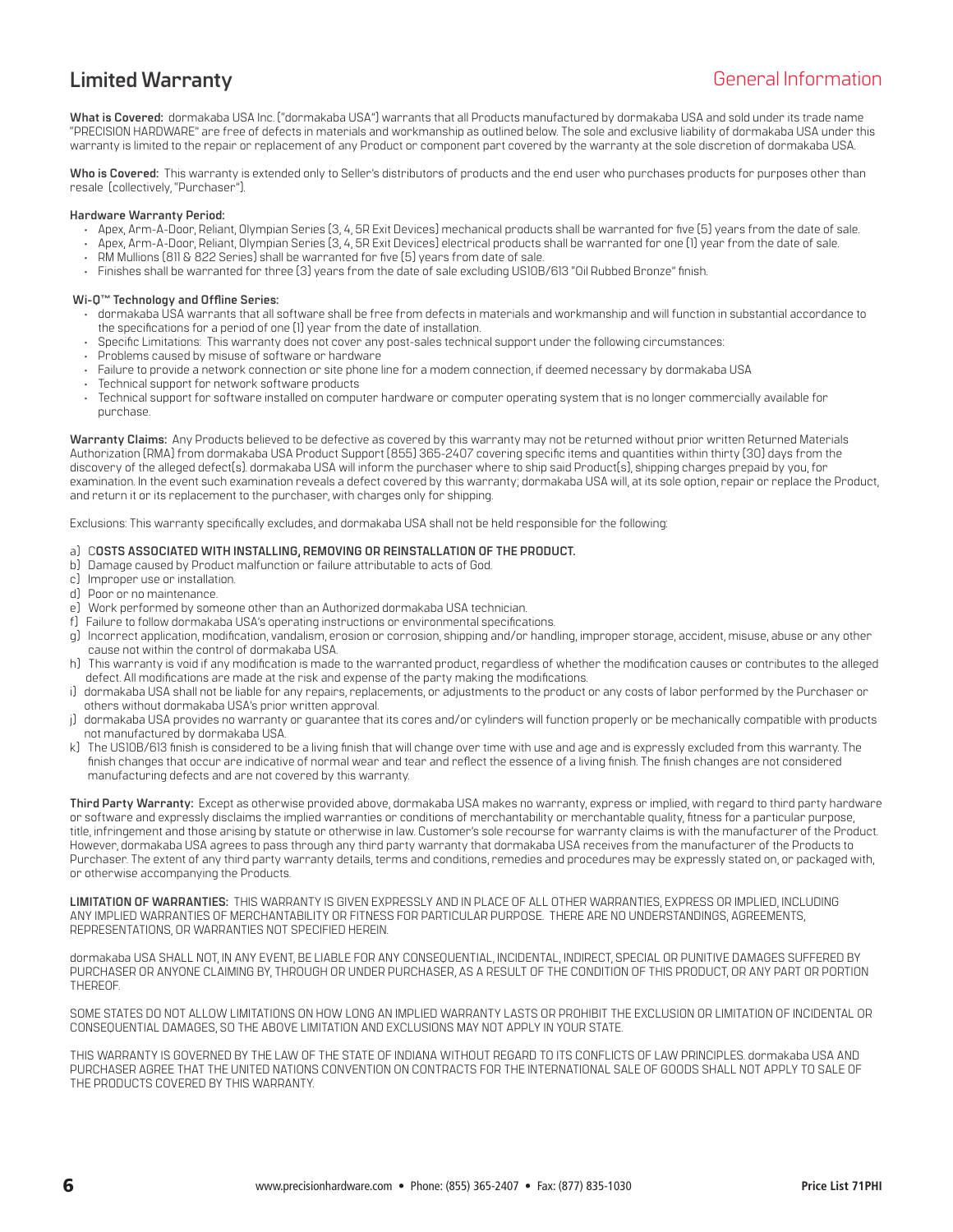# Limited Warranty

General Information

**What is Covered:** dormakaba USA Inc. ("dormakaba USA") warrants that all Products manufactured by dormakaba USA and sold under its trade name "PRECISION HARDWARE" are free of defects in materials and workmanship as outlined below. The sole and exclusive liability of dormakaba USA under this warranty is limited to the repair or replacement of any Product or component part covered by the warranty at the sole discretion of dormakaba USA.

**Who is Covered:** This warranty is extended only to Seller's distributors of products and the end user who purchases products for purposes other than resale (collectively, "Purchaser").

**Hardware Warranty Period:**

- Apex, Arm-A-Door, Reliant, Olympian Series (3, 4, 5R Exit Devices) mechanical products shall be warranted for five (5) years from the date of sale.
- Apex, Arm-A-Door, Reliant, Olympian Series (3, 4, 5R Exit Devices) electrical products shall be warranted for one (1) year from the date of sale.
- RM Mullions (811 & 822 Series) shall be warranted for five (5) years from date of sale.
- Finishes shall be warranted for three (3) years from the date of sale excluding US10B/613 "Oil Rubbed Bronze" finish.

**Wi-Q™ Technology and Offline Series:**

- dormakaba USA warrants that all software shall be free from defects in materials and workmanship and will function in substantial accordance to the specifications for a period of one (1) year from the date of installation.
- Specific Limitations: This warranty does not cover any post-sales technical support under the following circumstances:
- Problems caused by misuse of software or hardware
- Failure to provide a network connection or site phone line for a modem connection, if deemed necessary by dormakaba USA
- Technical support for network software products
- Technical support for software installed on computer hardware or computer operating system that is no longer commercially available for purchase.

**Warranty Claims:** Any Products believed to be defective as covered by this warranty may not be returned without prior written Returned Materials Authorization (RMA) from dormakaba USA Product Support (855) 365-2407 covering specific items and quantities within thirty (30) days from the discovery of the alleged defect(s). dormakaba USA will inform the purchaser where to ship said Product(s), shipping charges prepaid by you, for examination. In the event such examination reveals a defect covered by this warranty; dormakaba USA will, at its sole option, repair or replace the Product, and return it or its replacement to the purchaser, with charges only for shipping.

Exclusions: This warranty specifically excludes, and dormakaba USA shall not be held responsible for the following:

a) C**OSTS ASSOCIATED WITH INSTALLING, REMOVING OR REINSTALLATION OF THE PRODUCT.**
b) Damage caused by Product malfunction or failure attributable to acts of God.
c) Improper use or installation.
d) Poor or no maintenance.
e) Work performed by someone other than an Authorized dormakaba USA technician.
f) Failure to follow dormakaba USA's operating instructions or environmental specifications.
g) Incorrect application, modification, vandalism, erosion or corrosion, shipping and/or handling, improper storage, accident, misuse, abuse or any other cause not within the control of dormakaba USA.
h) This warranty is void if any modification is made to the warranted product, regardless of whether the modification causes or contributes to the alleged defect. All modifications are made at the risk and expense of the party making the modifications.
i) dormakaba USA shall not be liable for any repairs, replacements, or adjustments to the product or any costs of labor performed by the Purchaser or others without dormakaba USA's prior written approval.
j) dormakaba USA provides no warranty or guarantee that its cores and/or cylinders will function properly or be mechanically compatible with products not manufactured by dormakaba USA.
k) The US10B/613 finish is considered to be a living finish that will change over time with use and age and is expressly excluded from this warranty. The finish changes that occur are indicative of normal wear and tear and reflect the essence of a living finish. The finish changes are not considered manufacturing defects and are not covered by this warranty.

**Third Party Warranty:** Except as otherwise provided above, dormakaba USA makes no warranty, express or implied, with regard to third party hardware or software and expressly disclaims the implied warranties or conditions of merchantability or merchantable quality, fitness for a particular purpose, title, infringement and those arising by statute or otherwise in law. Customer's sole recourse for warranty claims is with the manufacturer of the Product. However, dormakaba USA agrees to pass through any third party warranty that dormakaba USA receives from the manufacturer of the Products to Purchaser. The extent of any third party warranty details, terms and conditions, remedies and procedures may be expressly stated on, or packaged with, or otherwise accompanying the Products.

**LIMITATION OF WARRANTIES:** THIS WARRANTY IS GIVEN EXPRESSLY AND IN PLACE OF ALL OTHER WARRANTIES, EXPRESS OR IMPLIED, INCLUDING ANY IMPLIED WARRANTIES OF MERCHANTABILITY OR FITNESS FOR PARTICULAR PURPOSE. THERE ARE NO UNDERSTANDINGS, AGREEMENTS, REPRESENTATIONS, OR WARRANTIES NOT SPECIFIED HEREIN.

dormakaba USA SHALL NOT, IN ANY EVENT, BE LIABLE FOR ANY CONSEQUENTIAL, INCIDENTAL, INDIRECT, SPECIAL OR PUNITIVE DAMAGES SUFFERED BY PURCHASER OR ANYONE CLAIMING BY, THROUGH OR UNDER PURCHASER, AS A RESULT OF THE CONDITION OF THIS PRODUCT, OR ANY PART OR PORTION THEREOF.

SOME STATES DO NOT ALLOW LIMITATIONS ON HOW LONG AN IMPLIED WARRANTY LASTS OR PROHIBIT THE EXCLUSION OR LIMITATION OF INCIDENTAL OR CONSEQUENTIAL DAMAGES, SO THE ABOVE LIMITATION AND EXCLUSIONS MAY NOT APPLY IN YOUR STATE.

THIS WARRANTY IS GOVERNED BY THE LAW OF THE STATE OF INDIANA WITHOUT REGARD TO ITS CONFLICTS OF LAW PRINCIPLES. dormakaba USA AND PURCHASER AGREE THAT THE UNITED NATIONS CONVENTION ON CONTRACTS FOR THE INTERNATIONAL SALE OF GOODS SHALL NOT APPLY TO SALE OF THE PRODUCTS COVERED BY THIS WARRANTY.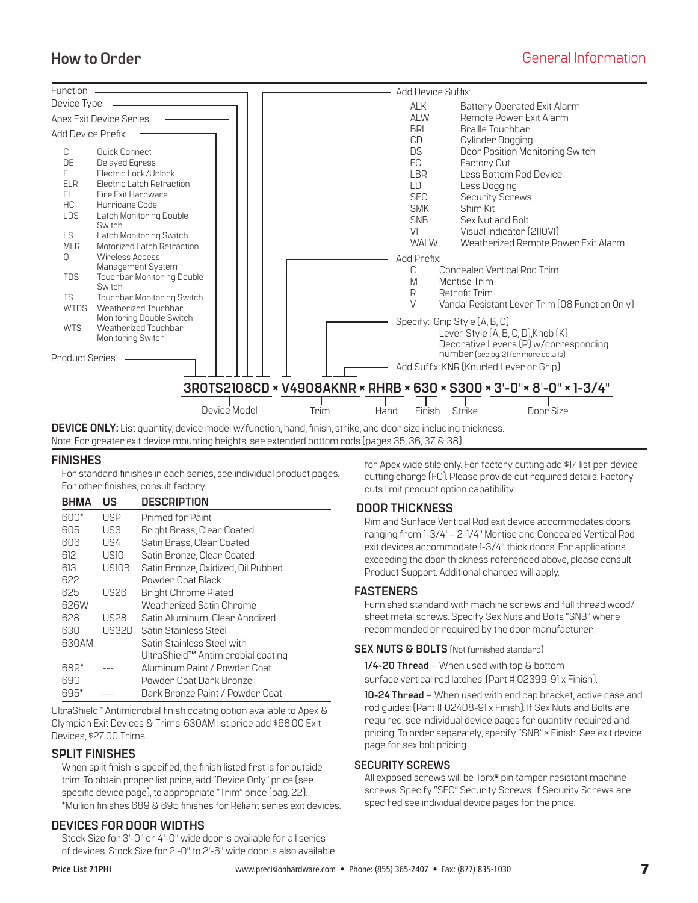## How to Order

General Information

Function

Device Type

Apex Exit Device Series

Add Device Prefix:

| | |
|---|---|
| C | Quick Connect |
| DE | Delayed Egress |
| E | Electric Lock/Unlock |
| ELR | Electric Latch Retraction |
| FL | Fire Exit Hardware |
| HC | Hurricane Code |
| LDS | Latch Monitoring Double Switch |
| LS | Latch Monitoring Switch |
| MLR | Motorized Latch Retraction |
| O | Wireless Access Management System |
| TDS | Touchbar Monitoring Double Switch |
| TS | Touchbar Monitoring Switch |
| WTDS | Weatherized Touchbar Monitoring Double Switch |
| WTS | Weatherized Touchbar Monitoring Switch |

Product Series:

Add Device Suffix:

| | |
|---|---|
| ALK | Battery Operated Exit Alarm |
| ALW | Remote Power Exit Alarm |
| BRL | Braille Touchbar |
| CD | Cylinder Dogging |
| DS | Door Position Monitoring Switch |
| FC | Factory Cut |
| LBR | Less Bottom Rod Device |
| LD | Less Dogging |
| SEC | Security Screws |
| SMK | Shim Kit |
| SNB | Sex Nut and Bolt |
| VI | Visual indicator (2110VI) |
| WALW | Weatherized Remote Power Exit Alarm |

Add Prefix:

| | |
|---|---|
| C | Concealed Vertical Rod Trim |
| M | Mortise Trim |
| R | Retrofit Trim |
| V | Vandal Resistant Lever Trim (08 Function Only) |

Specify: Grip Style (A, B, C)
Lever Style (A, B, C, D),Knob (K)
Decorative Levers (P) w/corresponding number (see pg. 21 for more details)

Add Suffix: KNR (Knurled Lever or Grip)

**3ROTS2108CD × V4908AKNR × RHRB × 630 × S300 × 3'-0"× 8'-0" × 1-3/4"**

Device Model | Trim | Hand | Finish | Strike | Door Size

**DEVICE ONLY:** List quantity, device model w/function, hand, finish, strike, and door size including thickness.
Note: For greater exit device mounting heights, see extended bottom rods (pages 35, 36, 37 & 38)

### FINISHES

For standard finishes in each series, see individual product pages. For other finishes, consult factory.

| BHMA | US | DESCRIPTION |
|---|---|---|
| 600* | USP | Primed for Paint |
| 605 | US3 | Bright Brass, Clear Coated |
| 606 | US4 | Satin Brass, Clear Coated |
| 612 | US10 | Satin Bronze, Clear Coated |
| 613 | US10B | Satin Bronze, Oxidized, Oil Rubbed |
| 622 | | Powder Coat Black |
| 625 | US26 | Bright Chrome Plated |
| 626W | | Weatherized Satin Chrome |
| 628 | US28 | Satin Aluminum, Clear Anodized |
| 630 | US32D | Satin Stainless Steel |
| 630AM | | Satin Stainless Steel with UltraShield™ Antimicrobial coating |
| 689* | --- | Aluminum Paint / Powder Coat |
| 690 | | Powder Coat Dark Bronze |
| 695* | --- | Dark Bronze Paint / Powder Coat |

UltraShield™ Antimicrobial finish coating option available to Apex & Olympian Exit Devices & Trims. 630AM list price add $68.00 Exit Devices, $27.00 Trims

### SPLIT FINISHES

When split finish is specified, the finish listed first is for outside trim. To obtain proper list price, add "Device Only" price (see specific device page), to appropriate "Trim" price (pag. 22).
*Mullion finishes 689 & 695 finishes for Reliant series exit devices.

### DEVICES FOR DOOR WIDTHS

Stock Size for 3'-0" or 4'-0" wide door is available for all series of devices. Stock Size for 2'-0" to 2'-6" wide door is also available for Apex wide stile only. For factory cutting add $17 list per device cutting charge (FC). Please provide cut required details. Factory cuts limit product option capability.

### DOOR THICKNESS

Rim and Surface Vertical Rod exit device accommodates doors ranging from 1-3/4"– 2-1/4" Mortise and Concealed Vertical Rod exit devices accommodate 1-3/4" thick doors. For applications exceeding the door thickness referenced above, please consult Product Support. Additional charges will apply.

### FASTENERS

Furnished standard with machine screws and full thread wood/sheet metal screws. Specify Sex Nuts and Bolts "SNB" where recommended or required by the door manufacturer.

#### SEX NUTS & BOLTS (Not furnished standard)

**1/4-20 Thread** – When used with top & bottom surface vertical rod latches: (Part # 02399-91 x Finish).

**10-24 Thread** – When used with end cap bracket, active case and rod guides: (Part # 02408-91 x Finish). If Sex Nuts and Bolts are required, see individual device pages for quantity required and pricing. To order separately, specify "SNB" × Finish. See exit device page for sex bolt pricing.

#### SECURITY SCREWS

All exposed screws will be Torx® pin tamper resistant machine screws. Specify "SEC" Security Screws. If Security Screws are specified see individual device pages for the price.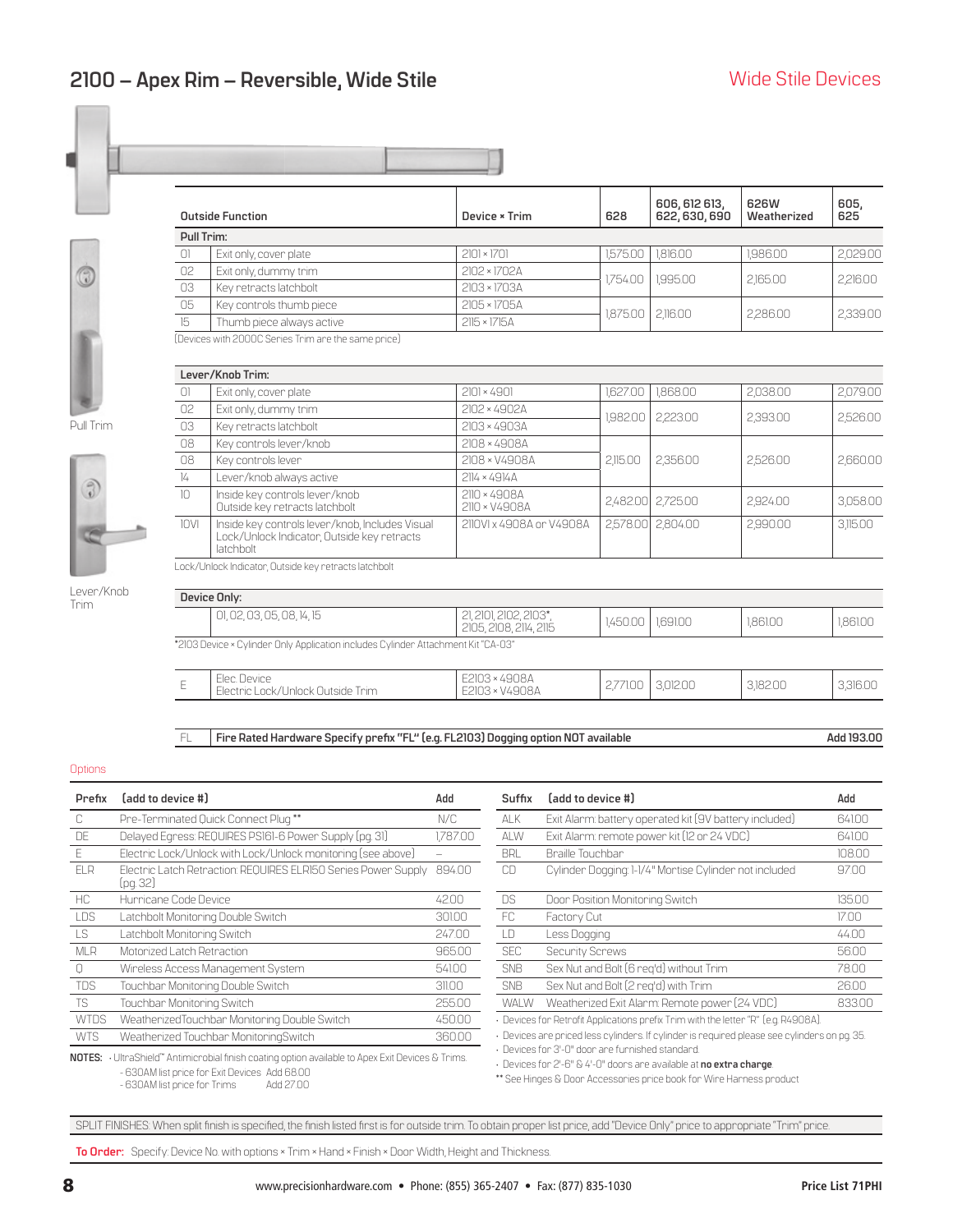# 2100 – Apex Rim – Reversible, Wide Stile

Wide Stile Devices

Pull Trim

Lever/Knob Trim

| | Outside Function | Device × Trim | 628 | 606, 612 613, 622, 630, 690 | 626W Weathered | 605, 625 |
|---|---|---|---|---|---|---|
| **Pull Trim:** | | | | | | |
| 01 | Exit only, cover plate | 2101 × 1701 | 1,575.00 | 1,816.00 | 1,986.00 | 2,029.00 |
| 02 | Exit only, dummy trim | 2102 × 1702A | 1,754.00 | 1,995.00 | 2,165.00 | 2,216.00 |
| 03 | Key retracts latchbolt | 2103 × 1703A | | | | |
| 05 | Key controls thumb piece | 2105 × 1705A | 1,875.00 | 2,116.00 | 2,286.00 | 2,339.00 |
| 15 | Thumb piece always active | 2115 × 1715A | | | | |

(Devices with 2000C Series Trim are the same price)

| | Outside Function | Device × Trim | 628 | 606, 612 613, 622, 630, 690 | 626W Weathered | 605, 625 |
|---|---|---|---|---|---|---|
| **Lever/Knob Trim:** | | | | | | |
| 01 | Exit only, cover plate | 2101 × 4901 | 1,627.00 | 1,868.00 | 2,038.00 | 2,079.00 |
| 02 | Exit only, dummy trim | 2102 × 4902A | 1,982.00 | 2,223.00 | 2,393.00 | 2,526.00 |
| 03 | Key retracts latchbolt | 2103 × 4903A | | | | |
| 08 | Key controls lever/knob | 2108 × 4908A | 2,115.00 | 2,356.00 | 2,526.00 | 2,660.00 |
| 08 | Key controls lever | 2108 × V4908A | | | | |
| 14 | Lever/knob always active | 2114 × 4914A | | | | |
| 10 | Inside key controls lever/knob Outside key retracts latchbolt | 2110 × 4908A 2110 × V4908A | 2,482.00 | 2,725.00 | 2,924.00 | 3,058.00 |
| 10VI | Inside key controls lever/knob, Includes Visual Lock/Unlock Indicator, Outside key retracts latchbolt | 2110VI x 4908A or V4908A | 2,578.00 | 2,804.00 | 2,990.00 | 3,115.00 |

Lock/Unlock Indicator, Outside key retracts latchbolt

| | Outside Function | Device × Trim | 628 | 606, 612 613, 622, 630, 690 | 626W Weathered | 605, 625 |
|---|---|---|---|---|---|---|
| **Device Only:** | | | | | | |
| | 01, 02, 03, 05, 08, 14, 15 | 21, 2101, 2102, 2103*, 2105, 2108, 2114, 2115 | 1,450.00 | 1,691.00 | 1,861.00 | 1,861.00 |

*2103 Device × Cylinder Only Application includes Cylinder Attachment Kit "CA-03"

| | Outside Function | Device × Trim | 628 | 606, 612 613, 622, 630, 690 | 626W Weathered | 605, 625 |
|---|---|---|---|---|---|---|
| E | Elec. Device Electric Lock/Unlock Outside Trim | E2103 × 4908A E2103 × V4908A | 2,771.00 | 3,012.00 | 3,182.00 | 3,316.00 |

| FL | **Fire Rated Hardware Specify prefix "FL" (e.g. FL2103) Dogging option NOT available** | **Add 193.00** |
|---|---|---|

Options

| Prefix | (add to device #) | Add |
|---|---|---|
| C | Pre-Terminated Quick Connect Plug ** | N/C |
| DE | Delayed Egress: REQUIRES PS161-6 Power Supply (pg. 31) | 1,787.00 |
| E | Electric Lock/Unlock with Lock/Unlock monitoring (see above) | – |
| ELR | Electric Latch Retraction: REQUIRES ELR150 Series Power Supply (pg. 32) | 894.00 |
| HC | Hurricane Code Device | 42.00 |
| LDS | Latchbolt Monitoring Double Switch | 301.00 |
| LS | Latchbolt Monitoring Switch | 247.00 |
| MLR | Motorized Latch Retraction | 965.00 |
| Q | Wireless Access Management System | 541.00 |
| TDS | Touchbar Monitoring Double Switch | 311.00 |
| TS | Touchbar Monitoring Switch | 255.00 |
| WTDS | WeatherizedTouchbar Monitoring Double Switch | 450.00 |
| WTS | Weatherized Touchbar MonitoringSwitch | 360.00 |

**NOTES:** · UltraShield™ Antimicrobial finish coating option available to Apex Exit Devices & Trims.
- 630AM list price for Exit Devices Add 68.00
- 630AM list price for Trims Add 27.00

| Suffix | (add to device #) | Add |
|---|---|---|
| ALK | Exit Alarm: battery operated kit (9V battery included) | 641.00 |
| ALW | Exit Alarm: remote power kit (12 or 24 VDC) | 641.00 |
| BRL | Braille Touchbar | 108.00 |
| CD | Cylinder Dogging: 1-1/4" Mortise Cylinder not included | 97.00 |
| DS | Door Position Monitoring Switch | 135.00 |
| FC | Factory Cut | 17.00 |
| LD | Less Dogging | 44.00 |
| SEC | Security Screws | 56.00 |
| SNB | Sex Nut and Bolt (6 req'd) without Trim | 78.00 |
| SNB | Sex Nut and Bolt (2 req'd) with Trim | 26.00 |
| WALW | Weatherized Exit Alarm: Remote power (24 VDC) | 833.00 |

- Devices for Retrofit Applications prefix Trim with the letter "R" (e.g. R4908A).
- Devices are priced less cylinders. If cylinder is required please see cylinders on pg. 35.
- Devices for 3'-0" door are furnished standard.
- Devices for 2'-6" & 4'-0" doors are available at **no extra charge**.

** See Hinges & Door Accessories price book for Wire Harness product

SPLIT FINISHES: When split finish is specified, the finish listed first is for outside trim. To obtain proper list price, add "Device Only" price to appropriate "Trim" price.

**To Order:** Specify: Device No. with options × Trim × Hand × Finish × Door Width, Height and Thickness.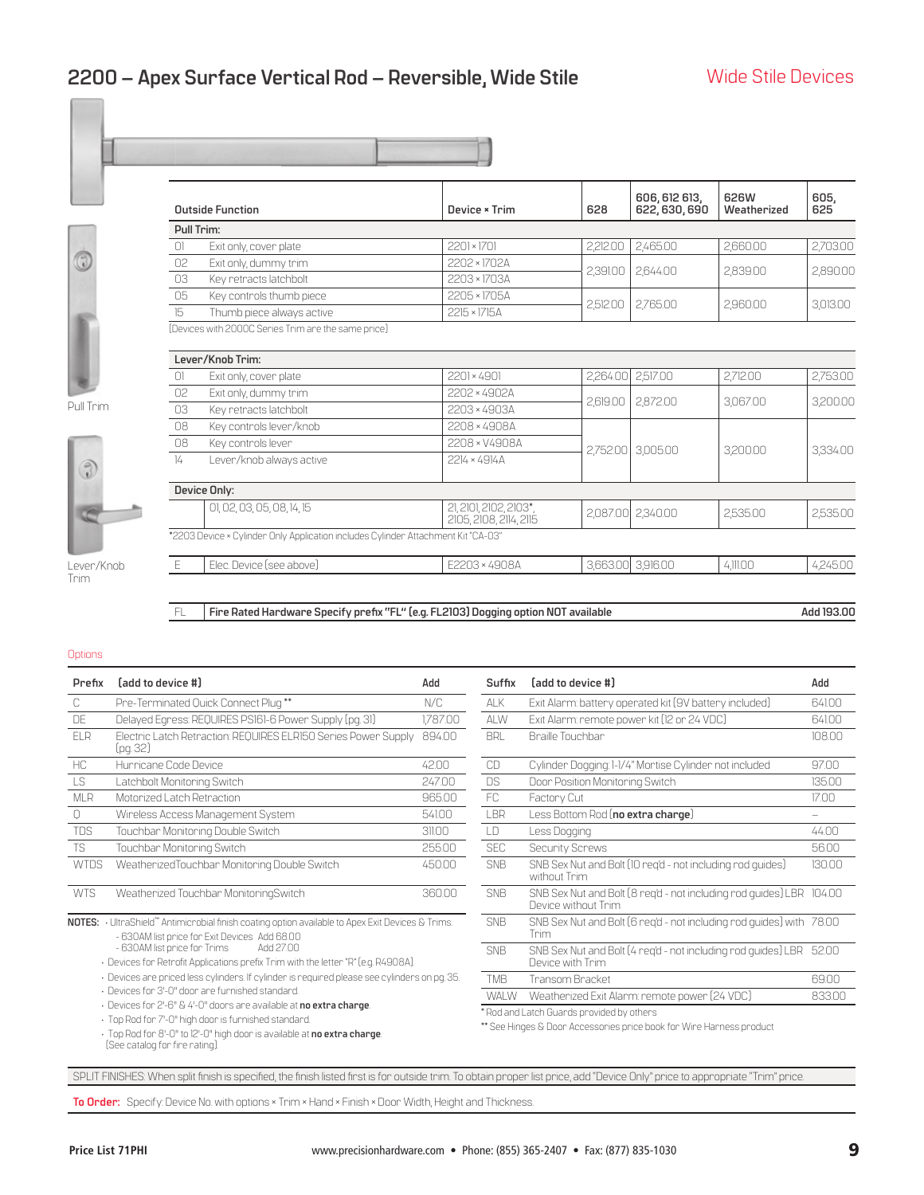# 2200 – Apex Surface Vertical Rod – Reversible, Wide Stile

Wide Stile Devices

Pull Trim

Lever/Knob Trim

| | Outside Function | Device × Trim | 628 | 606, 612 613, 622, 630, 690 | 626W Weatherized | 605, 625 |
|---|---|---|---|---|---|---|
| **Pull Trim:** | | | | | | |
| 01 | Exit only, cover plate | 2201 × 1701 | 2,212.00 | 2,465.00 | 2,660.00 | 2,703.00 |
| 02 | Exit only, dummy trim | 2202 × 1702A | 2,391.00 | 2,644.00 | 2,839.00 | 2,890.00 |
| 03 | Key retracts latchbolt | 2203 × 1703A | | | | |
| 05 | Key controls thumb piece | 2205 × 1705A | 2,512.00 | 2,765.00 | 2,960.00 | 3,013.00 |
| 15 | Thumb piece always active | 2215 × 1715A | | | | |
| (Devices with 2000C Series Trim are the same price) | | | | | | |
| **Lever/Knob Trim:** | | | | | | |
| 01 | Exit only, cover plate | 2201 × 4901 | 2,264.00 | 2,517.00 | 2,712.00 | 2,753.00 |
| 02 | Exit only, dummy trim | 2202 × 4902A | 2,619.00 | 2,872.00 | 3,067.00 | 3,200.00 |
| 03 | Key retracts latchbolt | 2203 × 4903A | | | | |
| 08 | Key controls lever/knob | 2208 × 4908A | 2,752.00 | 3,005.00 | 3,200.00 | 3,334.00 |
| 08 | Key controls lever | 2208 × V4908A | | | | |
| 14 | Lever/knob always active | 2214 × 4914A | | | | |
| **Device Only:** | | | | | | |
| | 01, 02, 03, 05, 08, 14, 15 | 21, 2101, 2102, 2103*, 2105, 2108, 2114, 2115 | 2,087.00 | 2,340.00 | 2,535.00 | 2,535.00 |
| *2203 Device × Cylinder Only Application includes Cylinder Attachment Kit "CA-03" | | | | | | |
| E | Elec. Device (see above) | E2203 × 4908A | 3,663.00 | 3,916.00 | 4,111.00 | 4,245.00 |

| FL | **Fire Rated Hardware Specify prefix "FL" (e.g. FL2103) Dogging option NOT available** | **Add 193.00** |
|---|---|---|

## Options

| Prefix | (add to device #) | Add |
|---|---|---|
| C | Pre-Terminated Quick Connect Plug ** | N/C |
| DE | Delayed Egress: REQUIRES PS161-6 Power Supply (pg. 31) | 1,787.00 |
| ELR | Electric Latch Retraction: REQUIRES ELR150 Series Power Supply (pg. 32) | 894.00 |
| HC | Hurricane Code Device | 42.00 |
| LS | Latchbolt Monitoring Switch | 247.00 |
| MLR | Motorized Latch Retraction | 965.00 |
| Q | Wireless Access Management System | 541.00 |
| TDS | Touchbar Monitoring Double Switch | 311.00 |
| TS | Touchbar Monitoring Switch | 255.00 |
| WTDS | WeatherizedTouchbar Monitoring Double Switch | 450.00 |
| WTS | Weatherized Touchbar MonitoringSwitch | 360.00 |

**NOTES:**
- UltraShield™ Antimicrobial finish coating option available to Apex Exit Devices & Trims.
  - 630AM list price for Exit Devices Add 68.00
  - 630AM list price for Trims Add 27.00
- Devices for Retrofit Applications prefix Trim with the letter "R" (e.g. R4908A).
- Devices are priced less cylinders. If cylinder is required please see cylinders on pg. 35.
- Devices for 3'-0" door are furnished standard.
- Devices for 2'-6" & 4'-0" doors are available at **no extra charge**.
- Top Rod for 7'-0" high door is furnished standard.
- Top Rod for 8'-0" to 12'-0" high door is available at **no extra charge**. (See catalog for fire rating)

| Suffix | (add to device #) | Add |
|---|---|---|
| ALK | Exit Alarm: battery operated kit (9V battery included) | 641.00 |
| ALW | Exit Alarm: remote power kit (12 or 24 VDC) | 641.00 |
| BRL | Braille Touchbar | 108.00 |
| CD | Cylinder Dogging: 1-1/4" Mortise Cylinder not included | 97.00 |
| DS | Door Position Monitoring Switch | 135.00 |
| FC | Factory Cut | 17.00 |
| LBR | Less Bottom Rod (**no extra charge**) | – |
| LD | Less Dogging | 44.00 |
| SEC | Security Screws | 56.00 |
| SNB | SNB Sex Nut and Bolt (10 req'd - not including rod guides) without Trim | 130.00 |
| SNB | SNB Sex Nut and Bolt (8 req'd - not including rod guides) LBR Device without Trim | 104.00 |
| SNB | SNB Sex Nut and Bolt (6 req'd - not including rod guides) with Trim | 78.00 |
| SNB | SNB Sex Nut and Bolt (4 req'd - not including rod guides) LBR Device with Trim | 52.00 |
| TMB | Transom Bracket | 69.00 |
| WALW | Weatherized Exit Alarm: remote power (24 VDC) | 833.00 |

* Rod and Latch Guards provided by others

** See Hinges & Door Accessories price book for Wire Harness product

SPLIT FINISHES: When split finish is specified, the finish listed first is for outside trim. To obtain proper list price, add "Device Only" price to appropriate "Trim" price.

**To Order:** Specify: Device No. with options × Trim × Hand × Finish × Door Width, Height and Thickness.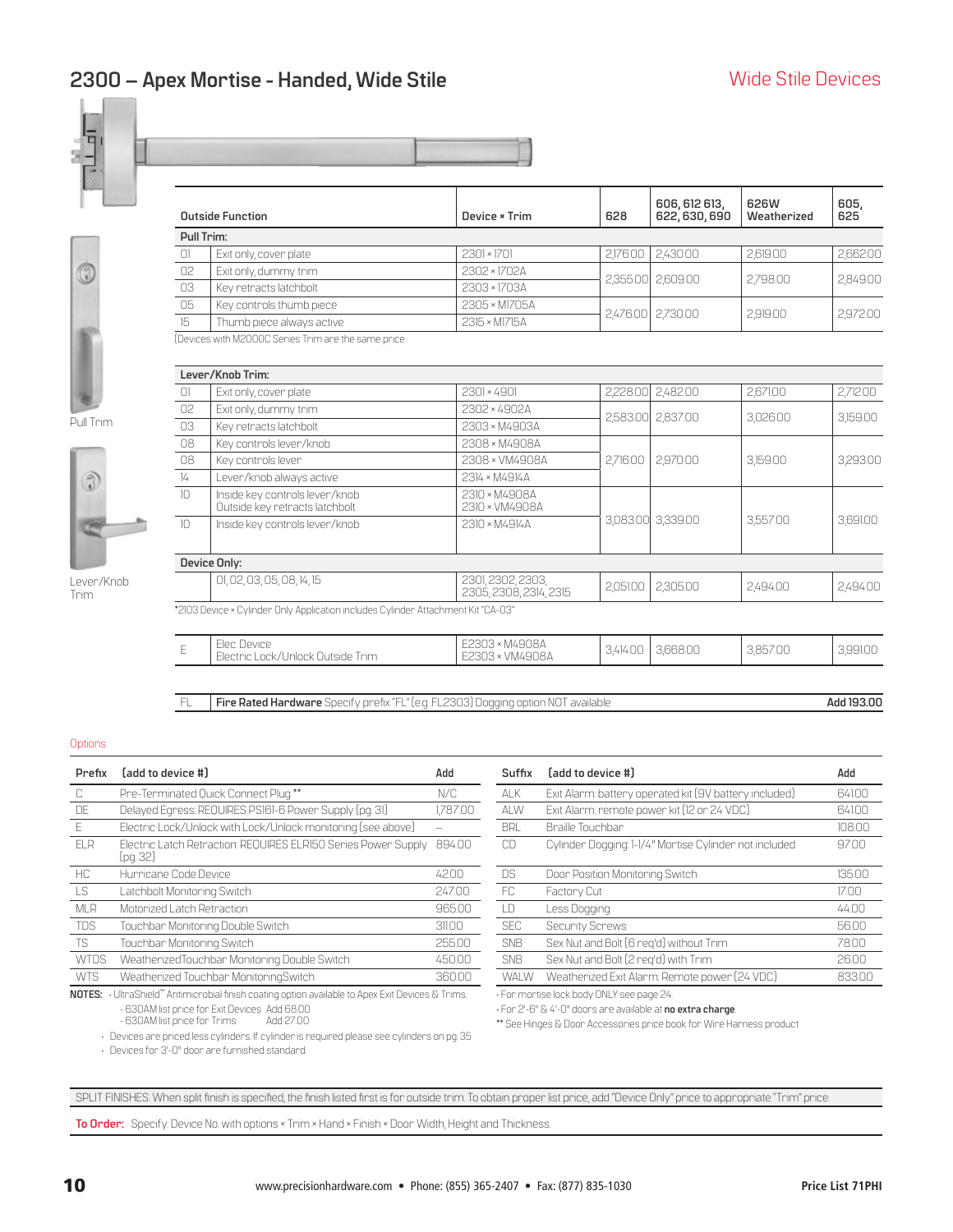# 2300 – Apex Mortise - Handed, Wide Stile

Wide Stile Devices

Pull Trim

Lever/Knob Trim

| | Outside Function | Device × Trim | 628 | 606, 612 613, 622, 630, 690 | 626W Weatherized | 605, 625 |
|---|---|---|---|---|---|---|
| **Pull Trim:** | | | | | | |
| 01 | Exit only, cover plate | 2301 × 1701 | 2,176.00 | 2,430.00 | 2,619.00 | 2,662.00 |
| 02 | Exit only, dummy trim | 2302 × 1702A | 2,355.00 | 2,609.00 | 2,798.00 | 2,849.00 |
| 03 | Key retracts latchbolt | 2303 × 1703A | | | | |
| 05 | Key controls thumb piece | 2305 × M1705A | 2,476.00 | 2,730.00 | 2,919.00 | 2,972.00 |
| 15 | Thumb piece always active | 2315 × M1715A | | | | |

(Devices with M2000C Series Trim are the same price

| | Outside Function | Device × Trim | 628 | 606, 612 613, 622, 630, 690 | 626W Weatherized | 605, 625 |
|---|---|---|---|---|---|---|
| **Lever/Knob Trim:** | | | | | | |
| 01 | Exit only, cover plate | 2301 × 4901 | 2,228.00 | 2,482.00 | 2,671.00 | 2,712.00 |
| 02 | Exit only, dummy trim | 2302 × 4902A | 2,583.00 | 2,837.00 | 3,026.00 | 3,159.00 |
| 03 | Key retracts latchbolt | 2303 × M4903A | | | | |
| 08 | Key controls lever/knob | 2308 × M4908A | 2,716.00 | 2,970.00 | 3,159.00 | 3,293.00 |
| 08 | Key controls lever | 2308 × VM4908A | | | | |
| 14 | Lever/knob always active | 2314 × M4914A | | | | |
| 10 | Inside key controls lever/knob Outside key retracts latchbolt | 2310 × M4908A 2310 × VM4908A | 3,083.00 | 3,339.00 | 3,557.00 | 3,691.00 |
| 10 | Inside key controls lever/knob | 2310 × M4914A | | | | |
| **Device Only:** | | | | | | |
| | 01, 02, 03, 05, 08, 14, 15 | 2301, 2302, 2303, 2305, 2308, 2314, 2315 | 2,051.00 | 2,305.00 | 2,494.00 | 2,494.00 |

*2103 Device × Cylinder Only Application includes Cylinder Attachment Kit "CA-03"

| | | | | | | |
|---|---|---|---|---|---|---|
| E | Elec. Device Electric Lock/Unlock Outside Trim | E2303 × M4908A E2303 × VM4908A | 3,414.00 | 3,668.00 | 3,857.00 | 3,991.00 |

| | | |
|---|---|---|
| FL | **Fire Rated Hardware** Specify prefix "FL" (e.g. FL2303) Dogging option NOT available | **Add 193.00** |

Options

| Prefix | (add to device #) | Add |
|---|---|---|
| C | Pre-Terminated Quick Connect Plug ** | N/C |
| DE | Delayed Egress: REQUIRES PS161-6 Power Supply (pg. 31) | 1,787.00 |
| E | Electric Lock/Unlock with Lock/Unlock monitoring (see above) | – |
| ELR | Electric Latch Retraction: REQUIRES ELR150 Series Power Supply (pg. 32) | 894.00 |
| HC | Hurricane Code Device | 42.00 |
| LS | Latchbolt Monitoring Switch | 247.00 |
| MLR | Motorized Latch Retraction | 965.00 |
| TDS | Touchbar Monitoring Double Switch | 311.00 |
| TS | Touchbar Monitoring Switch | 255.00 |
| WTDS | WeatherizedTouchbar Monitoring Double Switch | 450.00 |
| WTS | Weatherized Touchbar MonitoringSwitch | 360.00 |

| Suffix | (add to device #) | Add |
|---|---|---|
| ALK | Exit Alarm: battery operated kit (9V battery included) | 641.00 |
| ALW | Exit Alarm: remote power kit (12 or 24 VDC) | 641.00 |
| BRL | Braille Touchbar | 108.00 |
| CD | Cylinder Dogging: 1-1/4" Mortise Cylinder not included | 97.00 |
| DS | Door Position Monitoring Switch | 135.00 |
| FC | Factory Cut | 17.00 |
| LD | Less Dogging | 44.00 |
| SEC | Security Screws | 56.00 |
| SNB | Sex Nut and Bolt (6 req'd) without Trim | 78.00 |
| SNB | Sex Nut and Bolt (2 req'd) with Trim | 26.00 |
| WALW | Weatherized Exit Alarm: Remote power (24 VDC) | 833.00 |

**NOTES:**
- UltraShield™ Antimicrobial finish coating option available to Apex Exit Devices & Trims.
  - 630AM list price for Exit Devices Add 68.00
  - 630AM list price for Trims Add 27.00
- Devices are priced less cylinders. If cylinder is required please see cylinders on pg. 35
- Devices for 3'-0" door are furnished standard.
- For mortise lock body ONLY see page 24.
- For 2'-6" & 4'-0" doors are available at **no extra charge**.
- ** See Hinges & Door Accessories price book for Wire Harness product

SPLIT FINISHES: When split finish is specified, the finish listed first is for outside trim. To obtain proper list price, add "Device Only" price to appropriate "Trim" price.

**To Order:** Specify: Device No. with options × Trim × Hand × Finish × Door Width, Height and Thickness.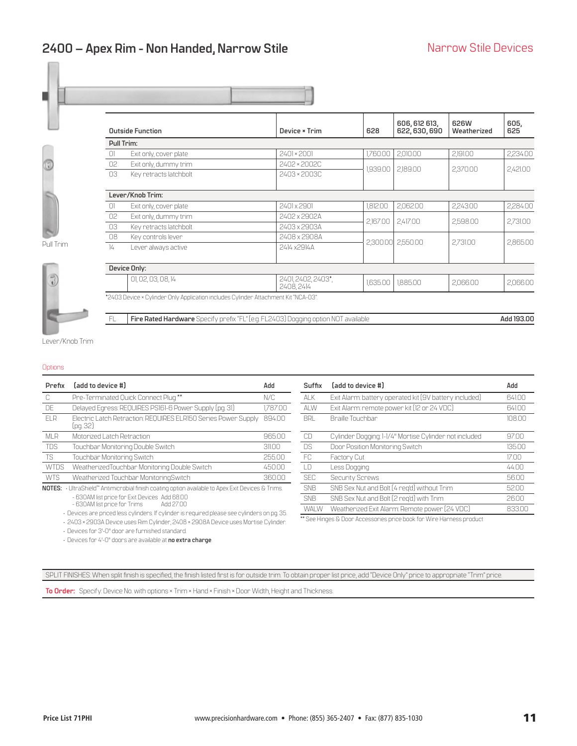# 2400 – Apex Rim - Non Handed, Narrow Stile

Narrow Stile Devices

Pull Trim

Lever/Knob Trim

| | Outside Function | Device × Trim | 628 | 606, 612 613, 622, 630, 690 | 626W Weatherized | 605, 625 |
|---|---|---|---|---|---|---|
| **Pull Trim:** | | | | | | |
| 01 | Exit only, cover plate | 2401 × 2001 | 1,760.00 | 2,010.00 | 2,191.00 | 2,234.00 |
| 02 | Exit only, dummy trim | 2402 × 2002C | 1,939.00 | 2,189.00 | 2,370.00 | 2,421.00 |
| 03 | Key retracts latchbolt | 2403 × 2003C | | | | |
| **Lever/Knob Trim:** | | | | | | |
| 01 | Exit only, cover plate | 2401 x 2901 | 1,812.00 | 2,062.00 | 2,243.00 | 2,284.00 |
| 02 | Exit only, dummy trim | 2402 x 2902A | 2,167.00 | 2,417.00 | 2,598.00 | 2,731.00 |
| 03 | Key retracts latchbolt | 2403 x 2903A | | | | |
| 08 | Key controls lever | 2408 x 2908A | 2,300.00 | 2,550.00 | 2,731.00 | 2,865.00 |
| 14 | Lever always active | 2414 x2914A | | | | |
| **Device Only:** | | | | | | |
| | 01, 02, 03, 08, 14 | 2401, 2402, 2403*, 2408, 2414 | 1,635.00 | 1,885.00 | 2,066.00 | 2,066.00 |

*2403 Device × Cylinder Only Application includes Cylinder Attachment Kit "NCA-03".

| | | |
|---|---|---|
| FL | **Fire Rated Hardware** Specify prefix "FL" (e.g. FL2403) Dogging option NOT available | **Add 193.00** |

Options

| Prefix | (add to device #) | Add |
|---|---|---|
| C | Pre-Terminated Quick Connect Plug ** | N/C |
| DE | Delayed Egress: REQUIRES PS161-6 Power Supply (pg. 31) | 1,787.00 |
| ELR | Electric Latch Retraction: REQUIRES ELR150 Series Power Supply (pg. 32) | 894.00 |
| MLR | Motorized Latch Retraction | 965.00 |
| TDS | Touchbar Monitoring Double Switch | 311.00 |
| TS | Touchbar Monitoring Switch | 255.00 |
| WTDS | Weatherized Touchbar Monitoring Double Switch | 450.00 |
| WTS | Weatherized Touchbar Monitoring Switch | 360.00 |

**NOTES:**
- UltraShield™ Antimicrobial finish coating option available to Apex Exit Devices & Trims.
  - 630AM list price for Exit Devices Add 68.00
  - 630AM list price for Trims Add 27.00
- Devices are priced less cylinders. If cylinder is required please see cylinders on pg. 35.
- 2403 × 2903A Device uses Rim Cylinder, 2408 × 2908A Device uses Mortise Cylinder.
- Devices for 3'-0" door are furnished standard.
- Devices for 4'-0" doors are available at **no extra charge**

| Suffix | (add to device #) | Add |
|---|---|---|
| ALK | Exit Alarm: battery operated kit (9V battery included) | 641.00 |
| ALW | Exit Alarm: remote power kit (12 or 24 VDC) | 641.00 |
| BRL | Braille Touchbar | 108.00 |
| CD | Cylinder Dogging: 1-1/4" Mortise Cylinder not included | 97.00 |
| DS | Door Position Monitoring Switch | 135.00 |
| FC | Factory Cut | 17.00 |
| LD | Less Dogging | 44.00 |
| SEC | Security Screws | 56.00 |
| SNB | SNB Sex Nut and Bolt (4 req'd) without Trim | 52.00 |
| SNB | SNB Sex Nut and Bolt (2 req'd) with Trim | 26.00 |
| WALW | Weatherized Exit Alarm: Remote power (24 VDC) | 833.00 |

** See Hinges & Door Accessories price book for Wire Harness product

SPLIT FINISHES: When split finish is specified, the finish listed first is for outside trim. To obtain proper list price, add "Device Only" price to appropriate "Trim" price.

**To Order:** Specify: Device No. with options × Trim × Hand × Finish × Door Width, Height and Thickness.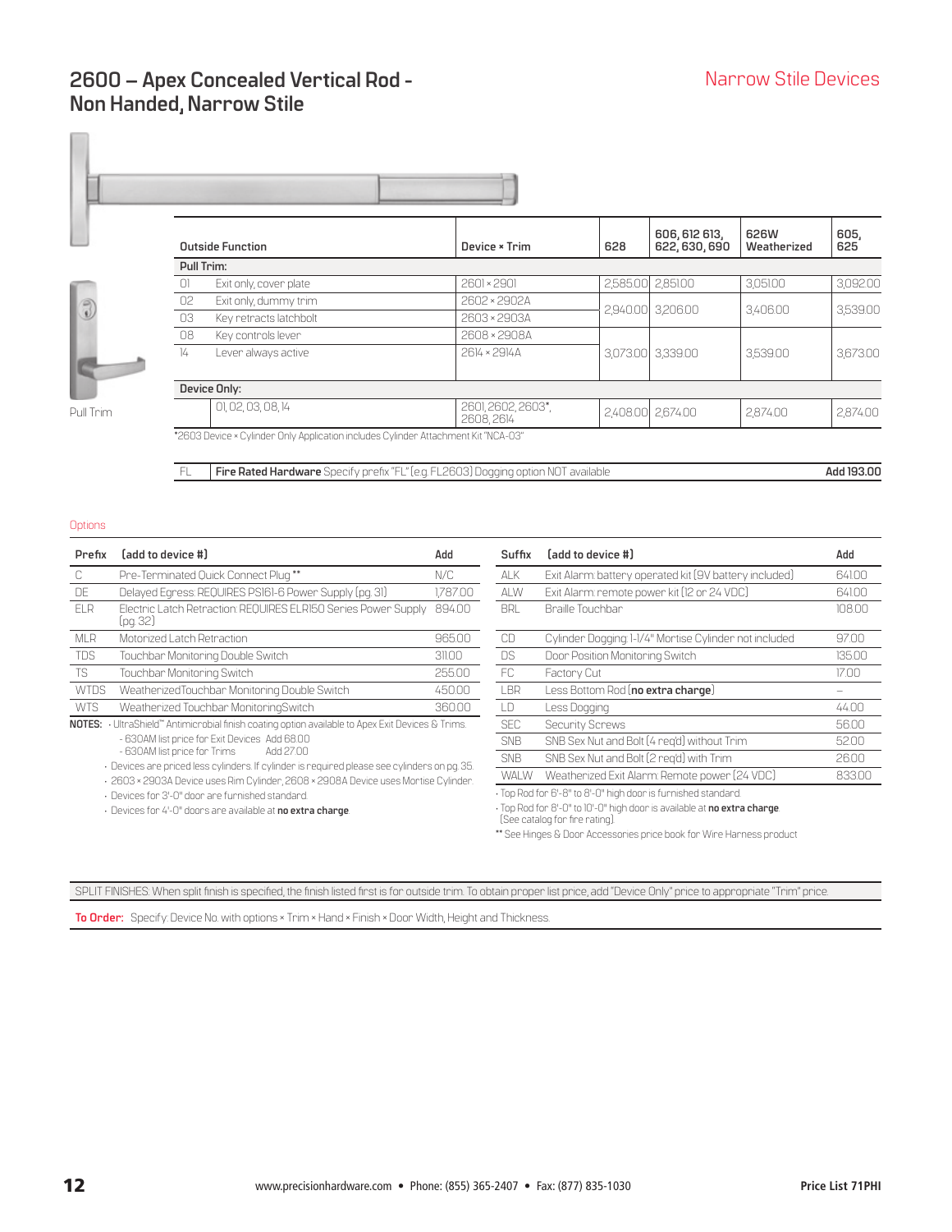# 2600 – Apex Concealed Vertical Rod - Non Handed, Narrow Stile

Narrow Stile Devices

Pull Trim

| Outside Function | | Device × Trim | 628 | 606, 612 613, 622, 630, 690 | 626W Weatherized | 605, 625 |
|---|---|---|---|---|---|---|
| **Pull Trim:** | | | | | | |
| 01 | Exit only, cover plate | 2601 × 2901 | 2,585.00 | 2,851.00 | 3,051.00 | 3,092.00 |
| 02 | Exit only, dummy trim | 2602 × 2902A | 2,940.00 | 3,206.00 | 3,406.00 | 3,539.00 |
| 03 | Key retracts latchbolt | 2603 × 2903A | | | | |
| 08 | Key controls lever | 2608 × 2908A | 3,073.00 | 3,339.00 | 3,539.00 | 3,673.00 |
| 14 | Lever always active | 2614 × 2914A | | | | |
| **Device Only:** | | | | | | |
| | 01, 02, 03, 08, 14 | 2601, 2602, 2603*, 2608, 2614 | 2,408.00 | 2,674.00 | 2,874.00 | 2,874.00 |

*2603 Device × Cylinder Only Application includes Cylinder Attachment Kit "NCA-03"

| FL | **Fire Rated Hardware** Specify prefix "FL" (e.g. FL2603) Dogging option NOT available | **Add 193.00** |
|---|---|---|

## Options

| Prefix | (add to device #) | Add |
|---|---|---|
| C | Pre-Terminated Quick Connect Plug ** | N/C |
| DE | Delayed Egress: REQUIRES PS161-6 Power Supply (pg. 31) | 1,787.00 |
| ELR | Electric Latch Retraction: REQUIRES ELR150 Series Power Supply (pg. 32) | 894.00 |
| MLR | Motorized Latch Retraction | 965.00 |
| TDS | Touchbar Monitoring Double Switch | 311.00 |
| TS | Touchbar Monitoring Switch | 255.00 |
| WTDS | WeatherizedTouchbar Monitoring Double Switch | 450.00 |
| WTS | Weatherized Touchbar MonitoringSwitch | 360.00 |

**NOTES:**
- UltraShield™ Antimicrobial finish coating option available to Apex Exit Devices & Trims.
  - 630AM list price for Exit Devices Add 68.00
  - 630AM list price for Trims Add 27.00
- Devices are priced less cylinders. If cylinder is required please see cylinders on pg. 35.
- 2603 × 2903A Device uses Rim Cylinder, 2608 × 2908A Device uses Mortise Cylinder.
- Devices for 3'-0" door are furnished standard.
- Devices for 4'-0" doors are available at **no extra charge**.

| Suffix | (add to device #) | Add |
|---|---|---|
| ALK | Exit Alarm: battery operated kit (9V battery included) | 641.00 |
| ALW | Exit Alarm: remote power kit (12 or 24 VDC) | 641.00 |
| BRL | Braille Touchbar | 108.00 |
| CD | Cylinder Dogging: 1-1/4" Mortise Cylinder not included | 97.00 |
| DS | Door Position Monitoring Switch | 135.00 |
| FC | Factory Cut | 17.00 |
| LBR | Less Bottom Rod (**no extra charge**) | – |
| LD | Less Dogging | 44.00 |
| SEC | Security Screws | 56.00 |
| SNB | SNB Sex Nut and Bolt (4 req'd) without Trim | 52.00 |
| SNB | SNB Sex Nut and Bolt (2 req'd) with Trim | 26.00 |
| WALW | Weatherized Exit Alarm: Remote power (24 VDC) | 833.00 |

- Top Rod for 6'-8" to 8'-0" high door is furnished standard.
- Top Rod for 8'-0" to 10'-0" high door is available at **no extra charge**. (See catalog for fire rating).

** See Hinges & Door Accessories price book for Wire Harness product

SPLIT FINISHES: When split finish is specified, the finish listed first is for outside trim. To obtain proper list price, add "Device Only" price to appropriate "Trim" price.

**To Order:** Specify: Device No. with options × Trim × Hand × Finish × Door Width, Height and Thickness.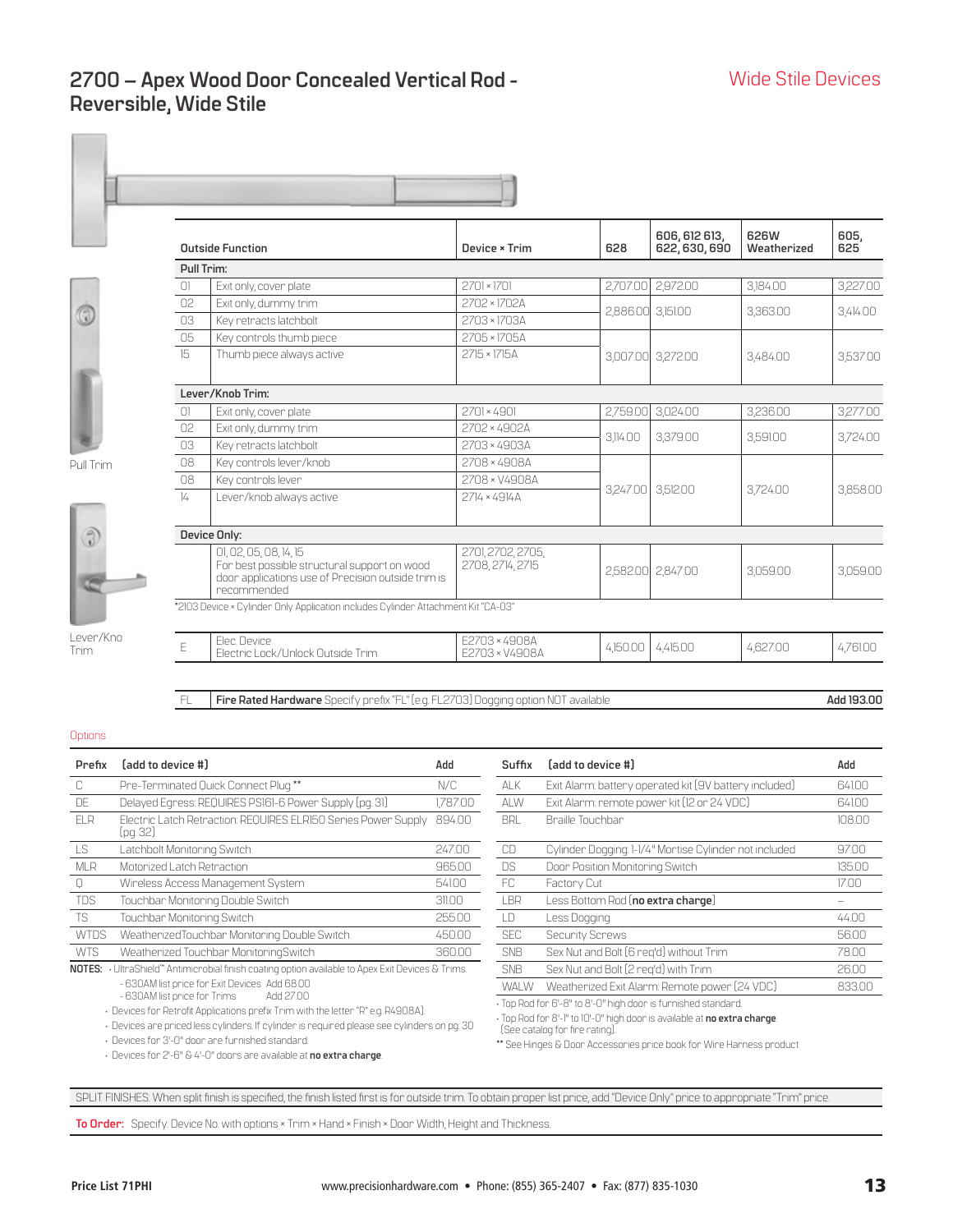# 2700 – Apex Wood Door Concealed Vertical Rod - Reversible, Wide Stile

Wide Stile Devices

| | Outside Function | Device × Trim | 628 | 606, 612 613, 622, 630, 690 | 626W Weatherized | 605, 625 |
|---|---|---|---|---|---|---|
| **Pull Trim:** | | | | | | |
| 01 | Exit only, cover plate | 2701 × 1701 | 2,707.00 | 2,972.00 | 3,184.00 | 3,227.00 |
| 02 | Exit only, dummy trim | 2702 × 1702A | 2,886.00 | 3,151.00 | 3,363.00 | 3,414.00 |
| 03 | Key retracts latchbolt | 2703 × 1703A | | | | |
| 05 | Key controls thumb piece | 2705 × 1705A | 3,007.00 | 3,272.00 | 3,484.00 | 3,537.00 |
| 15 | Thumb piece always active | 2715 × 1715A | | | | |
| **Lever/Knob Trim:** | | | | | | |
| 01 | Exit only, cover plate | 2701 × 4901 | 2,759.00 | 3,024.00 | 3,236.00 | 3,277.00 |
| 02 | Exit only, dummy trim | 2702 × 4902A | 3,114.00 | 3,379.00 | 3,591.00 | 3,724.00 |
| 03 | Key retracts latchbolt | 2703 × 4903A | | | | |
| 08 | Key controls lever/knob | 2708 × 4908A | 3,247.00 | 3,512.00 | 3,724.00 | 3,858.00 |
| 08 | Key controls lever | 2708 × V4908A | | | | |
| 14 | Lever/knob always active | 2714 × 4914A | | | | |
| **Device Only:** | | | | | | |
| | 01, 02, 05, 08, 14, 15 For best possible structural support on wood door applications use of Precision outside trim is recommended | 2701, 2702, 2705, 2708, 2714, 2715 | 2,582.00 | 2,847.00 | 3,059.00 | 3,059.00 |

*2103 Device × Cylinder Only Application includes Cylinder Attachment Kit "CA-03"

| | | | | | | |
|---|---|---|---|---|---|---|
| E | Elec Device Electric Lock/Unlock Outside Trim | E2703 × 4908A E2703 × V4908A | 4,150.00 | 4,415.00 | 4,627.00 | 4,761.00 |

| | | |
|---|---|---|
| FL | **Fire Rated Hardware** Specify prefix "FL" (e.g. FL2703) Dogging option NOT available | **Add 193.00** |

Pull Trim

Lever/Knob Trim

## Options

| Prefix | (add to device #) | Add |
|---|---|---|
| C | Pre-Terminated Quick Connect Plug ** | N/C |
| DE | Delayed Egress: REQUIRES PS161-6 Power Supply (pg. 31) | 1,787.00 |
| ELR | Electric Latch Retraction: REQUIRES ELR150 Series Power Supply (pg. 32) | 894.00 |
| LS | Latchbolt Monitoring Switch | 247.00 |
| MLR | Motorized Latch Retraction | 965.00 |
| Q | Wireless Access Management System | 541.00 |
| TDS | Touchbar Monitoring Double Switch | 311.00 |
| TS | Touchbar Monitoring Switch | 255.00 |
| WTDS | Weatherized Touchbar Monitoring Double Switch | 450.00 |
| WTS | Weatherized Touchbar Monitoring Switch | 360.00 |

**NOTES:**
- UltraShield™ Antimicrobial finish coating option available to Apex Exit Devices & Trims.
  - 630AM list price for Exit Devices Add 68.00
  - 630AM list price for Trims Add 27.00
- Devices for Retrofit Applications prefix Trim with the letter "R" e.g. R4908A).
- Devices are priced less cylinders. If cylinder is required please see cylinders on pg. 30
- Devices for 3'-0" door are furnished standard.
- Devices for 2'-6" & 4'-0" doors are available at **no extra charge**.

| Suffix | (add to device #) | Add |
|---|---|---|
| ALK | Exit Alarm: battery operated kit (9V battery included) | 641.00 |
| ALW | Exit Alarm: remote power kit (12 or 24 VDC) | 641.00 |
| BRL | Braille Touchbar | 108.00 |
| CD | Cylinder Dogging: 1-1/4" Mortise Cylinder not included | 97.00 |
| DS | Door Position Monitoring Switch | 135.00 |
| FC | Factory Cut | 17.00 |
| LBR | Less Bottom Rod (**no extra charge**) | – |
| LD | Less Dogging | 44.00 |
| SEC | Security Screws | 56.00 |
| SNB | Sex Nut and Bolt (6 req'd) without Trim | 78.00 |
| SNB | Sex Nut and Bolt (2 req'd) with Trim | 26.00 |
| WALW | Weatherized Exit Alarm: Remote power (24 VDC) | 833.00 |

- Top Rod for 6'-8" to 8'-0" high door is furnished standard.
- Top Rod for 8'-1" to 10'-0" high door is available at **no extra charge** (See catalog for fire rating).

** See Hinges & Door Accessories price book for Wire Harness product

SPLIT FINISHES: When split finish is specified, the finish listed first is for outside trim. To obtain proper list price, add "Device Only" price to appropriate "Trim" price.

**To Order:** Specify: Device No. with options × Trim × Hand × Finish × Door Width, Height and Thickness.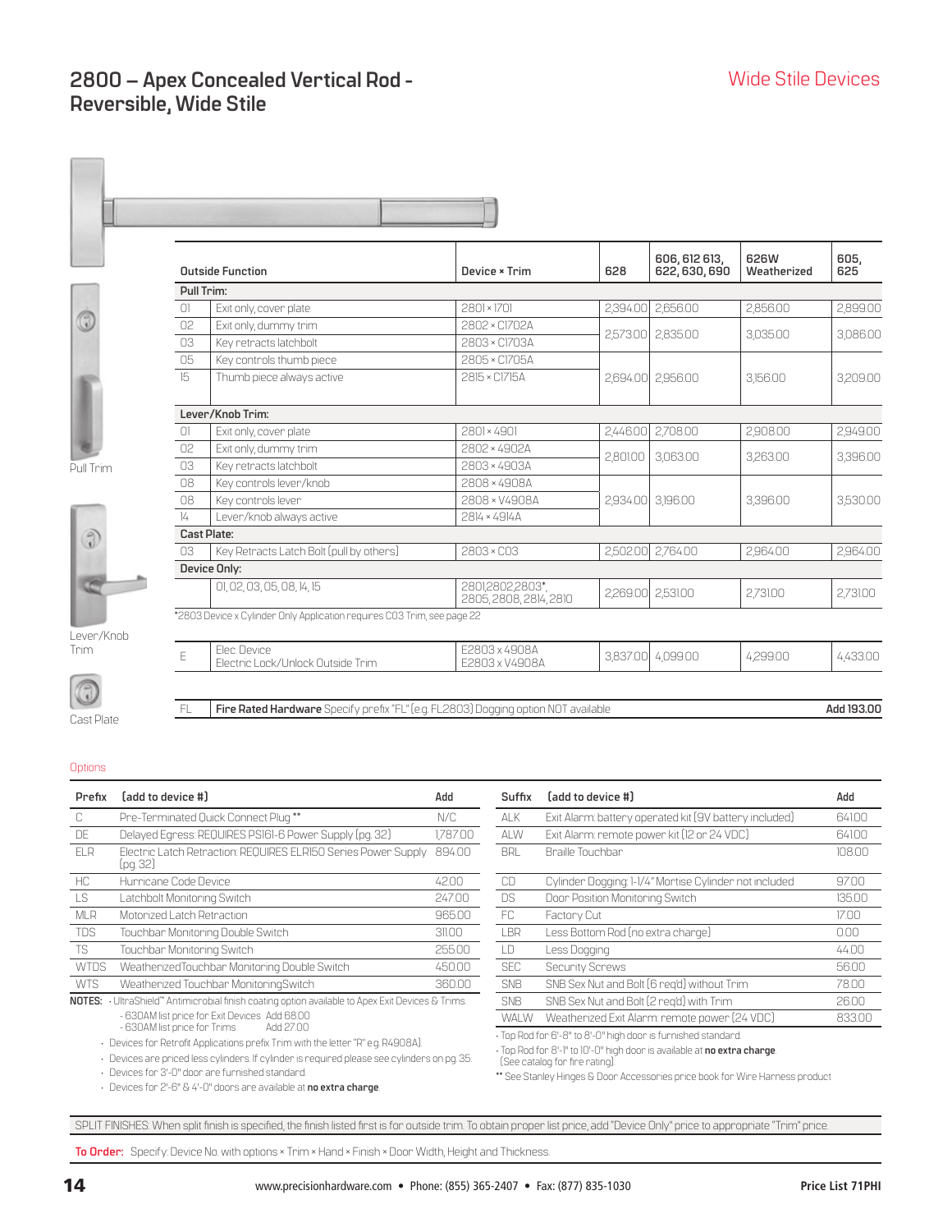# 2800 – Apex Concealed Vertical Rod - Reversible, Wide Stile

Wide Stile Devices

Pull Trim

Lever/Knob Trim

Cast Plate

| Outside Function | | Device × Trim | 628 | 606, 612 613, 622, 630, 690 | 626W Weatherized | 605, 625 |
|---|---|---|---|---|---|---|
| **Pull Trim:** | | | | | | |
| 01 | Exit only, cover plate | 2801 × 1701 | 2,394.00 | 2,656.00 | 2,856.00 | 2,899.00 |
| 02 | Exit only, dummy trim | 2802 × C1702A | 2,573.00 | 2,835.00 | 3,035.00 | 3,086.00 |
| 03 | Key retracts latchbolt | 2803 × C1703A | | | | |
| 05 | Key controls thumb piece | 2805 × C1705A | 2,694.00 | 2,956.00 | 3,156.00 | 3,209.00 |
| 15 | Thumb piece always active | 2815 × C1715A | | | | |
| **Lever/Knob Trim:** | | | | | | |
| 01 | Exit only, cover plate | 2801 × 4901 | 2,446.00 | 2,708.00 | 2,908.00 | 2,949.00 |
| 02 | Exit only, dummy trim | 2802 × 4902A | 2,801.00 | 3,063.00 | 3,263.00 | 3,396.00 |
| 03 | Key retracts latchbolt | 2803 × 4903A | | | | |
| 08 | Key controls lever/knob | 2808 × 4908A | 2,934.00 | 3,196.00 | 3,396.00 | 3,530.00 |
| 08 | Key controls lever | 2808 × V4908A | | | | |
| 14 | Lever/knob always active | 2814 × 4914A | | | | |
| **Cast Plate:** | | | | | | |
| 03 | Key Retracts Latch Bolt (pull by others) | 2803 × C03 | 2,502.00 | 2,764.00 | 2,964.00 | 2,964.00 |
| **Device Only:** | | | | | | |
| | 01, 02, 03, 05, 08, 14, 15 | 2801,2802,2803*, 2805, 2808, 2814, 2810 | 2,269.00 | 2,531.00 | 2,731.00 | 2,731.00 |
| E | Elec. Device Electric Lock/Unlock Outside Trim | E2803 x 4908A E2803 x V4908A | 3,837.00 | 4,099.00 | 4,299.00 | 4,433.00 |
| FL | **Fire Rated Hardware** Specify prefix "FL" (e.g. FL2803) Dogging option NOT available | | | | | **Add 193.00** |

*2803 Device x Cylinder Only Application requires C03 Trim, see page 22

## Options

| Prefix | (add to device #) | Add |
|---|---|---|
| C | Pre-Terminated Quick Connect Plug ** | N/C |
| DE | Delayed Egress: REQUIRES PS161-6 Power Supply (pg. 32) | 1,787.00 |
| ELR | Electric Latch Retraction: REQUIRES ELR150 Series Power Supply (pg. 32) | 894.00 |
| HC | Hurricane Code Device | 42.00 |
| LS | Latchbolt Monitoring Switch | 247.00 |
| MLR | Motorized Latch Retraction | 965.00 |
| TDS | Touchbar Monitoring Double Switch | 311.00 |
| TS | Touchbar Monitoring Switch | 255.00 |
| WTDS | WeatherizedTouchbar Monitoring Double Switch | 450.00 |
| WTS | Weatherized Touchbar MonitoringSwitch | 360.00 |

**NOTES:**
- UltraShield™ Antimicrobial finish coating option available to Apex Exit Devices & Trims.
  - 630AM list price for Exit Devices Add 68.00
  - 630AM list price for Trims Add 27.00
- Devices for Retrofit Applications prefix Trim with the letter "R" e.g. R4908A).
- Devices are priced less cylinders. If cylinder is required please see cylinders on pg. 35.
- Devices for 3'-0" door are furnished standard.
- Devices for 2'-6" & 4'-0" doors are available at **no extra charge**.

| Suffix | (add to device #) | Add |
|---|---|---|
| ALK | Exit Alarm: battery operated kit (9V battery included) | 641.00 |
| ALW | Exit Alarm: remote power kit (12 or 24 VDC) | 641.00 |
| BRL | Braille Touchbar | 108.00 |
| CD | Cylinder Dogging: 1-1/4" Mortise Cylinder not included | 97.00 |
| DS | Door Position Monitoring Switch | 135.00 |
| FC | Factory Cut | 17.00 |
| LBR | Less Bottom Rod (no extra charge) | 0.00 |
| LD | Less Dogging | 44.00 |
| SEC | Security Screws | 56.00 |
| SNB | SNB Sex Nut and Bolt (6 req'd) without Trim | 78.00 |
| SNB | SNB Sex Nut and Bolt (2 req'd) with Trim | 26.00 |
| WALW | Weatherized Exit Alarm: remote power (24 VDC) | 833.00 |

- Top Rod for 6'-8" to 8'-0" high door is furnished standard.
- Top Rod for 8'-1" to 10'-0" high door is available at **no extra charge**. (See catalog for fire rating).

** See Stanley Hinges & Door Accessories price book for Wire Harness product

SPLIT FINISHES: When split finish is specified, the finish listed first is for outside trim. To obtain proper list price, add "Device Only" price to appropriate "Trim" price.

**To Order:** Specify: Device No. with options × Trim × Hand × Finish × Door Width, Height and Thickness.

www.precisionhardware.com • Phone: (855) 365-2407 • Fax: (877) 835-1030

**Price List 71PHI**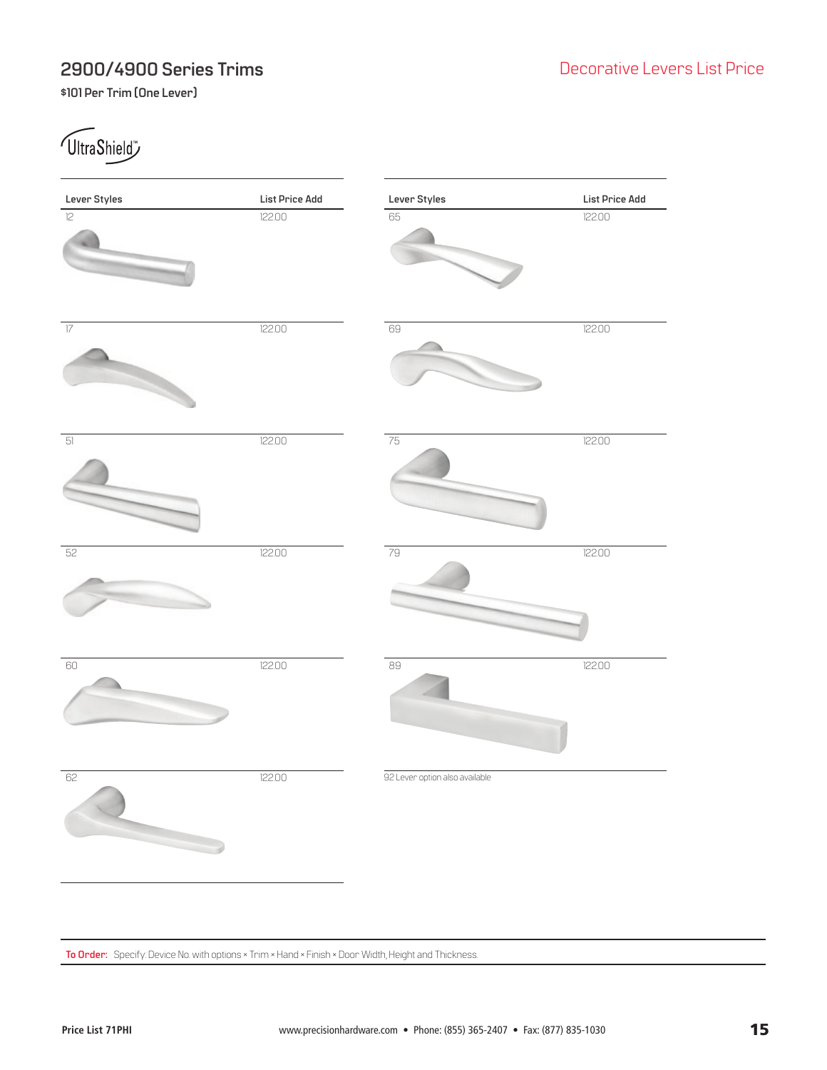## 2900/4900 Series Trims

**$101 Per Trim (One Lever)**

UltraShield™

Decorative Levers List Price

| Lever Styles | List Price Add |
|---|---|
| 12 | 122.00 |
| 17 | 122.00 |
| 51 | 122.00 |
| 52 | 122.00 |
| 60 | 122.00 |
| 62 | 122.00 |

| Lever Styles | List Price Add |
|---|---|
| 65 | 122.00 |
| 69 | 122.00 |
| 75 | 122.00 |
| 79 | 122.00 |
| 89 | 122.00 |

92 Lever option also available

**To Order:** Specify: Device No. with options × Trim × Hand × Finish × Door Width, Height and Thickness.

Price List 71PHI www.precisionhardware.com • Phone: (855) 365-2407 • Fax: (877) 835-1030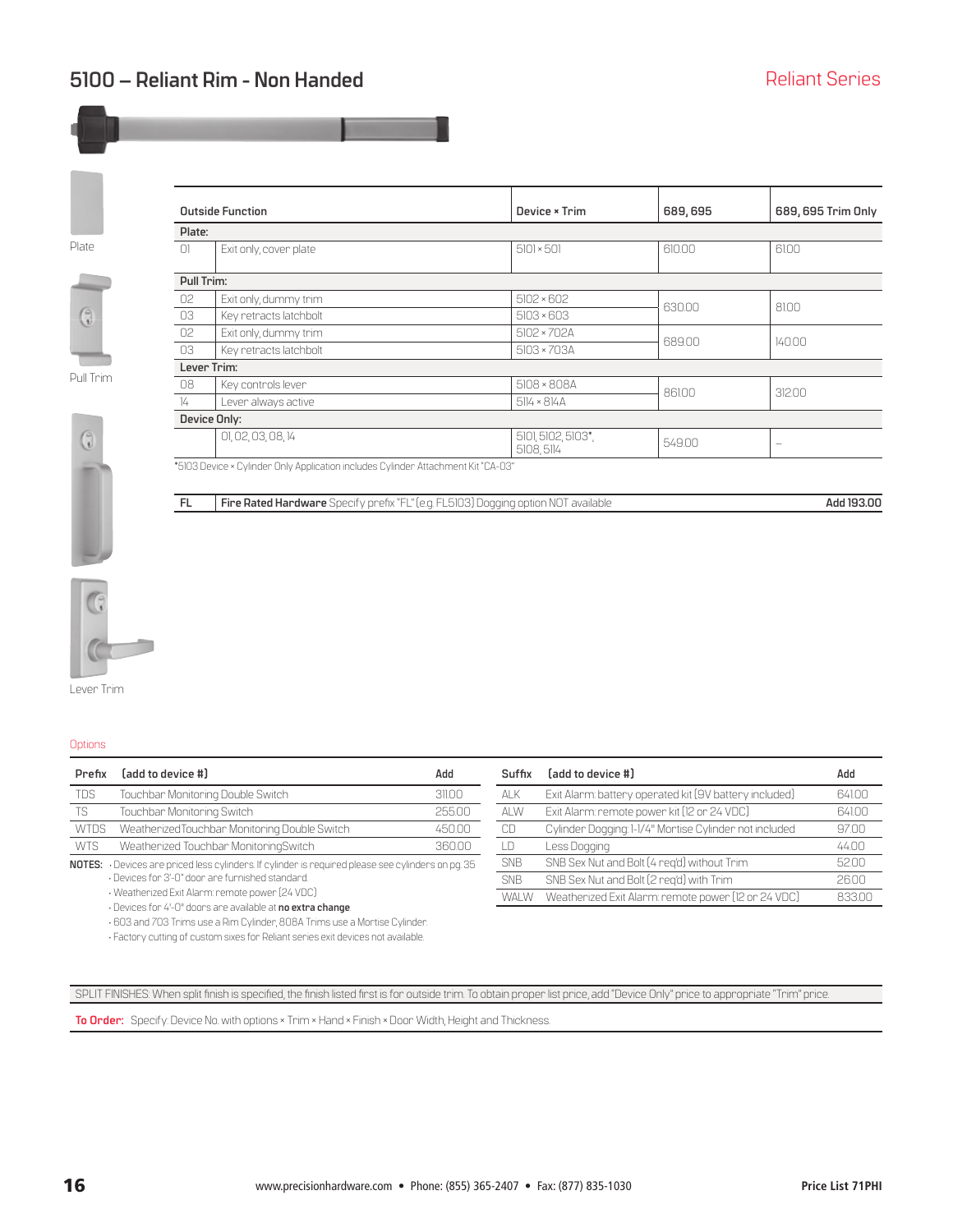# 5100 – Reliant Rim - Non Handed

Reliant Series

Plate

Pull Trim

Lever Trim

| Outside Function | | Device × Trim | 689, 695 | 689, 695 Trim Only |
|---|---|---|---|---|
| **Plate:** | | | | |
| 01 | Exit only, cover plate | 5101 × 501 | 610.00 | 61.00 |
| **Pull Trim:** | | | | |
| 02 | Exit only, dummy trim | 5102 × 602 | 630.00 | 81.00 |
| 03 | Key retracts latchbolt | 5103 × 603 | | |
| 02 | Exit only, dummy trim | 5102 × 702A | 689.00 | 140.00 |
| 03 | Key retracts latchbolt | 5103 × 703A | | |
| **Lever Trim:** | | | | |
| 08 | Key controls lever | 5108 × 808A | 861.00 | 312.00 |
| 14 | Lever always active | 5114 × 814A | | |
| **Device Only:** | | | | |
| | 01, 02, 03, 08, 14 | 5101, 5102, 5103*, 5108, 5114 | 549.00 | – |

*5103 Device × Cylinder Only Application includes Cylinder Attachment Kit "CA-03"

| FL | **Fire Rated Hardware** Specify prefix "FL" (e.g. FL5103) Dogging option NOT available | Add 193.00 |
|---|---|---|

## Options

| Prefix | (add to device #) | Add |
|---|---|---|
| TDS | Touchbar Monitoring Double Switch | 311.00 |
| TS | Touchbar Monitoring Switch | 255.00 |
| WTDS | Weatherized Touchbar Monitoring Double Switch | 450.00 |
| WTS | Weatherized Touchbar MonitoringSwitch | 360.00 |

**NOTES:**
- Devices are priced less cylinders. If cylinder is required please see cylinders on pg. 35
- Devices for 3'-0" door are furnished standard.
- Weatherized Exit Alarm: remote power (24 VDC)
- Devices for 4'-0" doors are available at **no extra change**.
- 603 and 703 Trims use a Rim Cylinder, 808A Trims use a Mortise Cylinder.
- Factory cutting of custom sixes for Reliant series exit devices not available.

| Suffix | (add to device #) | Add |
|---|---|---|
| ALK | Exit Alarm: battery operated kit (9V battery included) | 641.00 |
| ALW | Exit Alarm: remote power kit (12 or 24 VDC) | 641.00 |
| CD | Cylinder Dogging: 1-1/4" Mortise Cylinder not included | 97.00 |
| LD | Less Dogging | 44.00 |
| SNB | SNB Sex Nut and Bolt (4 req'd) without Trim | 52.00 |
| SNB | SNB Sex Nut and Bolt (2 req'd) with Trim | 26.00 |
| WALW | Weatherized Exit Alarm: remote power (12 or 24 VDC) | 833.00 |

SPLIT FINISHES: When split finish is specified, the finish listed first is for outside trim. To obtain proper list price, add "Device Only" price to appropriate "Trim" price.

**To Order:** Specify: Device No. with options × Trim × Hand × Finish × Door Width, Height and Thickness.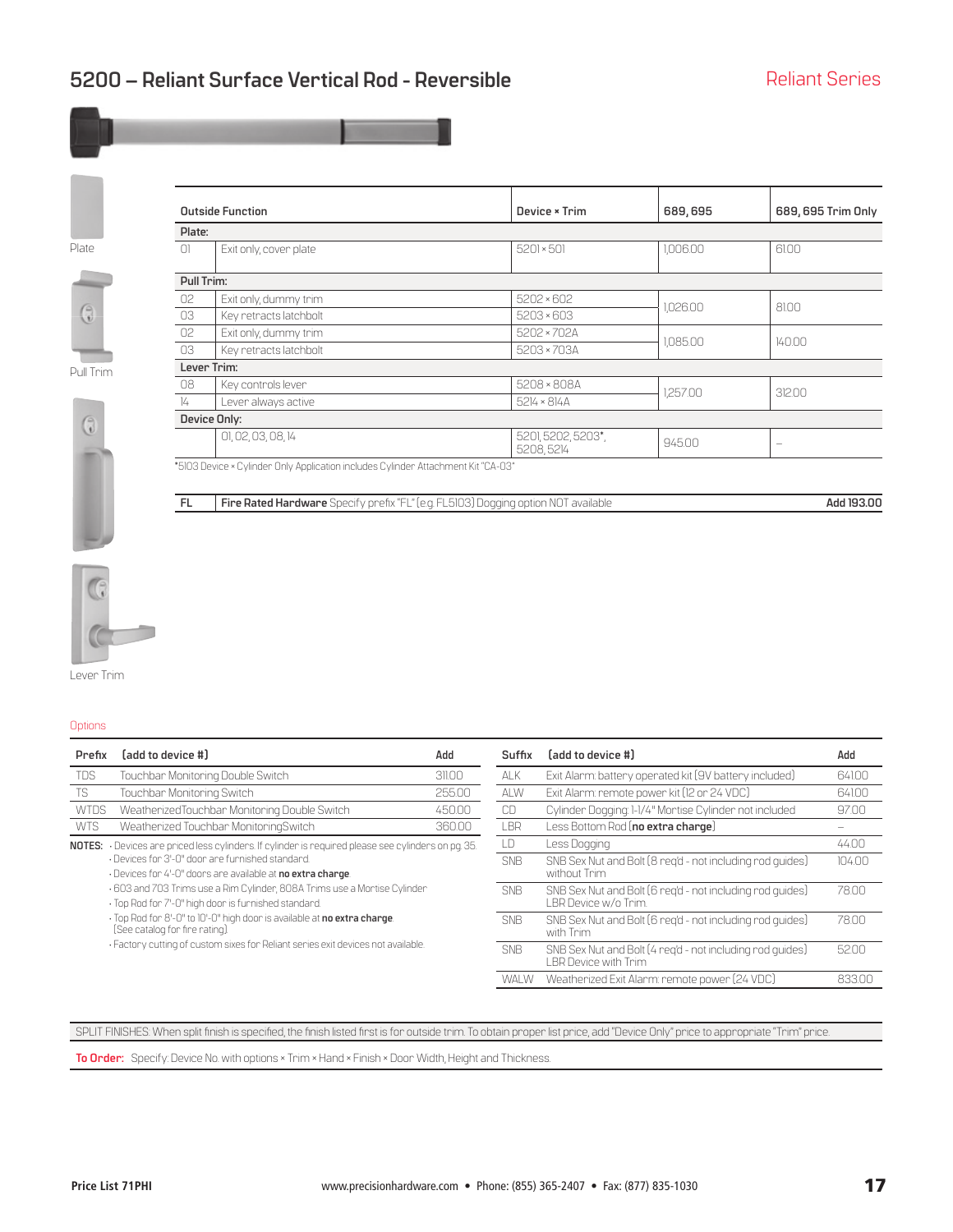# 5200 – Reliant Surface Vertical Rod - Reversible

Reliant Series

Plate

Pull Trim

Lever Trim

| Outside Function | | Device × Trim | 689, 695 | 689, 695 Trim Only |
|---|---|---|---|---|
| **Plate:** | | | | |
| 01 | Exit only, cover plate | 5201 × 501 | 1,006.00 | 61.00 |
| **Pull Trim:** | | | | |
| 02 | Exit only, dummy trim | 5202 × 602 | 1,026.00 | 81.00 |
| 03 | Key retracts latchbolt | 5203 × 603 | | |
| 02 | Exit only, dummy trim | 5202 × 702A | 1,085.00 | 140.00 |
| 03 | Key retracts latchbolt | 5203 × 703A | | |
| **Lever Trim:** | | | | |
| 08 | Key controls lever | 5208 × 808A | 1,257.00 | 312.00 |
| 14 | Lever always active | 5214 × 814A | | |
| **Device Only:** | | | | |
| | 01, 02, 03, 08, 14 | 5201, 5202, 5203*, 5208, 5214 | 945.00 | – |

*5103 Device × Cylinder Only Application includes Cylinder Attachment Kit "CA-03"

| FL | **Fire Rated Hardware** Specify prefix "FL" (e.g. FL5103) Dogging option NOT available | **Add 193.00** |
|---|---|---|

Options

| Prefix | (add to device #) | Add |
|---|---|---|
| TDS | Touchbar Monitoring Double Switch | 311.00 |
| TS | Touchbar Monitoring Switch | 255.00 |
| WTDS | WeatherizedTouchbar Monitoring Double Switch | 450.00 |
| WTS | Weatherized Touchbar MonitoringSwitch | 360.00 |

**NOTES:**
- Devices are priced less cylinders. If cylinder is required please see cylinders on pg. 35.
- Devices for 3'-0" door are furnished standard.
- Devices for 4'-0" doors are available at **no extra charge**.
- 603 and 703 Trims use a Rim Cylinder, 808A Trims use a Mortise Cylinder
- Top Rod for 7'-0" high door is furnished standard.
- Top Rod for 8'-0" to 10'-0" high door is available at **no extra charge**. (See catalog for fire rating)
- Factory cutting of custom sizes for Reliant series exit devices not available.

| Suffix | (add to device #) | Add |
|---|---|---|
| ALK | Exit Alarm: battery operated kit (9V battery included) | 641.00 |
| ALW | Exit Alarm: remote power kit (12 or 24 VDC) | 641.00 |
| CD | Cylinder Dogging: 1-1/4" Mortise Cylinder not included | 97.00 |
| LBR | Less Bottom Rod (**no extra charge**) | – |
| LD | Less Dogging | 44.00 |
| SNB | SNB Sex Nut and Bolt (8 req'd - not including rod guides) without Trim | 104.00 |
| SNB | SNB Sex Nut and Bolt (6 req'd - not including rod guides) LBR Device w/o Trim | 78.00 |
| SNB | SNB Sex Nut and Bolt (6 req'd - not including rod guides) with Trim | 78.00 |
| SNB | SNB Sex Nut and Bolt (4 req'd - not including rod guides) LBR Device with Trim | 52.00 |
| WALW | Weatherized Exit Alarm: remote power (24 VDC) | 833.00 |

SPLIT FINISHES: When split finish is specified, the finish listed first is for outside trim. To obtain proper list price, add "Device Only" price to appropriate "Trim" price.

**To Order:** Specify: Device No. with options × Trim × Hand × Finish × Door Width, Height and Thickness.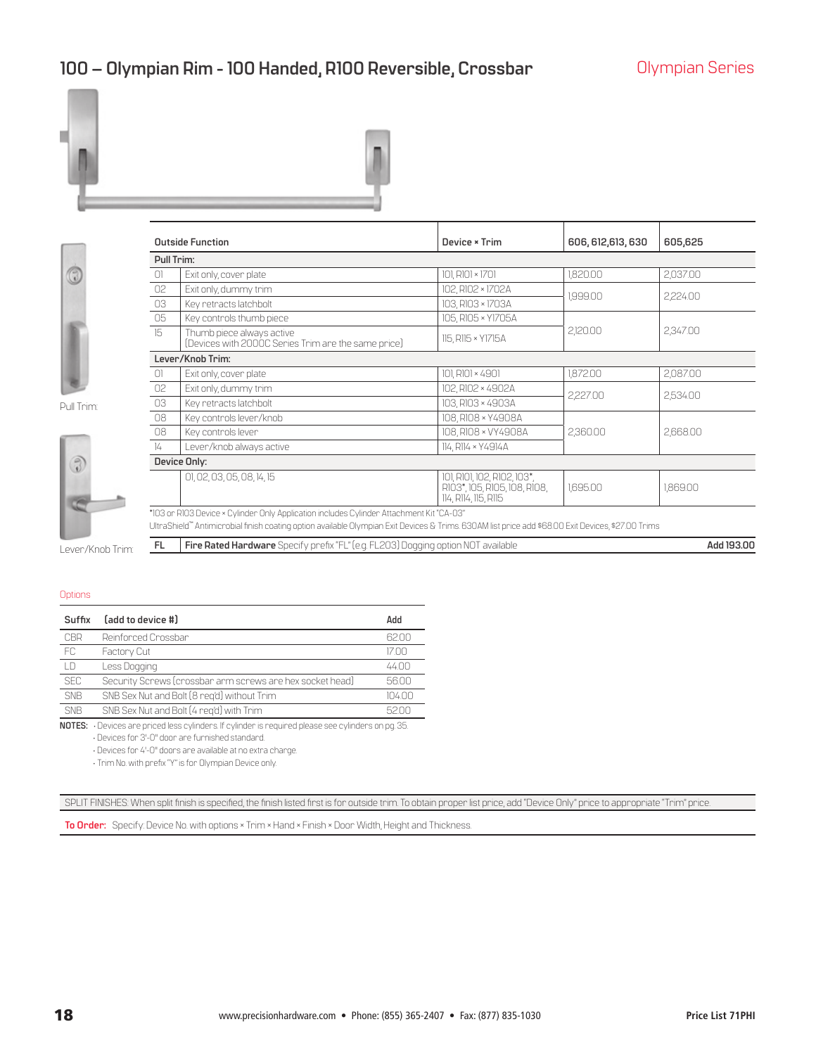# 100 – Olympian Rim - 100 Handed, R100 Reversible, Crossbar

Olympian Series

Pull Trim

Lever/Knob Trim

| Outside Function | | Device × Trim | 606, 612, 613, 630 | 605, 625 |
|---|---|---|---|---|
| **Pull Trim:** | | | | |
| 01 | Exit only, cover plate | 101, R101 × 1701 | 1,820.00 | 2,037.00 |
| 02 | Exit only, dummy trim | 102, R102 × 1702A | 1,999.00 | 2,224.00 |
| 03 | Key retracts latchbolt | 103, R103 × 1703A | | |
| 05 | Key controls thumb piece | 105, R105 × Y1705A | 2,120.00 | 2,347.00 |
| 15 | Thumb piece always active (Devices with 2000C Series Trim are the same price) | 115, R115 × Y1715A | | |
| **Lever/Knob Trim:** | | | | |
| 01 | Exit only, cover plate | 101, R101 × 4901 | 1,872.00 | 2,087.00 |
| 02 | Exit only, dummy trim | 102, R102 × 4902A | 2,227.00 | 2,534.00 |
| 03 | Key retracts latchbolt | 103, R103 × 4903A | | |
| 08 | Key controls lever/knob | 108, R108 × Y4908A | 2,360.00 | 2,668.00 |
| 08 | Key controls lever | 108, R108 × VY4908A | | |
| 14 | Lever/knob always active | 114, R114 × Y4914A | | |
| **Device Only:** | | | | |
| | 01, 02, 03, 05, 08, 14, 15 | 101, R101, 102, R102, 103*, R103*, 105, R105, 108, R108, 114, R114, 115, R115 | 1,695.00 | 1,869.00 |

*103 or R103 Device × Cylinder Only Application includes Cylinder Attachment Kit "CA-03"

UltraShield™ Antimicrobial finish coating option available Olympian Exit Devices & Trims. 630AM list price add $68.00 Exit Devices, $27.00 Trims

| FL | **Fire Rated Hardware** Specify prefix "FL" (e.g. FL203) Dogging option NOT available | **Add 193.00** |
|---|---|---|

Options

| Suffix | (add to device #) | Add |
|---|---|---|
| CBR | Reinforced Crossbar | 62.00 |
| FC | Factory Cut | 17.00 |
| LD | Less Dogging | 44.00 |
| SEC | Security Screws (crossbar arm screws are hex socket head) | 56.00 |
| SNB | SNB Sex Nut and Bolt (8 req'd) without Trim | 104.00 |
| SNB | SNB Sex Nut and Bolt (4 req'd) with Trim | 52.00 |

**NOTES:**
- Devices are priced less cylinders. If cylinder is required please see cylinders on pg. 35.
- Devices for 3'-0" door are furnished standard.
- Devices for 4'-0" doors are available at no extra charge.
- Trim No. with prefix "Y" is for Olympian Device only.

SPLIT FINISHES: When split finish is specified, the finish listed first is for outside trim. To obtain proper list price, add "Device Only" price to appropriate "Trim" price.

**To Order:** Specify: Device No. with options × Trim × Hand × Finish × Door Width, Height and Thickness.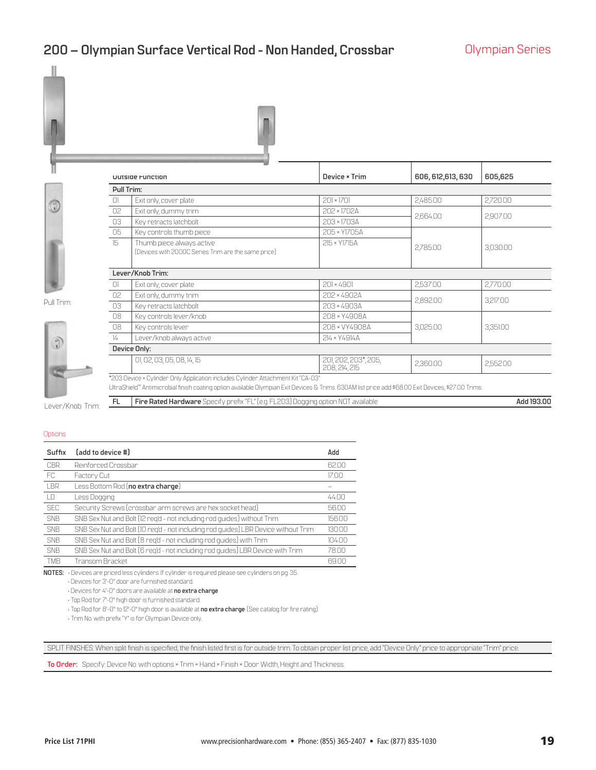## 200 – Olympian Surface Vertical Rod - Non Handed, Crossbar

Olympian Series

Pull Trim

Lever/Knob Trim

| | Outside Function | Device × Trim | 606, 612,613, 630 | 605,625 |
|---|---|---|---|---|
| **Pull Trim:** | | | | |
| 01 | Exit only, cover plate | 201 × 1701 | 2,485.00 | 2,720.00 |
| 02 | Exit only, dummy trim | 202 × 1702A | 2,664.00 | 2,907.00 |
| 03 | Key retracts latchbolt | 203 × 1703A | | |
| 05 | Key controls thumb piece | 205 × Y1705A | 2,785.00 | 3,030.00 |
| 15 | Thumb piece always active (Devices with 2000C Series Trim are the same price) | 215 × Y1715A | | |
| **Lever/Knob Trim:** | | | | |
| 01 | Exit only, cover plate | 201 × 4901 | 2,537.00 | 2,770.00 |
| 02 | Exit only, dummy trim | 202 × 4902A | 2,892.00 | 3,217.00 |
| 03 | Key retracts latchbolt | 203 × 4903A | | |
| 08 | Key controls lever/knob | 208 × Y4908A | 3,025.00 | 3,351.00 |
| 08 | Key controls lever | 208 × VY4908A | | |
| 14 | Lever/knob always active | 214 × Y4914A | | |
| **Device Only:** | | | | |
| | 01, 02, 03, 05, 08, 14, 15 | 201, 202, 203*, 205, 208, 214, 215 | 2,360.00 | 2,552.00 |

*203 Device × Cylinder Only Application includes Cylinder Attachment Kit "CA-03"

UltraShield™ Antimicrobial finish coating option available Olympian Exit Devices & Trims. 630AM list price add $68.00 Exit Devices, $27.00 Trims

| FL | **Fire Rated Hardware** Specify prefix "FL" (e.g. FL203) Dogging option NOT available | **Add 193.00** |
|---|---|---|

Options

| Suffix | (add to device #) | Add |
|---|---|---|
| CBR | Reinforced Crossbar | 62.00 |
| FC | Factory Cut | 17.00 |
| LBR | Less Bottom Rod (**no extra charge**) | – |
| LD | Less Dogging | 44.00 |
| SEC | Security Screws (crossbar arm screws are hex socket head) | 56.00 |
| SNB | SNB Sex Nut and Bolt (12 req'd - not including rod guides) without Trim | 156.00 |
| SNB | SNB Sex Nut and Bolt (10 req'd - not including rod guides) LBR Device without Trim | 130.00 |
| SNB | SNB Sex Nut and Bolt (8 req'd - not including rod guides) with Trim | 104.00 |
| SNB | SNB Sex Nut and Bolt (6 req'd - not including rod guides) LBR Device with Trim | 78.00 |
| TMB | Transom Bracket | 69.00 |

**NOTES:**
- Devices are priced less cylinders. If cylinder is required please see cylinders on pg. 35.
- Devices for 3'-0" door are furnished standard.
- Devices for 4'-0" doors are available at **no extra charge**.
- Top Rod for 7'-0" high door is furnished standard.
- Top Rod for 8'-0" to 12'-0" high door is available at **no extra charge**. (See catalog for fire rating).
- Trim No. with prefix "Y" is for Olympian Device only.

SPLIT FINISHES: When split finish is specified, the finish listed first is for outside trim. To obtain proper list price, add "Device Only" price to appropriate "Trim" price.

**To Order:** Specify: Device No. with options × Trim × Hand × Finish × Door Width, Height and Thickness.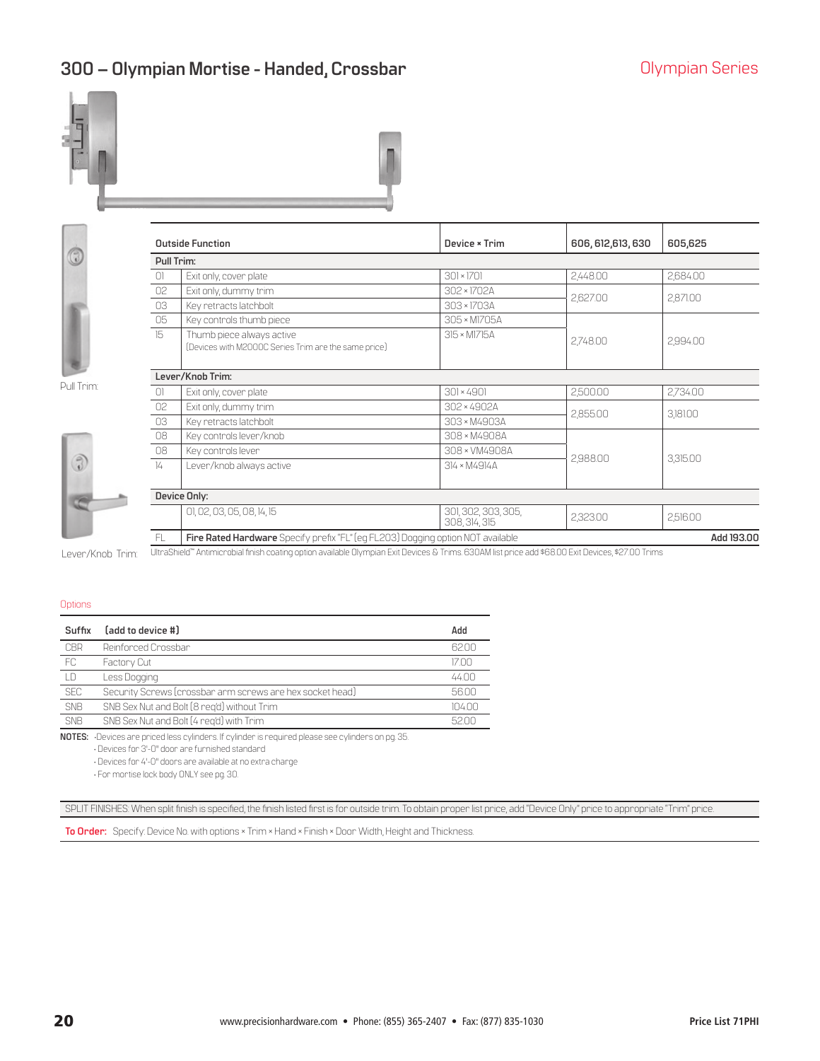# 300 – Olympian Mortise - Handed, Crossbar

Olympian Series

| | Outside Function | Device × Trim | 606, 612,613, 630 | 605,625 |
|---|---|---|---|---|
| **Pull Trim:** | | | | |
| 01 | Exit only, cover plate | 301 × 1701 | 2,448.00 | 2,684.00 |
| 02 | Exit only, dummy trim | 302 × 1702A | 2,627.00 | 2,871.00 |
| 03 | Key retracts latchbolt | 303 × 1703A | | |
| 05 | Key controls thumb piece | 305 × M1705A | 2,748.00 | 2,994.00 |
| 15 | Thumb piece always active (Devices with M2000C Series Trim are the same price) | 315 × M1715A | | |
| **Lever/Knob Trim:** | | | | |
| 01 | Exit only, cover plate | 301 × 4901 | 2,500.00 | 2,734.00 |
| 02 | Exit only, dummy trim | 302 × 4902A | 2,855.00 | 3,181.00 |
| 03 | Key retracts latchbolt | 303 × M4903A | | |
| 08 | Key controls lever/knob | 308 × M4908A | 2,988.00 | 3,315.00 |
| 08 | Key controls lever | 308 × VM4908A | | |
| 14 | Lever/knob always active | 314 × M4914A | | |
| **Device Only:** | | | | |
| | 01, 02, 03, 05, 08, 14, 15 | 301, 302, 303, 305, 308, 314, 315 | 2,323.00 | 2,516.00 |
| FL | **Fire Rated Hardware** Specify prefix "FL" (eg FL203) Dogging option NOT available | | | Add 193.00 |

Pull Trim:

Lever/Knob Trim:

UltraShield™ Antimicrobial finish coating option available Olympian Exit Devices & Trims. 630AM list price add $68.00 Exit Devices, $27.00 Trims

Options

| Suffix | (add to device #) | Add |
|---|---|---|
| CBR | Reinforced Crossbar | 62.00 |
| FC | Factory Cut | 17.00 |
| LD | Less Dogging | 44.00 |
| SEC | Security Screws (crossbar arm screws are hex socket head) | 56.00 |
| SNB | SNB Sex Nut and Bolt (8 req'd) without Trim | 104.00 |
| SNB | SNB Sex Nut and Bolt (4 req'd) with Trim | 52.00 |

**NOTES:**
- Devices are priced less cylinders. If cylinder is required please see cylinders on pg. 35.
- Devices for 3'-0" door are furnished standard
- Devices for 4'-0" doors are available at no extra charge
- For mortise lock body ONLY see pg. 30.

SPLIT FINISHES: When split finish is specified, the finish listed first is for outside trim. To obtain proper list price, add "Device Only" price to appropriate "Trim" price.

**To Order:** Specify: Device No. with options × Trim × Hand × Finish × Door Width, Height and Thickness.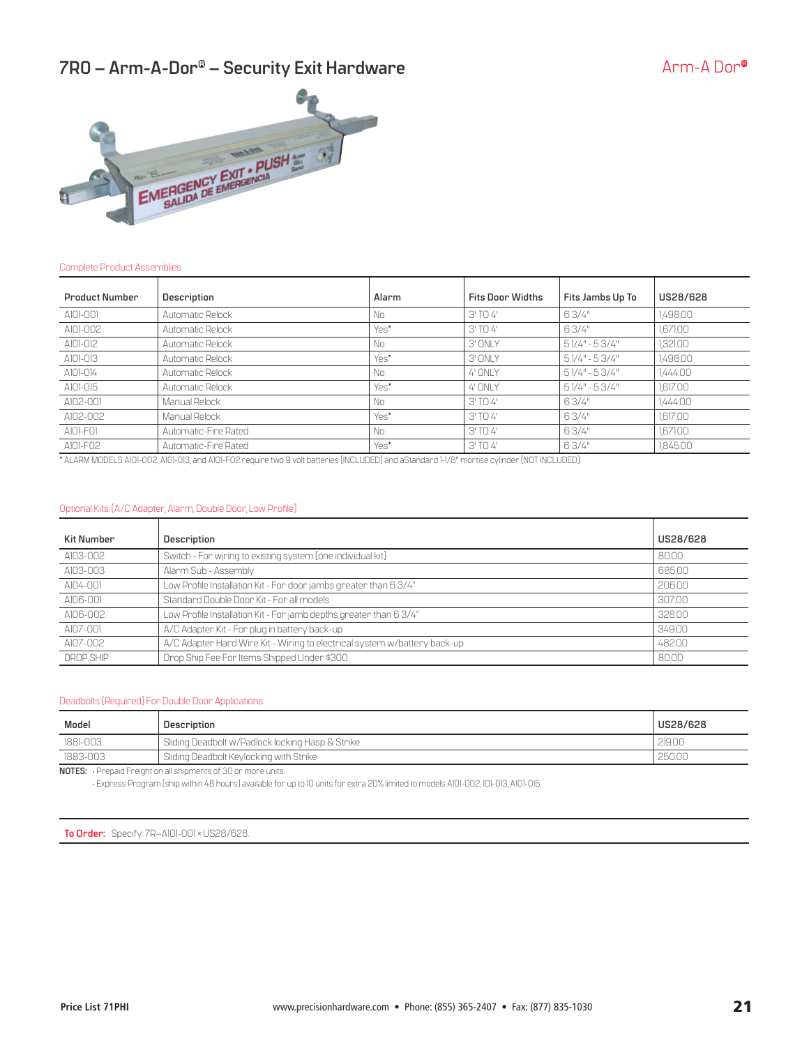# 7RO – Arm-A-Dor® – Security Exit Hardware

Arm-A Dor®

Complete Product Assemblies

| Product Number | Description | Alarm | Fits Door Widths | Fits Jambs Up To | US28/628 |
|---|---|---|---|---|---|
| A101-001 | Automatic Relock | No | 3' TO 4' | 6 3/4" | 1,498.00 |
| A101-002 | Automatic Relock | Yes* | 3' TO 4' | 6 3/4" | 1,671.00 |
| A101-012 | Automatic Relock | No | 3' ONLY | 5 1/4" - 5 3/4" | 1,321.00 |
| A101-013 | Automatic Relock | Yes* | 3' ONLY | 5 1/4" - 5 3/4" | 1,498.00 |
| A101-014 | Automatic Relock | No | 4' ONLY | 5 1/4" - 5 3/4" | 1,444.00 |
| A101-015 | Automatic Relock | Yes* | 4' ONLY | 5 1/4" - 5 3/4" | 1,617.00 |
| A102-001 | Manual Relock | No | 3' TO 4' | 6 3/4" | 1,444.00 |
| A102-002 | Manual Relock | Yes* | 3' TO 4' | 6 3/4" | 1,617.00 |
| A101-F01 | Automatic-Fire Rated | No | 3' TO 4' | 6 3/4" | 1,671.00 |
| A101-F02 | Automatic-Fire Rated | Yes* | 3' TO 4' | 6 3/4" | 1,845.00 |

* ALARM MODELS A101-002, A101-013, and A101-F02 require two 9 volt batteries (INCLUDED) and aStandard 1-1/8" mortise cylinder (NOT INCLUDED).

Optional Kits: (A/C Adapter, Alarm, Double Door, Low Profile)

| Kit Number | Description | US28/628 |
|---|---|---|
| A103-002 | Switch - For wiring to existing system (one individual kit) | 80.00 |
| A103-003 | Alarm Sub - Assembly | 685.00 |
| A104-001 | Low Profile Installation Kit - For door jambs greater than 6 3/4" | 206.00 |
| A106-001 | Standard Double Door Kit - For all models | 307.00 |
| A106-002 | Low Profile Installation Kit - For jamb depths greater than 6 3/4" | 328.00 |
| A107-001 | A/C Adapter Kit - For plug in battery back-up | 349.00 |
| A107-002 | A/C Adapter Hard Wire Kit - Wiring to electrical system w/battery back-up | 482.00 |
| DROP SHIP | Drop Ship Fee For Items Shipped Under $300 | 80.00 |

Deadbolts (Required) For Double Door Applications

| Model | Description | US28/628 |
|---|---|---|
| 1881-003 | Sliding Deadbolt w/Padlock locking Hasp & Strike | 219.00 |
| 1883-003 | Sliding Deadbolt Keylocking with Strike | 250.00 |

**NOTES:**
- Prepaid Freight on all shipments of 30 or more units.
- Express Program (ship within 48 hours) available for up to 10 units for extra 20% limited to models A101-002, 101-013, A101-015.

**To Order:** Specify: 7R–A101-001 × US28/628.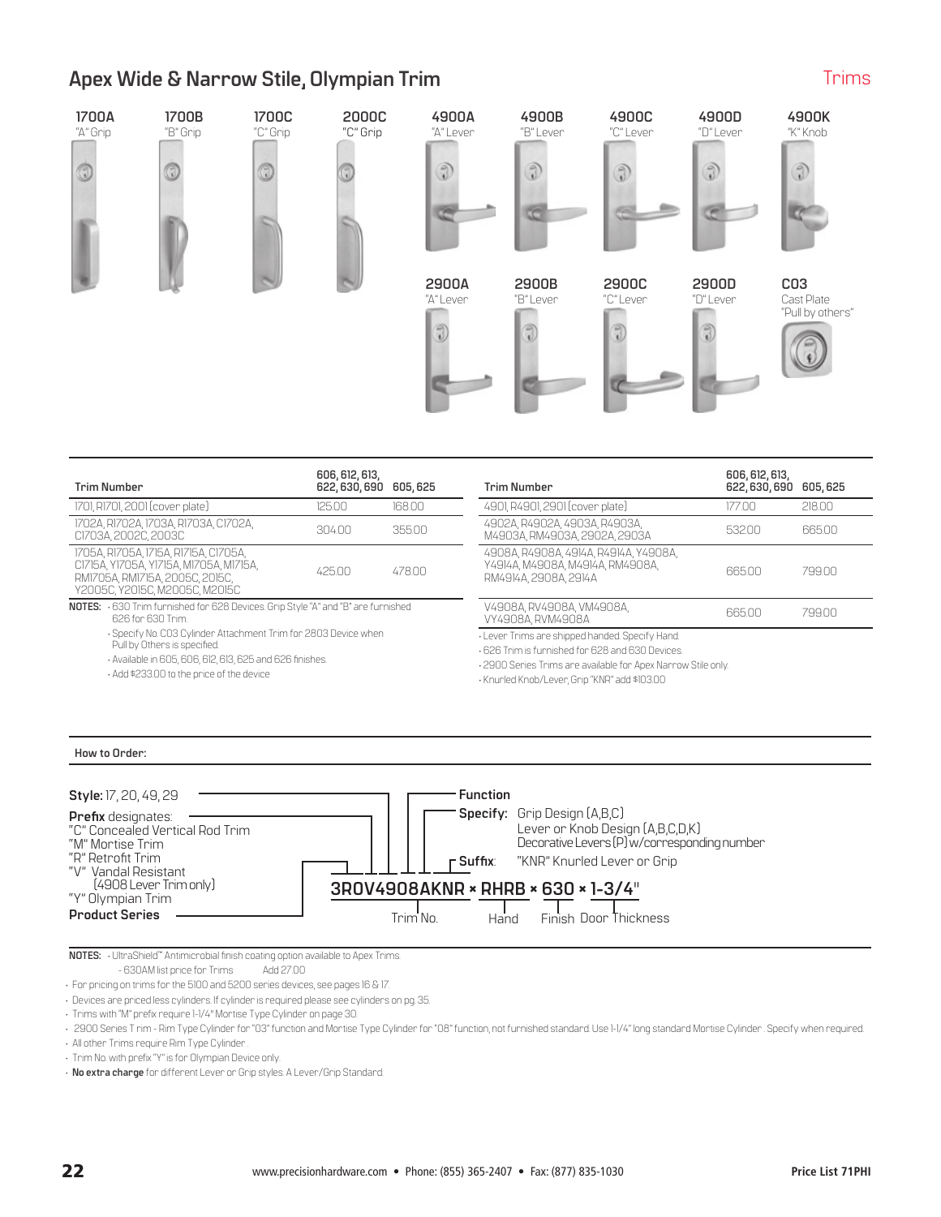## Apex Wide & Narrow Stile, Olympian Trim

Trims

**1700A** "A" Grip

**1700B** "B" Grip

**1700C** "C" Grip

**2000C** "C" Grip

**4900A** "A" Lever

**4900B** "B" Lever

**4900C** "C" Lever

**4900D** "D" Lever

**4900K** "K" Knob

**2900A** "A" Lever

**2900B** "B" Lever

**2900C** "C" Lever

**2900D** "D" Lever

**C03** Cast Plate "Pull by others"

| Trim Number | 606, 612, 613, 622, 630, 690 | 605, 625 |
|---|---|---|
| 1701, R1701, 2001 (cover plate) | 125.00 | 168.00 |
| 1702A, R1702A, 1703A, R1703A, C1702A, C1703A, 2002C, 2003C | 304.00 | 355.00 |
| 1705A, R1705A, 1715A, R1715A, C1705A, C1715A, Y1705A, Y1715A, M1705A, M1715A, RM1705A, RM1715A, 2005C, 2015C, Y2005C, Y2015C, M2005C, M2015C | 425.00 | 478.00 |

**NOTES:**
- 630 Trim furnished for 628 Devices. Grip Style "A" and "B" are furnished 626 for 630 Trim.
- Specify No. C03 Cylinder Attachment Trim for 2803 Device when Pull by Others is specified.
- Available in 605, 606, 612, 613, 625 and 626 finishes.
- Add $233.00 to the price of the device

| Trim Number | 606, 612, 613, 622, 630, 690 | 605, 625 |
|---|---|---|
| 4901, R4901, 2901 (cover plate) | 177.00 | 218.00 |
| 4902A, R4902A, 4903A, R4903A, M4903A, RM4903A, 2902A, 2903A | 532.00 | 665.00 |
| 4908A, R4908A, 4914A, R4914A, Y4908A, Y4914A, M4908A, M4914A, RM4908A, RM4914A, 2908A, 2914A | 665.00 | 799.00 |
| V4908A, RV4908A, VM4908A, VY4908A, RVM4908A | 665.00 | 799.00 |

- Lever Trims are shipped handed. Specify Hand.
- 626 Trim is furnished for 628 and 630 Devices.
- 2900 Series Trims are available for Apex Narrow Stile only.
- Knurled Knob/Lever, Grip "KNR" add $103.00

### How to Order:

**Style:** 17, 20, 49, 29

**Prefix** designates:
"C" Concealed Vertical Rod Trim
"M" Mortise Trim
"R" Retrofit Trim
"V" Vandal Resistant (4908 Lever Trim only)
"Y" Olympian Trim

**Product Series**

**Function**

**Specify:** Grip Design (A,B,C)
Lever or Knob Design (A,B,C,D,K)
Decorative Levers (P) w/corresponding number

**Suffix:** "KNR" Knurled Lever or Grip

**3ROV4908AKNR × RHRB × 630 × 1-3/4"**

Trim No. — Hand — Finish — Door Thickness

**NOTES:**
- UltraShield™ Antimicrobial finish coating option available to Apex Trims.
  - 630AM list price for Trims Add 27.00
- For pricing on trims for the 5100 and 5200 series devices, see pages 16 & 17.
- Devices are priced less cylinders. If cylinder is required please see cylinders on pg. 35.
- Trims with "M" prefix require 1-1/4" Mortise Type Cylinder on page 30.
- 2900 Series Trim - Rim Type Cylinder for "03" function and Mortise Type Cylinder for "08" function, not furnished standard. Use 1-1/4" long standard Mortise Cylinder. Specify when required.
- All other Trims require Rim Type Cylinder.
- Trim No. with prefix "Y" is for Olympian Device only.
- **No extra charge** for different Lever or Grip styles. A Lever/Grip Standard.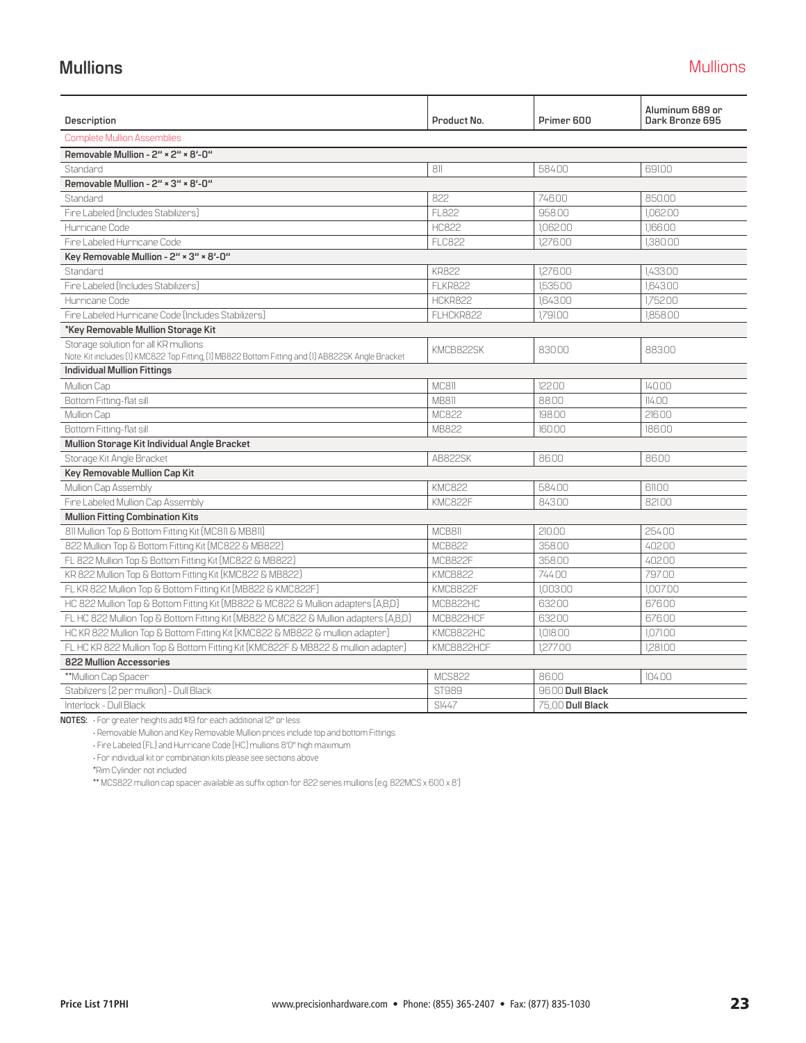# Mullions

| Description | Product No. | Primer 600 | Aluminum 689 or Dark Bronze 695 |
|---|---|---|---|
| Complete Mullion Assemblies | | | |
| **Removable Mullion - 2" × 2" × 8'-0"** | | | |
| Standard | 811 | 584.00 | 691.00 |
| **Removable Mullion - 2" × 3" × 8'-0"** | | | |
| Standard | 822 | 746.00 | 850.00 |
| Fire Labeled (Includes Stabilizers) | FL822 | 958.00 | 1,062.00 |
| Hurricane Code | HC822 | 1,062.00 | 1,166.00 |
| Fire Labeled Hurricane Code | FLC822 | 1,276.00 | 1,380.00 |
| **Key Removable Mullion - 2" × 3" × 8'-0"** | | | |
| Standard | KR822 | 1,276.00 | 1,433.00 |
| Fire Labeled (Includes Stabilizers) | FLKR822 | 1,535.00 | 1,643.00 |
| Hurricane Code | HCKR822 | 1,643.00 | 1,752.00 |
| Fire Labeled Hurricane Code (Includes Stabilizers) | FLHCKR822 | 1,791.00 | 1,858.00 |
| ***Key Removable Mullion Storage Kit** | | | |
| Storage solution for all KR mullions<br>Note: Kit includes (1) KMC822 Top Fitting, (1) MB822 Bottom Fitting and (1) AB822SK Angle Bracket | KMCB822SK | 830.00 | 883.00 |
| **Individual Mullion Fittings** | | | |
| Mullion Cap | MC811 | 122.00 | 140.00 |
| Bottom Fitting-flat sill | MB811 | 88.00 | 114.00 |
| Mullion Cap | MC822 | 198.00 | 216.00 |
| Bottom Fitting-flat sill | MB822 | 160.00 | 186.00 |
| **Mullion Storage Kit Individual Angle Bracket** | | | |
| Storage Kit Angle Bracket | AB822SK | 86.00 | 86.00 |
| **Key Removable Mullion Cap Kit** | | | |
| Mullion Cap Assembly | KMC822 | 584.00 | 611.00 |
| Fire Labeled Mullion Cap Assembly | KMC822F | 843.00 | 821.00 |
| **Mullion Fitting Combination Kits** | | | |
| 811 Mullion Top & Bottom Fitting Kit (MC811 & MB811) | MCB811 | 210.00 | 254.00 |
| 822 Mullion Top & Bottom Fitting Kit (MC822 & MB822) | MCB822 | 358.00 | 402.00 |
| FL 822 Mullion Top & Bottom Fitting Kit (MC822 & MB822) | MCB822F | 358.00 | 402.00 |
| KR 822 Mullion Top & Bottom Fitting Kit (KMC822 & MB822) | KMCB822 | 744.00 | 797.00 |
| FL KR 822 Mullion Top & Bottom Fitting Kit (MB822 & KMC822F) | KMCB822F | 1,003.00 | 1,007.00 |
| HC 822 Mullion Top & Bottom Fitting Kit (MB822 & MC822 & Mullion adapters (A,B,D) | MCB822HC | 632.00 | 676.00 |
| FL HC 822 Mullion Top & Bottom Fitting Kit (MB822 & MC822 & Mullion adapters (A,B,D) | MCB822HCF | 632.00 | 676.00 |
| HC KR 822 Mullion Top & Bottom Fitting Kit (KMC822 & MB822 & mullion adapter) | KMCB822HC | 1,018.00 | 1,071.00 |
| FL HC KR 822 Mullion Top & Bottom Fitting Kit (KMC822F & MB822 & mullion adapter) | KMCB822HCF | 1,277.00 | 1,281.00 |
| **822 Mullion Accessories** | | | |
| **Mullion Cap Spacer | MCS822 | 86.00 | 104.00 |
| Stabilizers (2 per mullion) - Dull Black | ST989 | 96.00 **Dull Black** | |
| Interlock - Dull Black | S1447 | 75.00 **Dull Black** | |

**NOTES:**
- For greater heights add $19 for each additional 12" or less
- Removable Mullion and Key Removable Mullion prices include top and bottom Fittings.
- Fire Labeled (FL) and Hurricane Code (HC) mullions 8'0" high maximum
- For individual kit or combination kits please see sections above

*Rim Cylinder not included

** MCS822 mullion cap spacer available as suffix option for 822 series mullions (e.g. 822MCS x 600 x 8')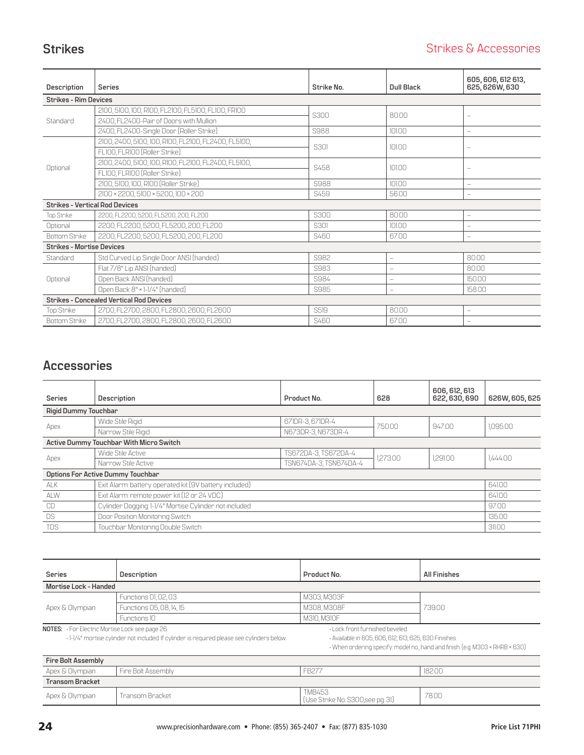## Strikes

Strikes & Accessories

| Description | Series | Strike No. | Dull Black | 605, 606, 612 613, 625, 626W, 630 |
|---|---|---|---|---|
| **Strikes - Rim Devices** | | | | |
| Standard | 2100, 5100, 100, R100, FL2100, FL5100, FL100, FR100 | S300 | 80.00 | – |
| | 2400, FL2400-Pair of Doors with Mullion | | | |
| | 2400, FL2400-Single Door (Roller Strike) | S988 | 101.00 | – |
| Optional | 2100, 2400, 5100, 100, R100, FL2100, FL2400, FL5100, FL100, FLR100 (Roller Strike) | S301 | 101.00 | – |
| | 2100, 2400, 5100, 100, R100, FL2100, FL2400, FL5100, FL100, FLR100 (Roller Strike) | S458 | 101.00 | – |
| | 2100, 5100, 100, R100 (Roller Strike) | S988 | 101.00 | – |
| | 2100 × 2200, 5100 × 5200, 100 × 200 | S459 | 56.00 | – |
| **Strikes - Vertical Rod Devices** | | | | |
| Top Strike | 2200, FL2200, 5200, FL5200, 200, FL200 | S300 | 80.00 | – |
| Optional | 2200, FL2200, 5200, FL5200, 200, FL200 | S301 | 101.00 | – |
| Bottom Strike | 2200, FL2200, 5200, FL5200, 200, FL200 | S460 | 67.00 | – |
| **Strikes - Mortise Devices** | | | | |
| Standard | Std Curved Lip Single Door ANSI (handed) | S982 | – | 80.00 |
| Optional | Flat 7/8" Lip ANSI (handed) | S983 | – | 80.00 |
| | Open Back ANSI (handed) | S984 | – | 150.00 |
| | Open Back 8" × 1-1/4" (handed) | S985 | – | 158.00 |
| **Strikes - Concealed Vertical Rod Devices** | | | | |
| Top Strike | 2700, FL2700, 2800, FL2800, 2600, FL2600 | S519 | 80.00 | – |
| Bottom Strike | 2700, FL2700, 2800, FL2800, 2600, FL2600 | S460 | 67.00 | – |

## Accessories

| Series | Description | Product No. | 628 | 606, 612, 613 622, 630, 690 | 626W, 605, 625 |
|---|---|---|---|---|---|
| **Rigid Dummy Touchbar** | | | | | |
| Apex | Wide Stile Rigid | 671DR-3, 671DR-4 | 750.00 | 947.00 | 1,095.00 |
| | Narrow Stile Rigid | N673DR-3, N673DR-4 | | | |
| **Active Dummy Touchbar With Micro Switch** | | | | | |
| Apex | Wide Stile Active | TS672DA-3, TS672DA-4 | 1,273.00 | 1,291.00 | 1,444.00 |
| | Narrow Stile Active | TSN674DA-3, TSN674DA-4 | | | |
| **Options For Active Dummy Touchbar** | | | | | |
| ALK | Exit Alarm: battery operated kit (9V battery included) | | | | 641.00 |
| ALW | Exit Alarm: remote power kit (12 or 24 VDC) | | | | 641.00 |
| CD | Cylinder Dogging: 1-1/4" Mortise Cylinder not included | | | | 97.00 |
| DS | Door Position Monitoring Switch | | | | 135.00 |
| TDS | Touchbar Monitoring Double Switch | | | | 311.00 |

| Series | Description | Product No. | All Finishes |
|---|---|---|---|
| **Mortise Lock - Handed** | | | |
| Apex & Olympian | Functions 01, 02, 03 | M303, M303F | 739.00 |
| | Functions 05, 08, 14, 15 | M308, M308F | |
| | Functions 10 | M310, M310F | |

**NOTES:**
- For Electric Mortise Lock see page 26.
- 1-1/4" mortise cylinder not included. If cylinder is required please see cylinders below.
- Lock front furnished beveled.
- Available in 605, 606, 612, 613, 625, 630 Finishes.
- When ordering specify: model no., hand and finish. (e.g. M303 × RHRB × 630)

| Series | Description | Product No. | All Finishes |
|---|---|---|---|
| **Fire Bolt Assembly** | | | |
| Apex & Olympian | Fire Bolt Assembly | FB277 | 182.00 |
| **Transom Bracket** | | | |
| Apex & Olympian | Transom Bracket | TMB453 (Use Strike No. S300,see pg. 31) | 78.00 |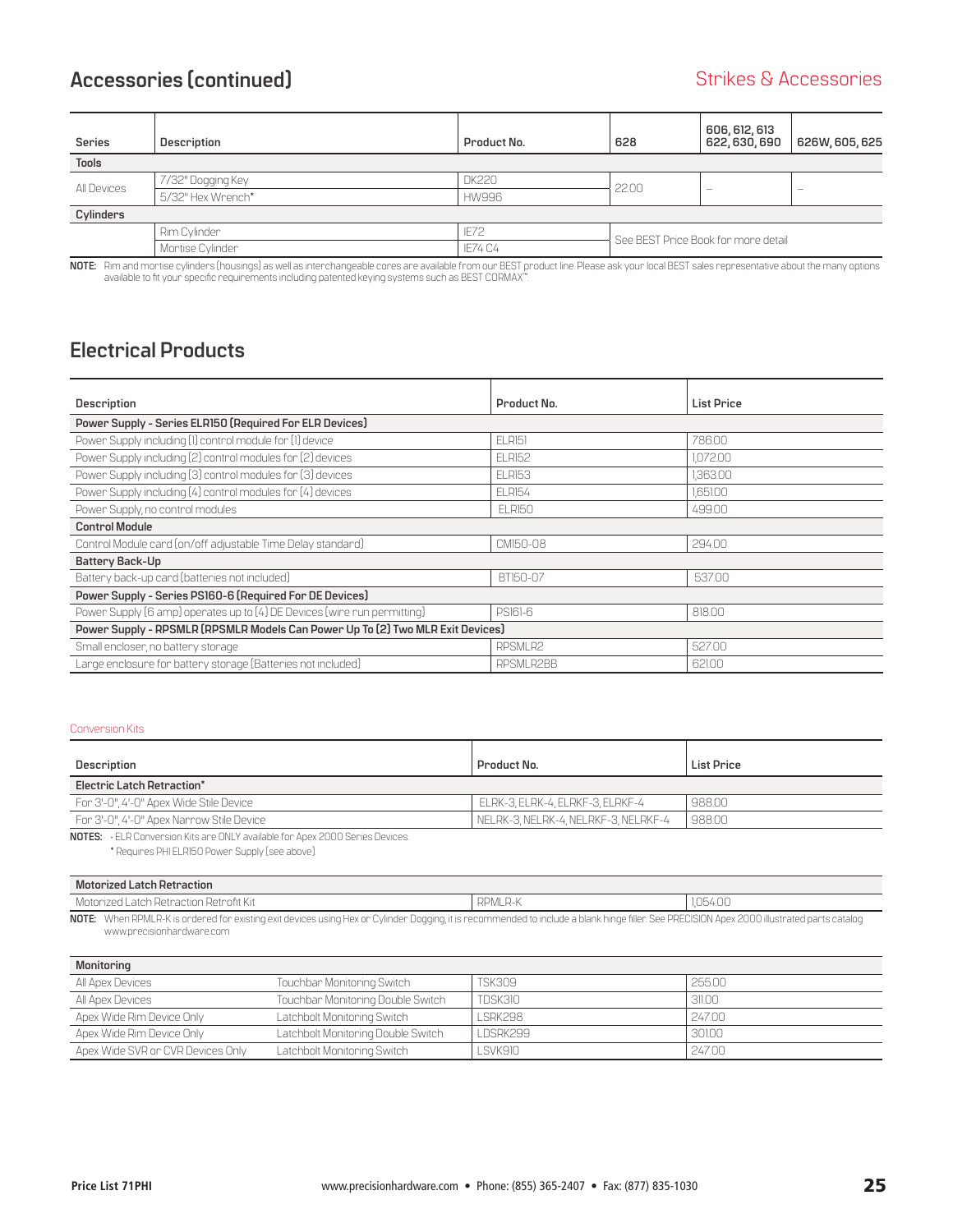## Accessories (continued)

Strikes & Accessories

| Series | Description | Product No. | 628 | 606, 612, 613 622, 630, 690 | 626W, 605, 625 |
|---|---|---|---|---|---|
| **Tools** | | | | | |
| All Devices | 7/32" Dogging Key | DK220 | 22.00 | – | – |
| | 5/32" Hex Wrench* | HW996 | | | |
| **Cylinders** | | | | | |
| | Rim Cylinder | IE72 | See BEST Price Book for more detail | | |
| | Mortise Cylinder | IE74 C4 | | | |

**NOTE:** Rim and mortise cylinders (housings) as well as interchangeable cores are available from our BEST product line. Please ask your local BEST sales representative about the many options available to fit your specific requirements including patented keying systems such as BEST CORMAX™.

## Electrical Products

| Description | Product No. | List Price |
|---|---|---|
| **Power Supply - Series ELR150 (Required For ELR Devices)** | | |
| Power Supply including (1) control module for (1) device | ELR151 | 786.00 |
| Power Supply including (2) control modules for (2) devices | ELR152 | 1,072.00 |
| Power Supply including (3) control modules for (3) devices | ELR153 | 1,363.00 |
| Power Supply including (4) control modules for (4) devices | ELR154 | 1,651.00 |
| Power Supply, no control modules | ELR150 | 499.00 |
| **Control Module** | | |
| Control Module card (on/off adjustable Time Delay standard) | CM150-08 | 294.00 |
| **Battery Back-Up** | | |
| Battery back-up card (batteries not included) | BT150-07 | 537.00 |
| **Power Supply - Series PS160-6 (Required For DE Devices)** | | |
| Power Supply (6 amp) operates up to (4) DE Devices (wire run permitting) | PS161-6 | 818.00 |
| **Power Supply - RPSMLR (RPSMLR Models Can Power Up To (2) Two MLR Exit Devices)** | | |
| Small encloser, no battery storage | RPSMLR2 | 527.00 |
| Large enclosure for battery storage (Batteries not included) | RPSMLR2BB | 621.00 |

### Conversion Kits

| Description | Product No. | List Price |
|---|---|---|
| **Electric Latch Retraction*** | | |
| For 3'-0", 4'-0" Apex Wide Stile Device | ELRK-3, ELRK-4, ELRKF-3, ELRKF-4 | 988.00 |
| For 3'-0", 4'-0" Apex Narrow Stile Device | NELRK-3, NELRK-4, NELRKF-3, NELRKF-4 | 988.00 |

**NOTES:** • ELR Conversion Kits are ONLY available for Apex 2000 Series Devices.
\* Requires PHI ELR150 Power Supply (see above).

| **Motorized Latch Retraction** | | |
|---|---|---|
| Motorized Latch Retraction Retrofit Kit | RPMLR-K | 1,054.00 |

**NOTE:** When RPMLR-K is ordered for existing exit devices using Hex or Cylinder Dogging, it is recommended to include a blank hinge filler. See PRECISION Apex 2000 illustrated parts catalog www.precisionhardware.com

| **Monitoring** | | | |
|---|---|---|---|
| All Apex Devices | Touchbar Monitoring Switch | TSK309 | 255.00 |
| All Apex Devices | Touchbar Monitoring Double Switch | TDSK310 | 311.00 |
| Apex Wide Rim Device Only | Latchbolt Monitoring Switch | LSRK298 | 247.00 |
| Apex Wide Rim Device Only | Latchbolt Monitoring Double Switch | LDSRK299 | 301.00 |
| Apex Wide SVR or CVR Devices Only | Latchbolt Monitoring Switch | LSVK910 | 247.00 |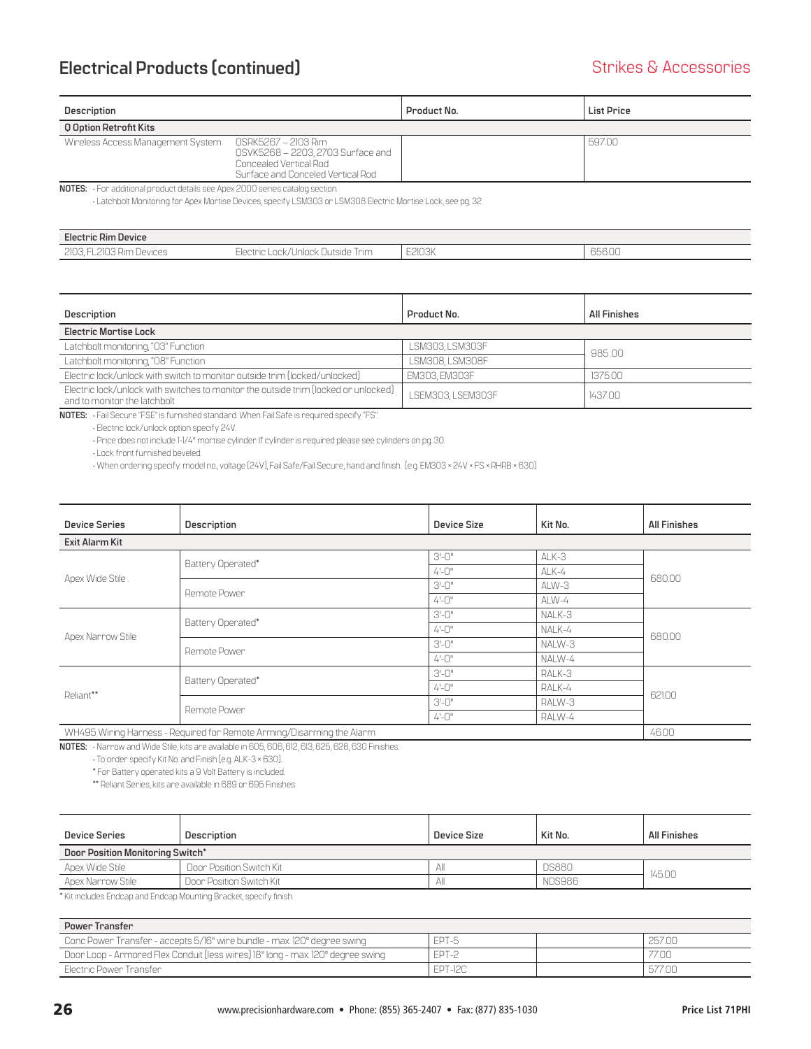## Electrical Products (continued)

### Strikes & Accessories

| Description | | Product No. | List Price |
|---|---|---|---|
| **Q Option Retrofit Kits** | | | |
| Wireless Access Management System | QSRK5267 – 2103 Rim<br>QSVK5268 – 2203, 2703 Surface and Concealed Vertical Rod<br>Surface and Conceled Vertical Rod | | 597.00 |

**NOTES:** · For additional product details see Apex 2000 series catalog section.
· Latchbolt Monitoring for Apex Mortise Devices, specify LSM303 or LSM308 Electric Mortise Lock, see pg. 32.

| Electric Rim Device | | | |
|---|---|---|---|
| 2103, FL2103 Rim Devices | Electric Lock/Unlock Outside Trim | E2103K | 656.00 |

| Description | Product No. | All Finishes |
|---|---|---|
| **Electric Mortise Lock** | | |
| Latchbolt monitoring, "03" Function | LSM303, LSM303F | 985.00 |
| Latchbolt monitoring, "08" Function | LSM308, LSM308F | |
| Electric lock/unlock with switch to monitor outside trim (locked/unlocked) | EM303, EM303F | 1375.00 |
| Electric lock/unlock with switches to monitor the outside trim (locked or unlocked) and to monitor the latchbolt | LSEM303, LSEM303F | 1437.00 |

**NOTES:** · Fail Secure "FSE" is furnished standard. When Fail Safe is required specify "FS".
· Electric lock/unlock option specify 24V.
· Price does not include 1-1/4" mortise cylinder. If cylinder is required please see cylinders on pg. 30.
· Lock front furnished beveled.
· When ordering specify: model no., voltage (24V), Fail Safe/Fail Secure, hand and finish. (e.g. EM303 × 24V × FS × RHRB × 630)

| Device Series | Description | Device Size | Kit No. | All Finishes |
|---|---|---|---|---|
| **Exit Alarm Kit** | | | | |
| Apex Wide Stile . | Battery Operated* | 3'-0" | ALK-3 | 680.00 |
| | | 4'-0" | ALK-4 | |
| | Remote Power | 3'-0" | ALW-3 | |
| | | 4'-0" | ALW-4 | |
| Apex Narrow Stile | Battery Operated* | 3'-0" | NALK-3 | 680.00 |
| | | 4'-0" | NALK-4 | |
| | Remote Power | 3'-0" | NALW-3 | |
| | | 4'-0" | NALW-4 | |
| Reliant** | Battery Operated* | 3'-0" | RALK-3 | 621.00 |
| | | 4'-0" | RALK-4 | |
| | Remote Power | 3'-0" | RALW-3 | |
| | | 4'-0" | RALW-4 | |
| WH495 Wiring Harness - Required for Remote Arming/Disarming the Alarm | | | | 46.00 |

**NOTES:** · Narrow and Wide Stile, kits are available in 605, 606, 612, 613, 625, 628, 630 Finishes.
· To order specify Kit No. and Finish (e.g. ALK-3 × 630).
\* For Battery operated kits a 9 Volt Battery is included.
\*\* Reliant Series, kits are available in 689 or 695 Finishes.

| Device Series | Description | Device Size | Kit No. | All Finishes |
|---|---|---|---|---|
| **Door Position Monitoring Switch*** | | | | |
| Apex Wide Stile | Door Position Switch Kit | All | DS880 | 145.00 |
| Apex Narrow Stile | Door Position Switch Kit | All | NDS986 | |

\* Kit includes Endcap and Endcap Mounting Bracket, specify finish.

| Power Transfer | | | |
|---|---|---|---|
| Conc Power Transfer - accepts 5/16" wire bundle - max. 120° degree swing | EPT-5 | | 257.00 |
| Door Loop - Armored Flex Conduit (less wires) 18" long - max. 120° degree swing | EPT-2 | | 77.00 |
| Electric Power Transfer | EPT-12C | | 577.00 |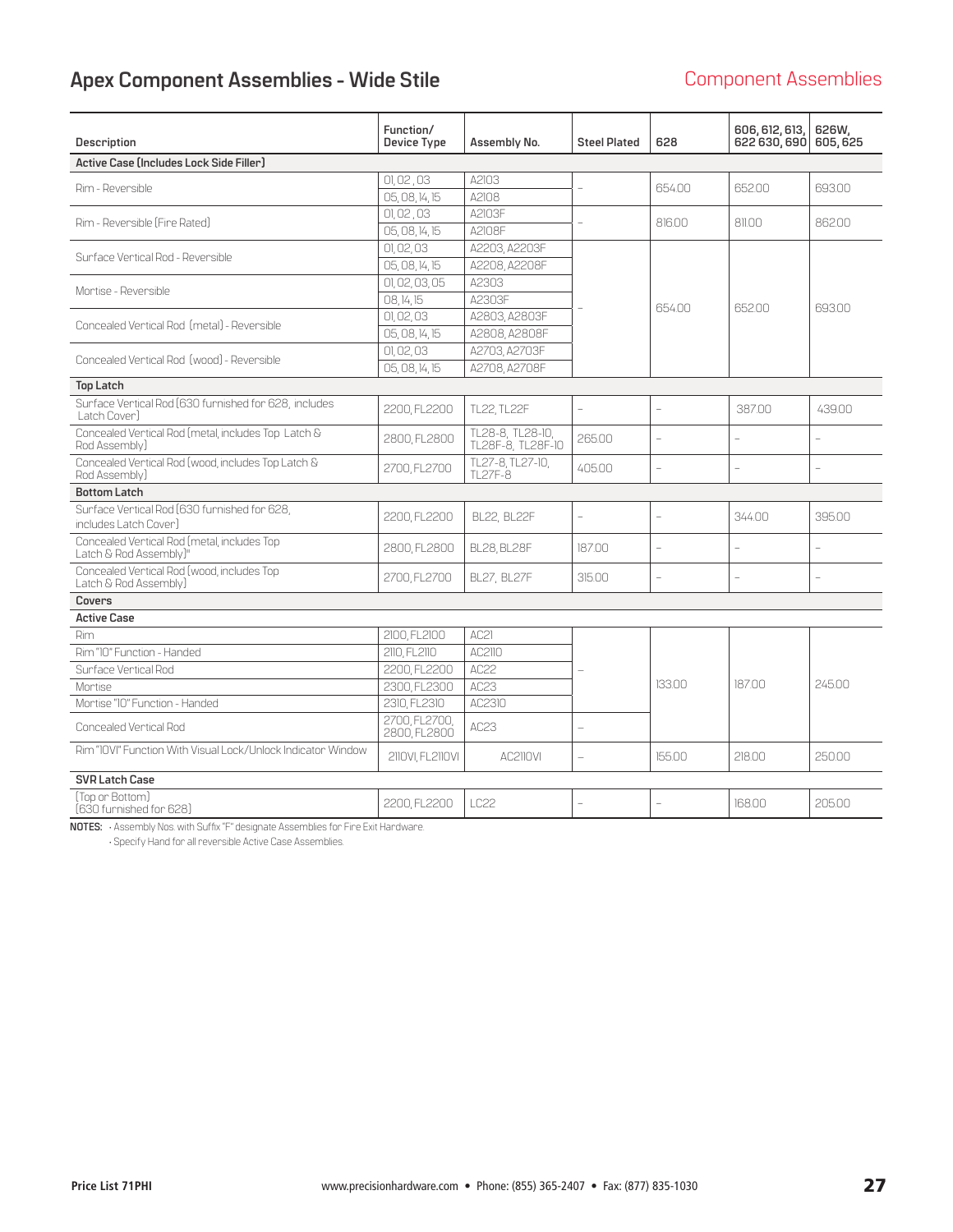# Apex Component Assemblies - Wide Stile

## Component Assemblies

| Description | Function/ Device Type | Assembly No. | Steel Plated | 628 | 606, 612, 613, 622 630, 690 | 626W, 605, 625 |
|---|---|---|---|---|---|---|
| **Active Case (Includes Lock Side Filler)** | | | | | | |
| Rim - Reversible | 01, 02 , 03 | A2103 | – | 654.00 | 652.00 | 693.00 |
| | 05, 08, 14, 15 | A2108 | | | | |
| Rim - Reversible (Fire Rated) | 01, 02 , 03 | A2103F | – | 816.00 | 811.00 | 862.00 |
| | 05, 08, 14, 15 | A2108F | | | | |
| Surface Vertical Rod - Reversible | 01, 02, 03 | A2203, A2203F | – | 654.00 | 652.00 | 693.00 |
| | 05, 08, 14, 15 | A2208, A2208F | | | | |
| Mortise - Reversible | 01, 02, 03, 05 | A2303 | | | | |
| | 08, 14, 15 | A2303F | | | | |
| Concealed Vertical Rod (metal) - Reversible | 01, 02, 03 | A2803, A2803F | | | | |
| | 05, 08, 14, 15 | A2808, A2808F | | | | |
| Concealed Vertical Rod (wood) - Reversible | 01, 02, 03 | A2703, A2703F | | | | |
| | 05, 08, 14, 15 | A2708, A2708F | | | | |
| **Top Latch** | | | | | | |
| Surface Vertical Rod (630 furnished for 628, includes Latch Cover) | 2200, FL2200 | TL22, TL22F | – | – | 387.00 | 439.00 |
| Concealed Vertical Rod (metal, includes Top Latch & Rod Assembly) | 2800, FL2800 | TL28-8, TL28-10, TL28F-8, TL28F-10 | 265.00 | – | – | – |
| Concealed Vertical Rod (wood, includes Top Latch & Rod Assembly) | 2700, FL2700 | TL27-8, TL27-10, TL27F-8 | 405.00 | – | – | – |
| **Bottom Latch** | | | | | | |
| Surface Vertical Rod (630 furnished for 628, includes Latch Cover) | 2200, FL2200 | BL22, BL22F | – | – | 344.00 | 395.00 |
| Concealed Vertical Rod (metal, includes Top Latch & Rod Assembly)" | 2800, FL2800 | BL28, BL28F | 187.00 | – | – | – |
| Concealed Vertical Rod (wood, includes Top Latch & Rod Assembly) | 2700, FL2700 | BL27, BL27F | 315.00 | – | – | – |
| **Covers** | | | | | | |
| **Active Case** | | | | | | |
| Rim | 2100, FL2100 | AC21 | – | 133.00 | 187.00 | 245.00 |
| Rim "10" Function - Handed | 2110, FL2110 | AC2110 | | | | |
| Surface Vertical Rod | 2200, FL2200 | AC22 | | | | |
| Mortise | 2300, FL2300 | AC23 | | | | |
| Mortise "10" Function - Handed | 2310, FL2310 | AC2310 | | | | |
| Concealed Vertical Rod | 2700, FL2700, 2800, FL2800 | AC23 | – | | | |
| Rim "10VI" Function With Visual Lock/Unlock Indicator Window | 2110VI, FL2110VI | AC2110VI | – | 155.00 | 218.00 | 250.00 |
| **SVR Latch Case** | | | | | | |
| (Top or Bottom) (630 furnished for 628) | 2200, FL2200 | LC22 | – | – | 168.00 | 205.00 |

**NOTES:**
- Assembly Nos. with Suffix "F" designate Assemblies for Fire Exit Hardware.
- Specify Hand for all reversible Active Case Assemblies.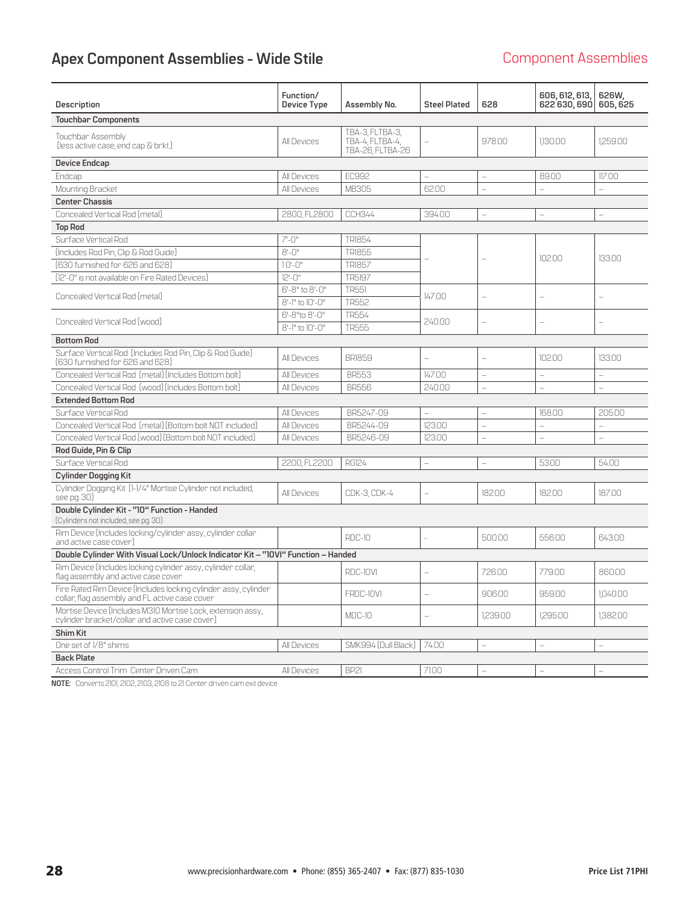# Apex Component Assemblies - Wide Stile

Component Assemblies

| Description | Function/ Device Type | Assembly No. | Steel Plated | 628 | 606, 612, 613, 622 630, 690 | 626W, 605, 625 |
|---|---|---|---|---|---|---|
| **Touchbar Components** | | | | | | |
| Touchbar Assembly (less active case, end cap & brkt) | All Devices | TBA-3, FLTBA-3, TBA-4, FLTBA-4, TBA-26, FLTBA-26 | – | 978.00 | 1,130.00 | 1,259.00 |
| **Device Endcap** | | | | | | |
| Endcap | All Devices | EC992 | – | – | 89.00 | 117.00 |
| Mounting Bracket | All Devices | MB305 | 62.00 | – | – | – |
| **Center Chassis** | | | | | | |
| Concealed Vertical Rod (metal) | 2800, FL2800 | CCH344 | 394.00 | – | – | – |
| **Top Rod** | | | | | | |
| Surface Vertical Rod | 7'-0" | TR1854 | – | – | 102.00 | 133.00 |
| (Includes Rod Pin, Clip & Rod Guide) | 8'-0" | TR1855 | | | | |
| (630 furnished for 626 and 628) | 10'-0" | TR1857 | | | | |
| (12'-0" is not available on Fire Rated Devices) | 12'-0" | TR5197 | | | | |
| Concealed Vertical Rod (metal) | 6'-8" to 8'-0" | TR551 | 147.00 | – | – | – |
| | 8'-1" to 10'-0" | TR552 | | | | |
| Concealed Vertical Rod (wood) | 6'-8"to 8'-0" | TR554 | 240.00 | – | – | – |
| | 8'-1" to 10'-0" | TR555 | | | | |
| **Bottom Rod** | | | | | | |
| Surface Vertical Rod (Includes Rod Pin, Clip & Rod Guide) (630 furnished for 626 and 628) | All Devices | BR1859 | – | – | 102.00 | 133.00 |
| Concealed Vertical Rod (metal) (Includes Bottom bolt) | All Devices | BR553 | 147.00 | – | – | – |
| Concealed Vertical Rod (wood) (Includes Bottom bolt) | All Devices | BR556 | 240.00 | – | – | – |
| **Extended Bottom Rod** | | | | | | |
| Surface Vertical Rod | All Devices | BR5247-09 | – | – | 168.00 | 205.00 |
| Concealed Vertical Rod (metal) (Bottom bolt NOT included) | All Devices | BR5244-09 | 123.00 | – | – | – |
| Concealed Vertical Rod (wood) (Bottom bolt NOT included) | All Devices | BR5246-09 | 123.00 | – | – | – |
| **Rod Guide, Pin & Clip** | | | | | | |
| Surface Vertical Rod | 2200, FL2200 | RG124 | – | – | 53.00 | 54.00 |
| **Cylinder Dogging Kit** | | | | | | |
| Cylinder Dogging Kit (1-1/4" Mortise Cylinder not included, see pg. 30) | All Devices | CDK-3, CDK-4 | – | 182.00 | 182.00 | 187.00 |
| **Double Cylinder Kit - "10" Function - Handed** (Cylinders not included, see pg. 30) | | | | | | |
| Rim Device (Includes locking/cylinder assy, cylinder collar and active case cover) | | RDC-10 | – | 500.00 | 556.00 | 643.00 |
| **Double Cylinder With Visual Lock/Unlock Indicator Kit – "10VI" Function – Handed** | | | | | | |
| Rim Device (Includes locking cylinder assy, cylinder collar, flag assembly and active case cover | | RDC-10VI | – | 726.00 | 779.00 | 860.00 |
| Fire Rated Rim Device (Includes locking cylinder assy, cylinder collar, flag assembly and FL active case cover | | FRDC-10VI | – | 906.00 | 959.00 | 1,040.00 |
| Mortise Device (Includes M310 Mortise Lock, extension assy, cylinder bracket/collar and active case cover) | | MDC-10 | – | 1,239.00 | 1,295.00 | 1,382.00 |
| **Shim Kit** | | | | | | |
| One set of 1/8" shims | All Devices | SMK994 (Dull Black) | 74.00 | – | – | – |
| **Back Plate** | | | | | | |
| Access Control Trim Center Driven Cam | All Devices | BP21 | 71.00 | – | – | – |

**NOTE:** Converts 2101, 2102, 2103, 2108 to 21 Center driven cam exit device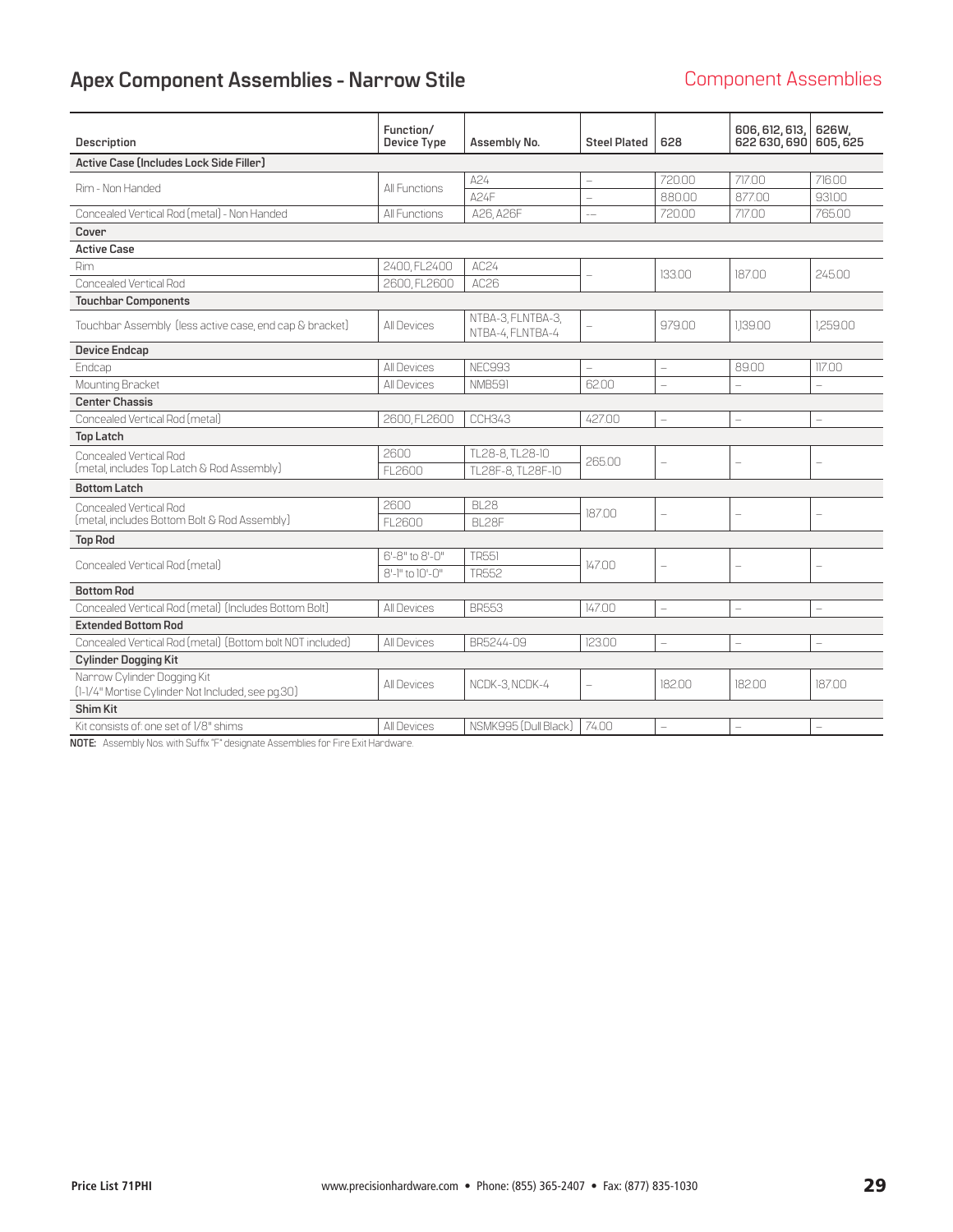# Apex Component Assemblies - Narrow Stile

Component Assemblies

| Description | Function/ Device Type | Assembly No. | Steel Plated | 628 | 606, 612, 613, 622 630, 690 | 626W, 605, 625 |
|---|---|---|---|---|---|---|
| **Active Case (Includes Lock Side Filler)** | | | | | | |
| Rim - Non Handed | All Functions | A24 | – | 720.00 | 717.00 | 716.00 |
| | | A24F | – | 880.00 | 877.00 | 931.00 |
| Concealed Vertical Rod (metal) - Non Handed | All Functions | A26, A26F | -- | 720.00 | 717.00 | 765.00 |
| **Cover** | | | | | | |
| **Active Case** | | | | | | |
| Rim | 2400, FL2400 | AC24 | – | 133.00 | 187.00 | 245.00 |
| Concealed Vertical Rod | 2600, FL2600 | AC26 | | | | |
| **Touchbar Components** | | | | | | |
| Touchbar Assembly (less active case, end cap & bracket) | All Devices | NTBA-3, FLNTBA-3, NTBA-4, FLNTBA-4 | – | 979.00 | 1,139.00 | 1,259.00 |
| **Device Endcap** | | | | | | |
| Endcap | All Devices | NEC993 | – | – | 89.00 | 117.00 |
| Mounting Bracket | All Devices | NMB591 | 62.00 | – | – | – |
| **Center Chassis** | | | | | | |
| Concealed Vertical Rod (metal) | 2600, FL2600 | CCH343 | 427.00 | – | – | – |
| **Top Latch** | | | | | | |
| Concealed Vertical Rod (metal, includes Top Latch & Rod Assembly) | 2600 | TL28-8, TL28-10 | 265.00 | – | – | – |
| | FL2600 | TL28F-8, TL28F-10 | | | | |
| **Bottom Latch** | | | | | | |
| Concealed Vertical Rod (metal, includes Bottom Bolt & Rod Assembly) | 2600 | BL28 | 187.00 | – | – | – |
| | FL2600 | BL28F | | | | |
| **Top Rod** | | | | | | |
| Concealed Vertical Rod (metal) | 6'-8" to 8'-0" | TR551 | 147.00 | – | – | – |
| | 8'-1" to 10'-0" | TR552 | | | | |
| **Bottom Rod** | | | | | | |
| Concealed Vertical Rod (metal) (Includes Bottom Bolt) | All Devices | BR553 | 147.00 | – | – | – |
| **Extended Bottom Rod** | | | | | | |
| Concealed Vertical Rod (metal) (Bottom bolt NOT included) | All Devices | BR5244-09 | 123.00 | – | – | – |
| **Cylinder Dogging Kit** | | | | | | |
| Narrow Cylinder Dogging Kit (1-1/4" Mortise Cylinder Not Included, see pg.30) | All Devices | NCDK-3, NCDK-4 | – | 182.00 | 182.00 | 187.00 |
| **Shim Kit** | | | | | | |
| Kit consists of: one set of 1/8" shims | All Devices | NSMK995 (Dull Black) | 74.00 | – | – | – |

**NOTE:** Assembly Nos. with Suffix "F" designate Assemblies for Fire Exit Hardware.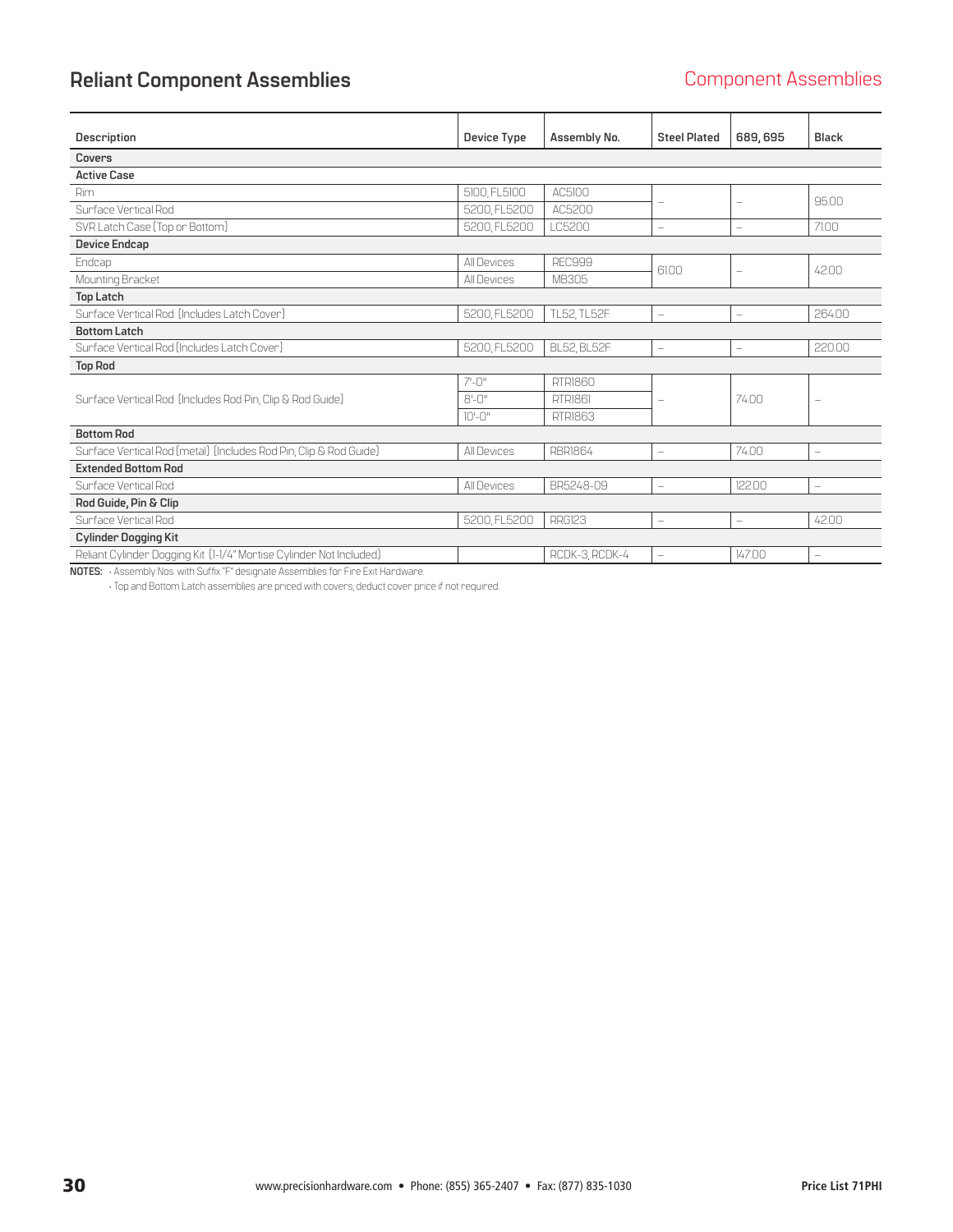## Reliant Component Assemblies

Component Assemblies

| Description | Device Type | Assembly No. | Steel Plated | 689, 695 | Black |
|---|---|---|---|---|---|
| **Covers** | | | | | |
| **Active Case** | | | | | |
| Rim | 5100, FL5100 | AC5100 | – | – | 95.00 |
| Surface Vertical Rod | 5200, FL5200 | AC5200 | | | |
| SVR Latch Case (Top or Bottom) | 5200, FL5200 | LC5200 | – | – | 71.00 |
| **Device Endcap** | | | | | |
| Endcap | All Devices | REC999 | 61.00 | – | 42.00 |
| Mounting Bracket | All Devices | MB305 | | | |
| **Top Latch** | | | | | |
| Surface Vertical Rod (Includes Latch Cover) | 5200, FL5200 | TL52, TL52F | – | – | 264.00 |
| **Bottom Latch** | | | | | |
| Surface Vertical Rod (Includes Latch Cover) | 5200, FL5200 | BL52, BL52F | – | – | 220.00 |
| **Top Rod** | | | | | |
| Surface Vertical Rod (Includes Rod Pin, Clip & Rod Guide) | 7'-0" | RTR1860 | – | 74.00 | – |
| | 8'-0" | RTR1861 | | | |
| | 10'-0" | RTR1863 | | | |
| **Bottom Rod** | | | | | |
| Surface Vertical Rod (metal) (Includes Rod Pin, Clip & Rod Guide) | All Devices | RBR1864 | – | 74.00 | – |
| **Extended Bottom Rod** | | | | | |
| Surface Vertical Rod | All Devices | BR5248-09 | – | 122.00 | – |
| **Rod Guide, Pin & Clip** | | | | | |
| Surface Vertical Rod | 5200, FL5200 | RRG123 | – | – | 42.00 |
| **Cylinder Dogging Kit** | | | | | |
| Reliant Cylinder Dogging Kit (1-1/4" Mortise Cylinder Not Included) | | RCDK-3, RCDK-4 | – | 147.00 | – |

**NOTES:** · Assembly Nos. with Suffix "F" designate Assemblies for Fire Exit Hardware.
· Top and Bottom Latch assemblies are priced with covers, deduct cover price if not required.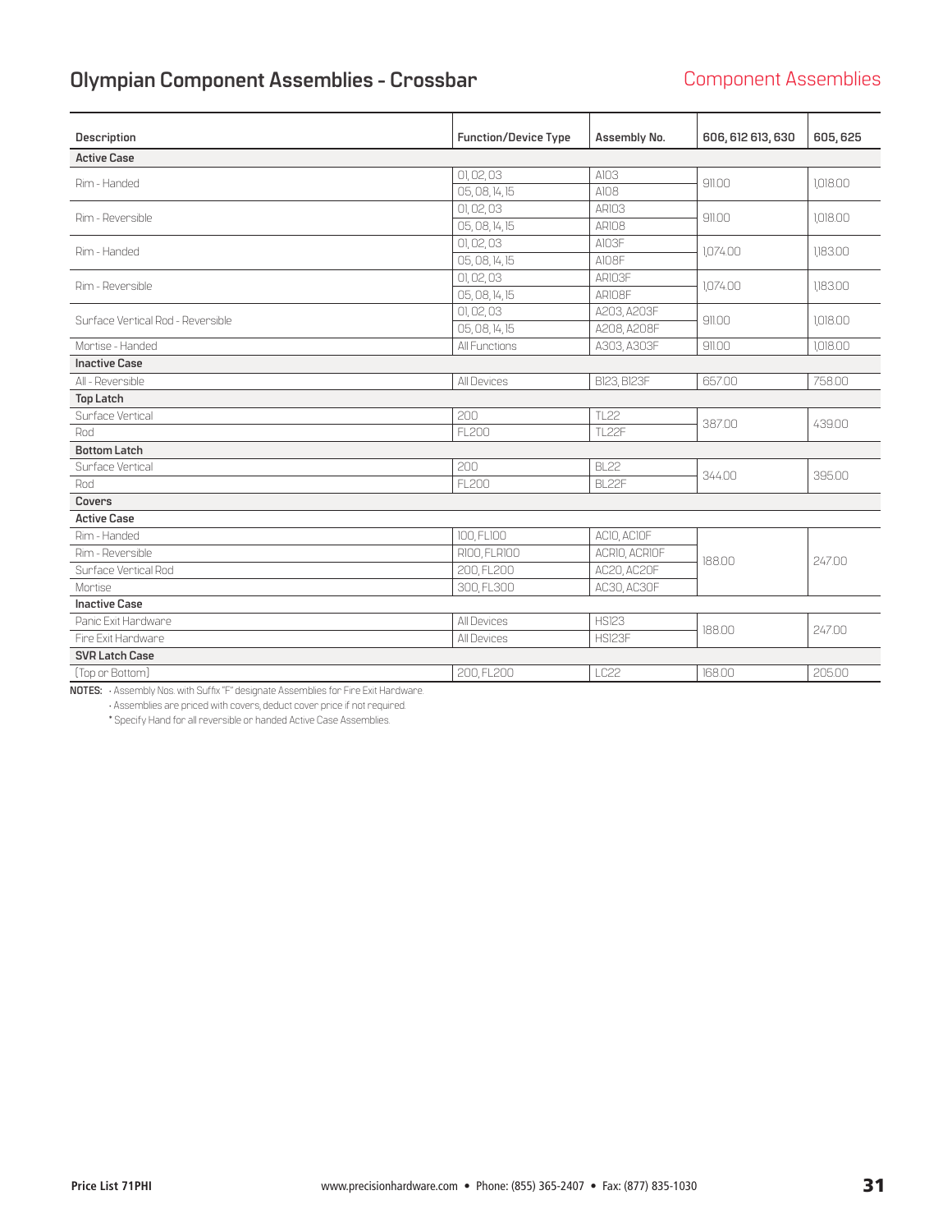# Olympian Component Assemblies - Crossbar

## Component Assemblies

| Description | Function/Device Type | Assembly No. | 606, 612 613, 630 | 605, 625 |
|---|---|---|---|---|
| **Active Case** | | | | |
| Rim - Handed | 01, 02, 03 | A103 | 911.00 | 1,018.00 |
| | 05, 08, 14, 15 | A108 | | |
| Rim - Reversible | 01, 02, 03 | AR103 | 911.00 | 1,018.00 |
| | 05, 08, 14, 15 | AR108 | | |
| Rim - Handed | 01, 02, 03 | A103F | 1,074.00 | 1,183.00 |
| | 05, 08, 14, 15 | A108F | | |
| Rim - Reversible | 01, 02, 03 | AR103F | 1,074.00 | 1,183.00 |
| | 05, 08, 14, 15 | AR108F | | |
| Surface Vertical Rod - Reversible | 01, 02, 03 | A203, A203F | 911.00 | 1,018.00 |
| | 05, 08, 14, 15 | A208, A208F | | |
| Mortise - Handed | All Functions | A303, A303F | 911.00 | 1,018.00 |
| **Inactive Case** | | | | |
| All - Reversible | All Devices | B123, B123F | 657.00 | 758.00 |
| **Top Latch** | | | | |
| Surface Vertical | 200 | TL22 | 387.00 | 439.00 |
| Rod | FL200 | TL22F | | |
| **Bottom Latch** | | | | |
| Surface Vertical | 200 | BL22 | 344.00 | 395.00 |
| Rod | FL200 | BL22F | | |
| **Covers** | | | | |
| **Active Case** | | | | |
| Rim - Handed | 100, FL100 | AC10, AC10F | 188.00 | 247.00 |
| Rim - Reversible | R100, FLR100 | ACR10, ACR10F | | |
| Surface Vertical Rod | 200, FL200 | AC20, AC20F | | |
| Mortise | 300, FL300 | AC30, AC30F | | |
| **Inactive Case** | | | | |
| Panic Exit Hardware | All Devices | HS123 | 188.00 | 247.00 |
| Fire Exit Hardware | All Devices | HS123F | | |
| **SVR Latch Case** | | | | |
| (Top or Bottom) | 200, FL200 | LC22 | 168.00 | 205.00 |

**NOTES:**
- Assembly Nos. with Suffix "F" designate Assemblies for Fire Exit Hardware.
- Assemblies are priced with covers, deduct cover price if not required.

\* Specify Hand for all reversible or handed Active Case Assemblies.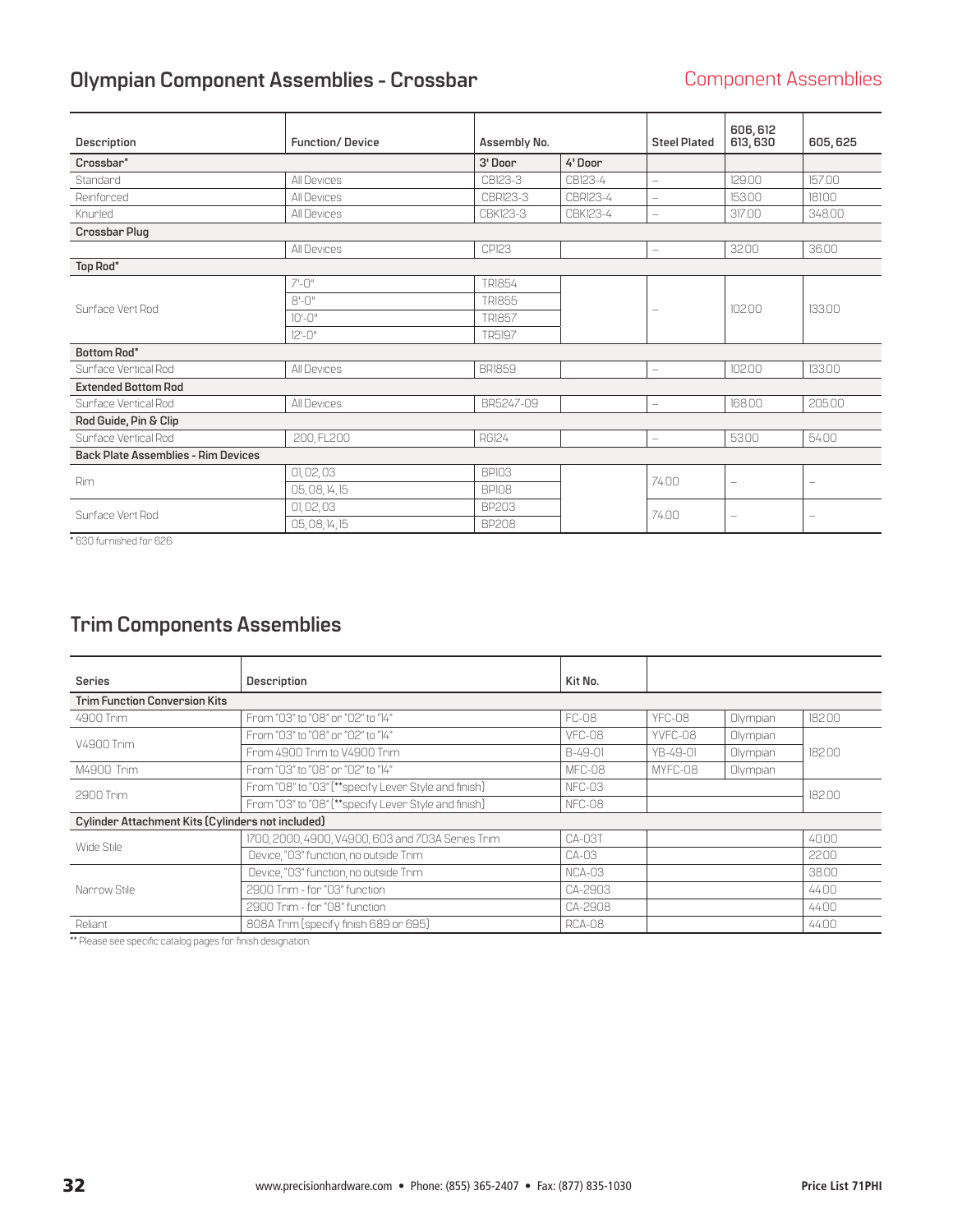## Olympian Component Assemblies - Crossbar

Component Assemblies

| Description | Function/ Device | Assembly No. | | Steel Plated | 606, 612 613, 630 | 605, 625 |
|---|---|---|---|---|---|---|
| **Crossbar*** | | **3' Door** | **4' Door** | | | |
| Standard | All Devices | CB123-3 | CB123-4 | – | 129.00 | 157.00 |
| Reinforced | All Devices | CBR123-3 | CBR123-4 | – | 153.00 | 181.00 |
| Knurled | All Devices | CBK123-3 | CBK123-4 | – | 317.00 | 348.00 |
| **Crossbar Plug** | | | | | | |
| | All Devices | CP123 | | – | 32.00 | 36.00 |
| **Top Rod*** | | | | | | |
| Surface Vert Rod | 7'-0" | TR1854 | | – | 102.00 | 133.00 |
| | 8'-0" | TR1855 | | | | |
| | 10'-0" | TR1857 | | | | |
| | 12'-0" | TR5197 | | | | |
| **Bottom Rod*** | | | | | | |
| Surface Vertical Rod | All Devices | BR1859 | | – | 102.00 | 133.00 |
| **Extended Bottom Rod** | | | | | | |
| Surface Vertical Rod | All Devices | BR5247-09 | | – | 168.00 | 205.00 |
| **Rod Guide, Pin & Clip** | | | | | | |
| Surface Vertical Rod | 200, FL200 | RG124 | | – | 53.00 | 54.00 |
| **Back Plate Assemblies - Rim Devices** | | | | | | |
| Rim | 01, 02, 03 | BP103 | | 74.00 | – | – |
| | 05, 08, 14, 15 | BP108 | | | | |
| Surface Vert Rod | 01, 02, 03 | BP203 | | 74.00 | – | – |
| | 05, 08, 14, 15 | BP208 | | | | |

* 630 furnished for 626

## Trim Components Assemblies

| Series | Description | Kit No. | | | |
|---|---|---|---|---|---|
| **Trim Function Conversion Kits** | | | | | |
| 4900 Trim | From "03" to "08" or "02" to "14" | FC-08 | YFC-08 | Olympian | 182.00 |
| V4900 Trim | From "03" to "08" or "02" to "14" | VFC-08 | YVFC-08 | Olympian | 182.00 |
| | From 4900 Trim to V4900 Trim | B-49-01 | YB-49-01 | Olympian | |
| M4900 Trim | From "03" to "08" or "02" to "14" | MFC-08 | MYFC-08 | Olympian | |
| 2900 Trim | From "08" to "03" (**specify Lever Style and finish) | NFC-03 | | | 182.00 |
| | From "03" to "08" (**specify Lever Style and finish) | NFC-08 | | | |
| **Cylinder Attachment Kits (Cylinders not included)** | | | | | |
| Wide Stile | 1700, 2000, 4900, V4900, 603 and 703A Series Trim | CA-03T | | | 40.00 |
| | Device, "03" function, no outside Trim | CA-03 | | | 22.00 |
| Narrow Stile | Device, "03" function, no outside Trim | NCA-03 | | | 38.00 |
| | 2900 Trim - for "03" function | CA-2903 | | | 44.00 |
| | 2900 Trim - for "08" function | CA-2908 | | | 44.00 |
| Reliant | 808A Trim (specify finish 689 or 695) | RCA-08 | | | 44.00 |

** Please see specific catalog pages for finish designation.

www.precisionhardware.com • Phone: (855) 365-2407 • Fax: (877) 835-1030

Price List 71PHI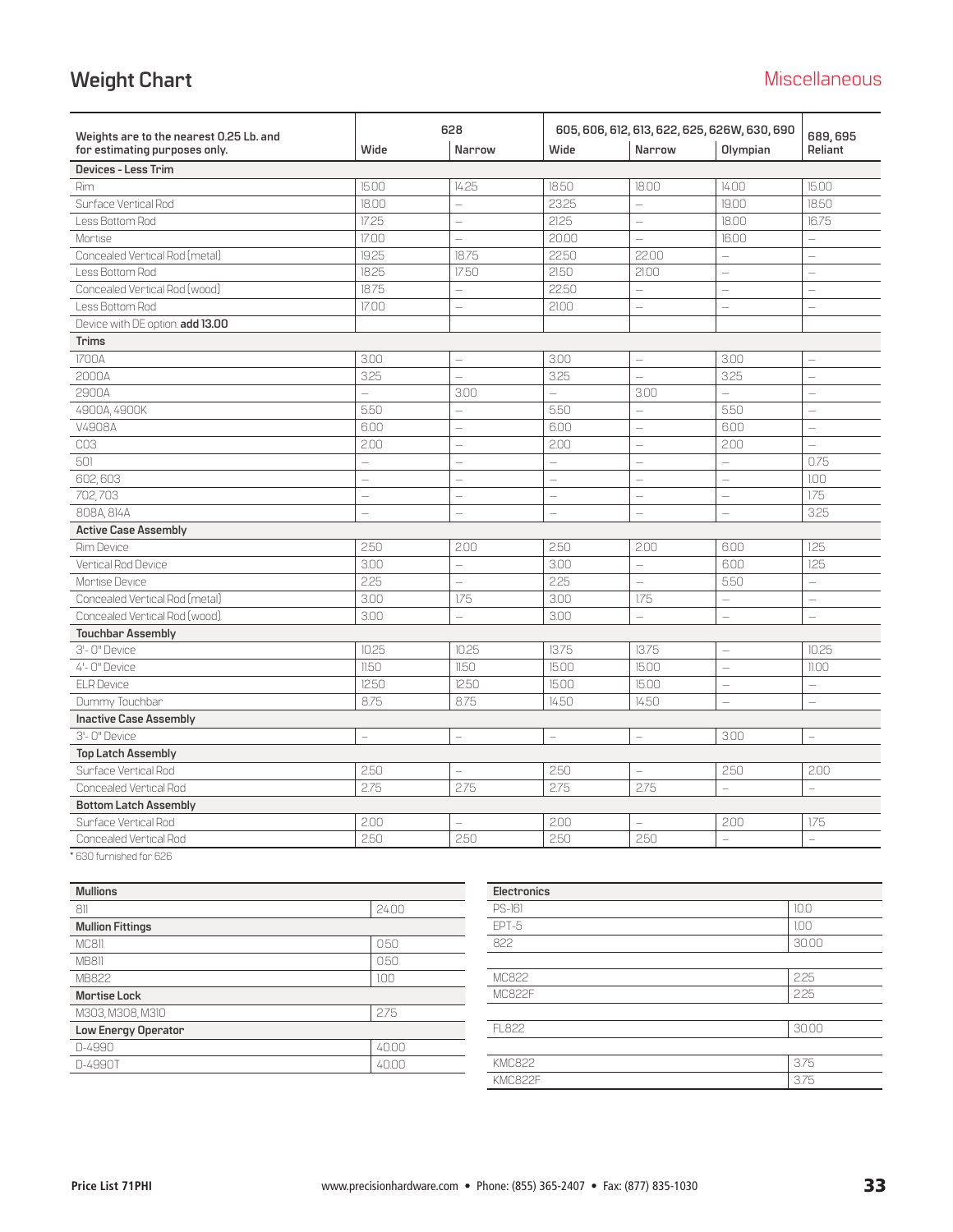# Weight Chart

## Miscellaneous

| Weights are to the nearest 0.25 Lb. and for estimating purposes only. | 628 | | 605, 606, 612, 613, 622, 625, 626W, 630, 690 | | | 689, 695 |
|---|---|---|---|---|---|---|
| | Wide | Narrow | Wide | Narrow | Olympian | Reliant |
| **Devices - Less Trim** | | | | | | |
| Rim | 15.00 | 14.25 | 18.50 | 18.00 | 14.00 | 15.00 |
| Surface Vertical Rod | 18.00 | – | 23.25 | – | 19.00 | 18.50 |
| Less Bottom Rod | 17.25 | – | 21.25 | – | 18.00 | 16.75 |
| Mortise | 17.00 | – | 20.00 | – | 16.00 | – |
| Concealed Vertical Rod (metal) | 19.25 | 18.75 | 22.50 | 22.00 | – | – |
| Less Bottom Rod | 18.25 | 17.50 | 21.50 | 21.00 | – | – |
| Concealed Vertical Rod (wood) | 18.75 | – | 22.50 | – | – | – |
| Less Bottom Rod | 17.00 | – | 21.00 | – | – | – |
| Device with DE option: **add 13.00** | | | | | | |
| **Trims** | | | | | | |
| 1700A | 3.00 | – | 3.00 | – | 3.00 | – |
| 2000A | 3.25 | – | 3.25 | – | 3.25 | – |
| 2900A | – | 3.00 | – | 3.00 | – | – |
| 4900A, 4900K | 5.50 | – | 5.50 | – | 5.50 | – |
| V4908A | 6.00 | – | 6.00 | – | 6.00 | – |
| C03 | 2.00 | – | 2.00 | – | 2.00 | – |
| 501 | – | – | – | – | – | 0.75 |
| 602, 603 | – | – | – | – | – | 1.00 |
| 702, 703 | – | – | – | – | – | 1.75 |
| 808A, 814A | – | – | – | – | – | 3.25 |
| **Active Case Assembly** | | | | | | |
| Rim Device | 2.50 | 2.00 | 2.50 | 2.00 | 6.00 | 1.25 |
| Vertical Rod Device | 3.00 | – | 3.00 | – | 6.00 | 1.25 |
| Mortise Device | 2.25 | – | 2.25 | – | 5.50 | – |
| Concealed Vertical Rod (metal) | 3.00 | 1.75 | 3.00 | 1.75 | – | – |
| Concealed Vertical Rod (wood) | 3.00 | – | 3.00 | – | – | – |
| **Touchbar Assembly** | | | | | | |
| 3'- 0" Device | 10.25 | 10.25 | 13.75 | 13.75 | – | 10.25 |
| 4'- 0" Device | 11.50 | 11.50 | 15.00 | 15.00 | – | 11.00 |
| ELR Device | 12.50 | 12.50 | 15.00 | 15.00 | – | – |
| Dummy Touchbar | 8.75 | 8.75 | 14.50 | 14.50 | – | – |
| **Inactive Case Assembly** | | | | | | |
| 3'- 0" Device | – | – | – | – | 3.00 | – |
| **Top Latch Assembly** | | | | | | |
| Surface Vertical Rod | 2.50 | – | 2.50 | – | 2.50 | 2.00 |
| Concealed Vertical Rod | 2.75 | 2.75 | 2.75 | 2.75 | – | – |
| **Bottom Latch Assembly** | | | | | | |
| Surface Vertical Rod | 2.00 | – | 2.00 | – | 2.00 | 1.75 |
| Concealed Vertical Rod | 2.50 | 2.50 | 2.50 | 2.50 | – | – |

* 630 furnished for 626

| Mullions | |
|---|---|
| 811 | 24.00 |
| **Mullion Fittings** | |
| MC811 | 0.50 |
| MB811 | 0.50 |
| MB822 | 1.00 |
| **Mortise Lock** | |
| M303, M308, M310 | 2.75 |
| **Low Energy Operator** | |
| D-4990 | 40.00 |
| D-4990T | 40.00 |

| Electronics | |
|---|---|
| PS-161 | 10.0 |
| EPT-5 | 1.00 |
| 822 | 30.00 |
| | |
| MC822 | 2.25 |
| MC822F | 2.25 |
| | |
| FL822 | 30.00 |
| | |
| KMC822 | 3.75 |
| KMC822F | 3.75 |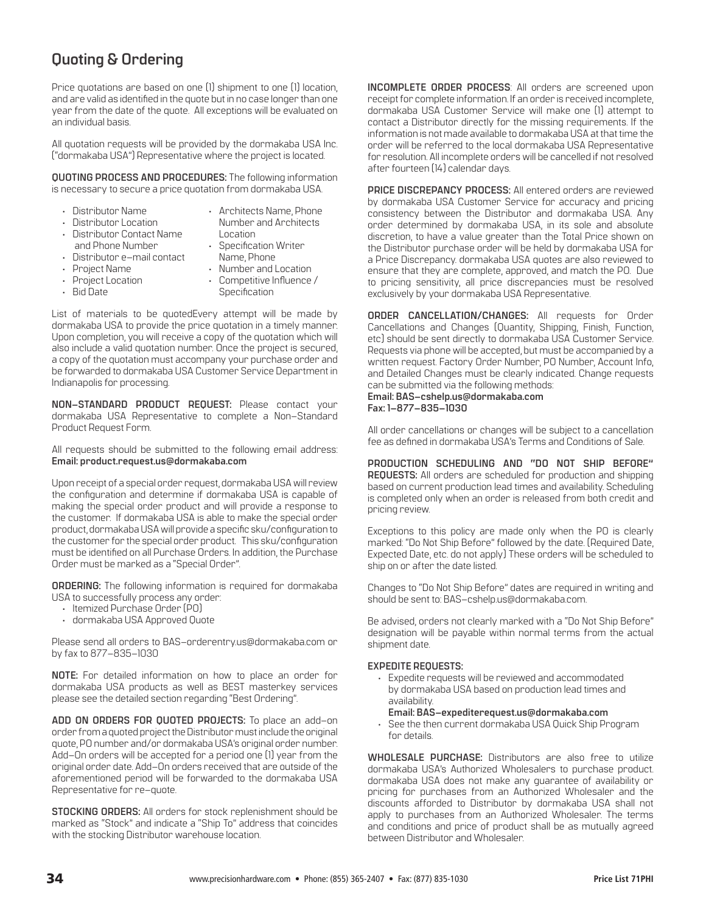# Quoting & Ordering

Price quotations are based on one (1) shipment to one (1) location, and are valid as identified in the quote but in no case longer than one year from the date of the quote. All exceptions will be evaluated on an individual basis.

All quotation requests will be provided by the dormakaba USA Inc. ("dormakaba USA") Representative where the project is located.

**QUOTING PROCESS AND PROCEDURES:** The following information is necessary to secure a price quotation from dormakaba USA.

- Distributor Name
- Distributor Location
- Distributor Contact Name and Phone Number
- Distributor e-mail contact
- Project Name
- Project Location
- Bid Date
- Architects Name, Phone Number and Architects Location
- Specification Writer Name, Phone
- Number and Location
- Competitive Influence / Specification

List of materials to be quotedEvery attempt will be made by dormakaba USA to provide the price quotation in a timely manner. Upon completion, you will receive a copy of the quotation which will also include a valid quotation number. Once the project is secured, a copy of the quotation must accompany your purchase order and be forwarded to dormakaba USA Customer Service Department in Indianapolis for processing.

**NON-STANDARD PRODUCT REQUEST:** Please contact your dormakaba USA Representative to complete a Non-Standard Product Request Form.

All requests should be submitted to the following email address: **Email: product.request.us@dormakaba.com**

Upon receipt of a special order request, dormakaba USA will review the configuration and determine if dormakaba USA is capable of making the special order product and will provide a response to the customer. If dormakaba USA is able to make the special order product, dormakaba USA will provide a specific sku/configuration to the customer for the special order product. This sku/configuration must be identified on all Purchase Orders. In addition, the Purchase Order must be marked as a "Special Order".

**ORDERING:** The following information is required for dormakaba USA to successfully process any order:

- Itemized Purchase Order (PO)
- dormakaba USA Approved Quote

Please send all orders to BAS-orderentry.us@dormakaba.com or by fax to 877-835-1030

**NOTE:** For detailed information on how to place an order for dormakaba USA products as well as BEST masterkey services please see the detailed section regarding "Best Ordering".

**ADD ON ORDERS FOR QUOTED PROJECTS:** To place an add-on order from a quoted project the Distributor must include the original quote, PO number and/or dormakaba USA's original order number. Add-On orders will be accepted for a period one (1) year from the original order date. Add-On orders received that are outside of the aforementioned period will be forwarded to the dormakaba USA Representative for re-quote.

**STOCKING ORDERS:** All orders for stock replenishment should be marked as "Stock" and indicate a "Ship To" address that coincides with the stocking Distributor warehouse location.

**INCOMPLETE ORDER PROCESS**: All orders are screened upon receipt for complete information. If an order is received incomplete, dormakaba USA Customer Service will make one (1) attempt to contact a Distributor directly for the missing requirements. If the information is not made available to dormakaba USA at that time the order will be referred to the local dormakaba USA Representative for resolution. All incomplete orders will be cancelled if not resolved after fourteen (14) calendar days.

**PRICE DISCREPANCY PROCESS:** All entered orders are reviewed by dormakaba USA Customer Service for accuracy and pricing consistency between the Distributor and dormakaba USA. Any order determined by dormakaba USA, in its sole and absolute discretion, to have a value greater than the Total Price shown on the Distributor purchase order will be held by dormakaba USA for a Price Discrepancy. dormakaba USA quotes are also reviewed to ensure that they are complete, approved, and match the PO. Due to pricing sensitivity, all price discrepancies must be resolved exclusively by your dormakaba USA Representative.

**ORDER CANCELLATION/CHANGES:** All requests for Order Cancellations and Changes (Quantity, Shipping, Finish, Function, etc) should be sent directly to dormakaba USA Customer Service. Requests via phone will be accepted, but must be accompanied by a written request. Factory Order Number, PO Number, Account Info, and Detailed Changes must be clearly indicated. Change requests can be submitted via the following methods:
**Email: BAS-cshelp.us@dormakaba.com**
**Fax: 1-877-835-1030**

All order cancellations or changes will be subject to a cancellation fee as defined in dormakaba USA's Terms and Conditions of Sale.

**PRODUCTION SCHEDULING AND "DO NOT SHIP BEFORE" REQUESTS:** All orders are scheduled for production and shipping based on current production lead times and availability. Scheduling is completed only when an order is released from both credit and pricing review.

Exceptions to this policy are made only when the PO is clearly marked: "Do Not Ship Before" followed by the date. (Required Date, Expected Date, etc. do not apply) These orders will be scheduled to ship on or after the date listed.

Changes to "Do Not Ship Before" dates are required in writing and should be sent to: BAS-cshelp.us@dormakaba.com.

Be advised, orders not clearly marked with a "Do Not Ship Before" designation will be payable within normal terms from the actual shipment date.

**EXPEDITE REQUESTS:**

- Expedite requests will be reviewed and accommodated by dormakaba USA based on production lead times and availability.
  **Email: BAS-expediterequest.us@dormakaba.com**
- See the then current dormakaba USA Quick Ship Program for details.

**WHOLESALE PURCHASE:** Distributors are also free to utilize dormakaba USA's Authorized Wholesalers to purchase product. dormakaba USA does not make any guarantee of availability or pricing for purchases from an Authorized Wholesaler and the discounts afforded to Distributor by dormakaba USA shall not apply to purchases from an Authorized Wholesaler. The terms and conditions and price of product shall be as mutually agreed between Distributor and Wholesaler.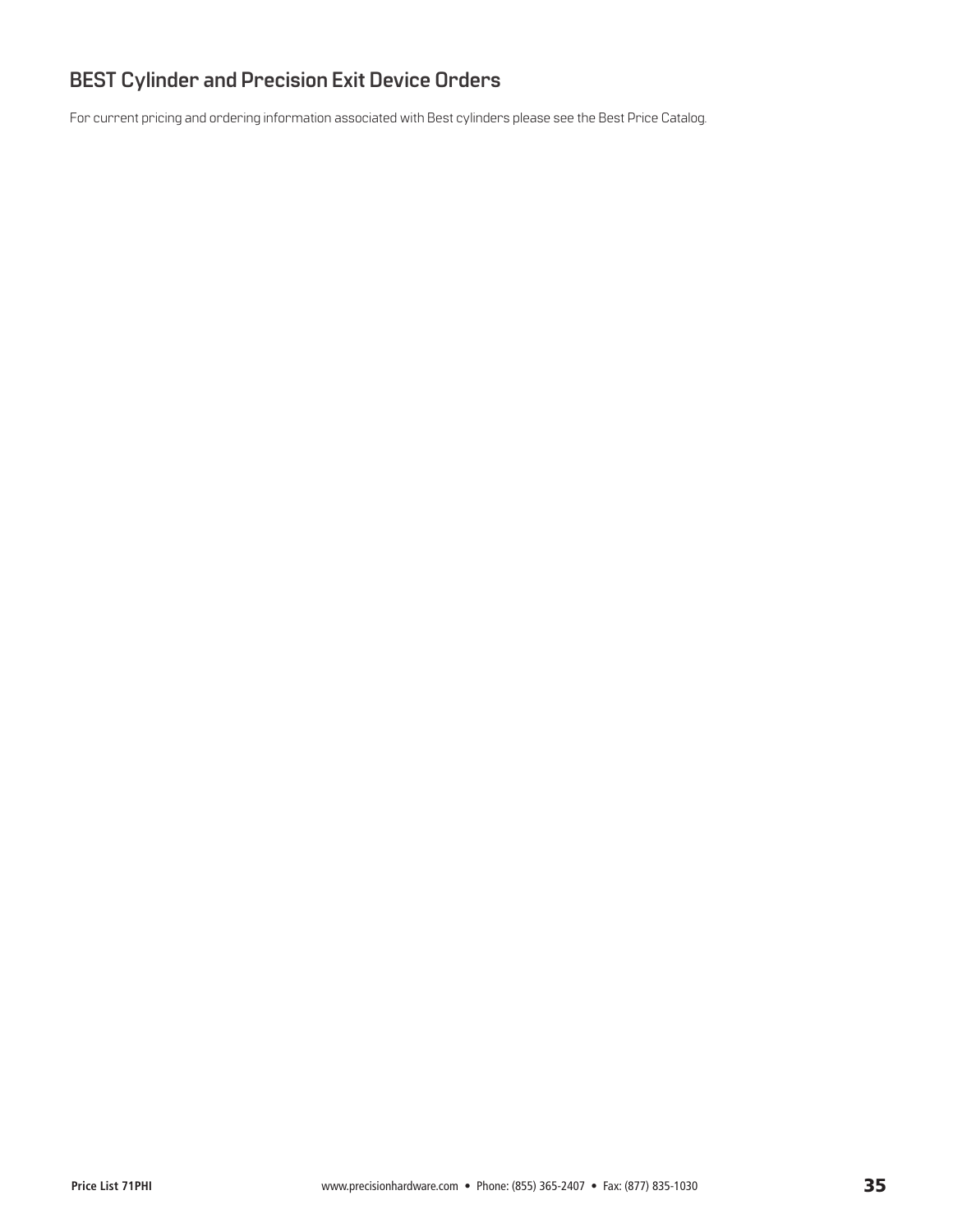## BEST Cylinder and Precision Exit Device Orders

For current pricing and ordering information associated with Best cylinders please see the Best Price Catalog.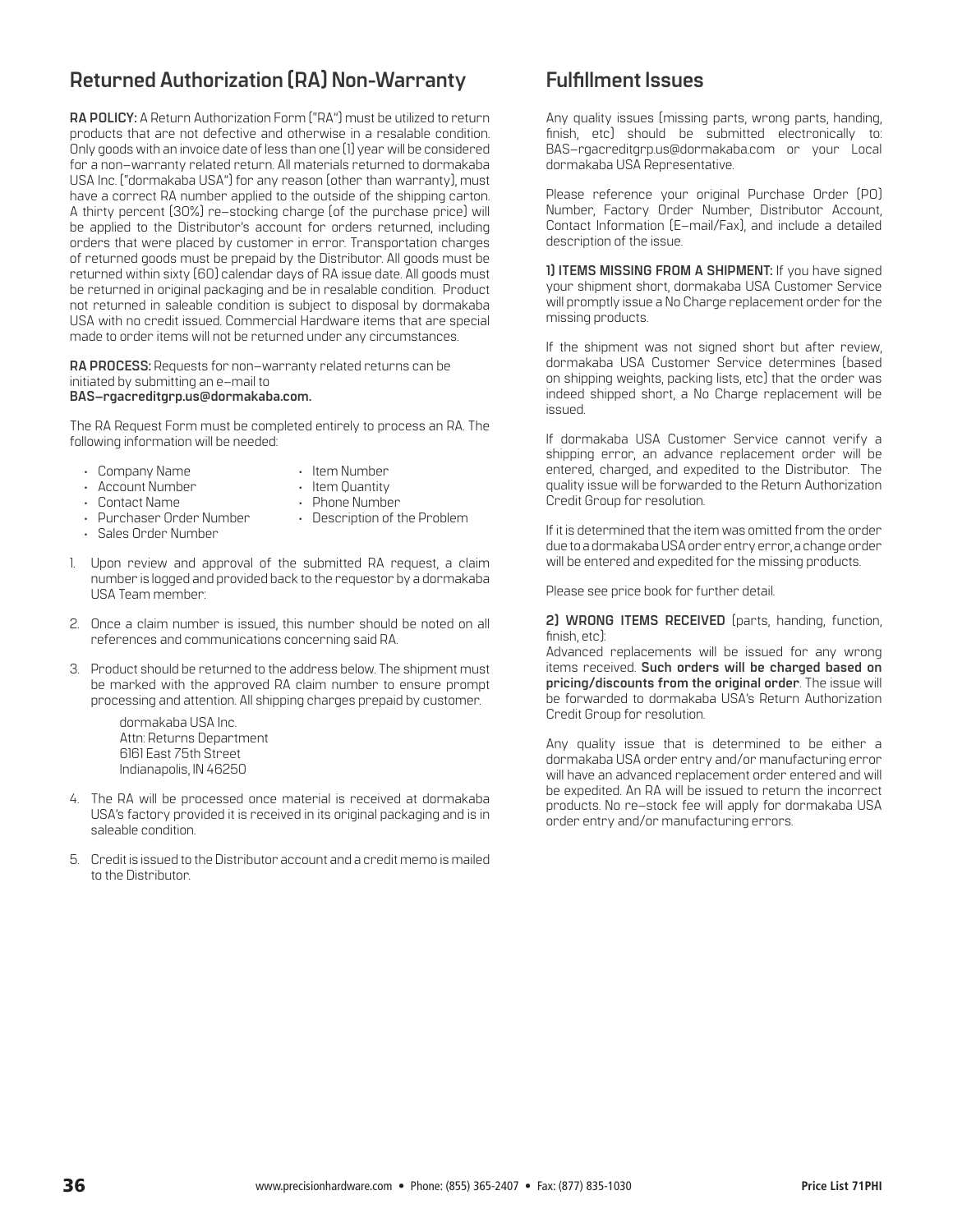## Returned Authorization (RA) Non-Warranty

**RA POLICY:** A Return Authorization Form ("RA") must be utilized to return products that are not defective and otherwise in a resalable condition. Only goods with an invoice date of less than one (1) year will be considered for a non–warranty related return. All materials returned to dormakaba USA Inc. ("dormakaba USA") for any reason (other than warranty), must have a correct RA number applied to the outside of the shipping carton. A thirty percent (30%) re–stocking charge (of the purchase price) will be applied to the Distributor's account for orders returned, including orders that were placed by customer in error. Transportation charges of returned goods must be prepaid by the Distributor. All goods must be returned within sixty (60) calendar days of RA issue date. All goods must be returned in original packaging and be in resalable condition. Product not returned in saleable condition is subject to disposal by dormakaba USA with no credit issued. Commercial Hardware items that are special made to order items will not be returned under any circumstances.

**RA PROCESS:** Requests for non–warranty related returns can be initiated by submitting an e–mail to **BAS–rgacreditgrp.us@dormakaba.com.**

The RA Request Form must be completed entirely to process an RA. The following information will be needed:

- Company Name
- Account Number
- Contact Name
- Purchaser Order Number
- Sales Order Number
- Item Number
- Item Quantity
- Phone Number
- Description of the Problem

1. Upon review and approval of the submitted RA request, a claim number is logged and provided back to the requestor by a dormakaba USA Team member:
2. Once a claim number is issued, this number should be noted on all references and communications concerning said RA.
3. Product should be returned to the address below. The shipment must be marked with the approved RA claim number to ensure prompt processing and attention. All shipping charges prepaid by customer.

   dormakaba USA Inc.
   Attn: Returns Department
   6161 East 75th Street
   Indianapolis, IN 46250

4. The RA will be processed once material is received at dormakaba USA's factory provided it is received in its original packaging and is in saleable condition.
5. Credit is issued to the Distributor account and a credit memo is mailed to the Distributor.

## Fulfillment Issues

Any quality issues (missing parts, wrong parts, handing, finish, etc) should be submitted electronically to: BAS–rgacreditgrp.us@dormakaba.com or your Local dormakaba USA Representative.

Please reference your original Purchase Order (PO) Number, Factory Order Number, Distributor Account, Contact Information (E–mail/Fax), and include a detailed description of the issue.

**1) ITEMS MISSING FROM A SHIPMENT:** If you have signed your shipment short, dormakaba USA Customer Service will promptly issue a No Charge replacement order for the missing products.

If the shipment was not signed short but after review, dormakaba USA Customer Service determines (based on shipping weights, packing lists, etc) that the order was indeed shipped short, a No Charge replacement will be issued.

If dormakaba USA Customer Service cannot verify a shipping error, an advance replacement order will be entered, charged, and expedited to the Distributor. The quality issue will be forwarded to the Return Authorization Credit Group for resolution.

If it is determined that the item was omitted from the order due to a dormakaba USA order entry error, a change order will be entered and expedited for the missing products.

Please see price book for further detail.

**2) WRONG ITEMS RECEIVED** (parts, handing, function, finish, etc):
Advanced replacements will be issued for any wrong items received. **Such orders will be charged based on pricing/discounts from the original order**. The issue will be forwarded to dormakaba USA's Return Authorization Credit Group for resolution.

Any quality issue that is determined to be either a dormakaba USA order entry and/or manufacturing error will have an advanced replacement order entered and will be expedited. An RA will be issued to return the incorrect products. No re–stock fee will apply for dormakaba USA order entry and/or manufacturing errors.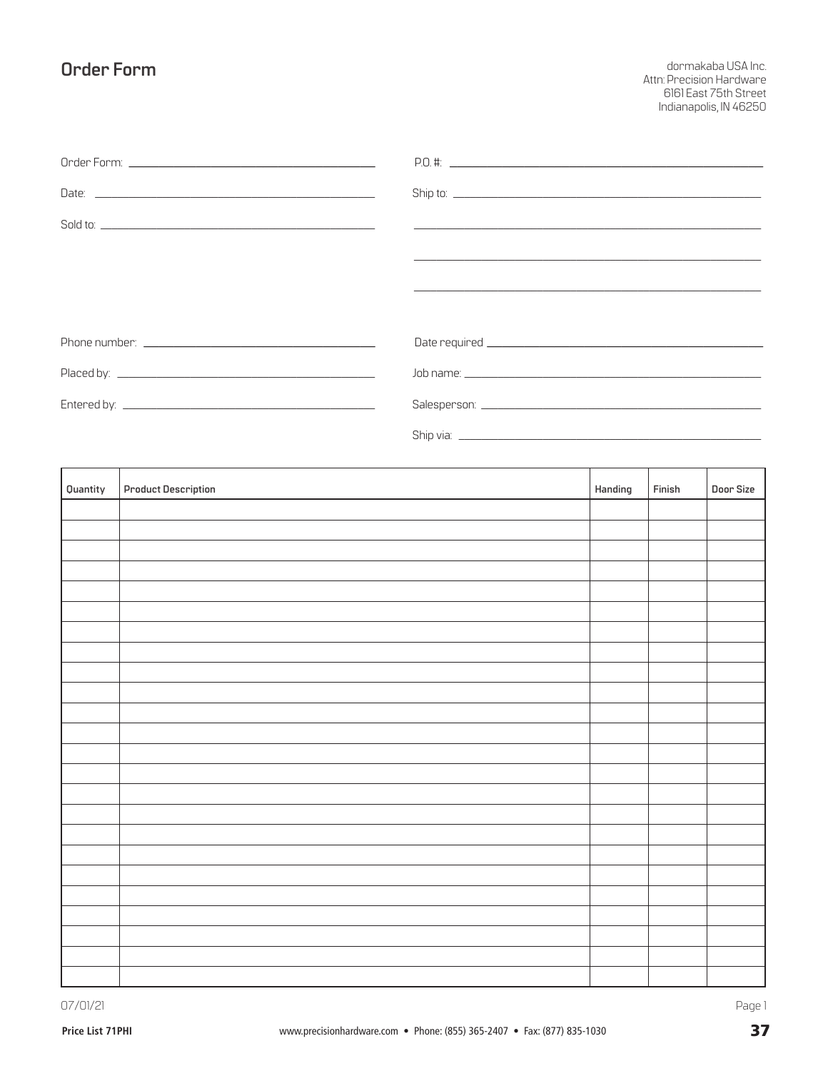## Order Form

dormakaba USA Inc.
Attn: Precision Hardware
6161 East 75th Street
Indianapolis, IN 46250

Order Form: ______________________________

Date: ______________________________

Sold to: ______________________________

Phone number: ______________________________

Placed by: ______________________________

Entered by: ______________________________

P.O. #: ______________________________

Ship to: ______________________________

______________________________

______________________________

______________________________

Date required ______________________________

Job name: ______________________________

Salesperson: ______________________________

Ship via: ______________________________

| Quantity | Product Description | Handing | Finish | Door Size |
|---|---|---|---|---|
| | | | | |
| | | | | |
| | | | | |
| | | | | |
| | | | | |
| | | | | |
| | | | | |
| | | | | |
| | | | | |
| | | | | |
| | | | | |
| | | | | |
| | | | | |
| | | | | |
| | | | | |
| | | | | |
| | | | | |
| | | | | |
| | | | | |
| | | | | |
| | | | | |
| | | | | |
| | | | | |
| | | | | |

07/01/21

Page 1

Price List 71PHI

www.precisionhardware.com • Phone: (855) 365-2407 • Fax: (877) 835-1030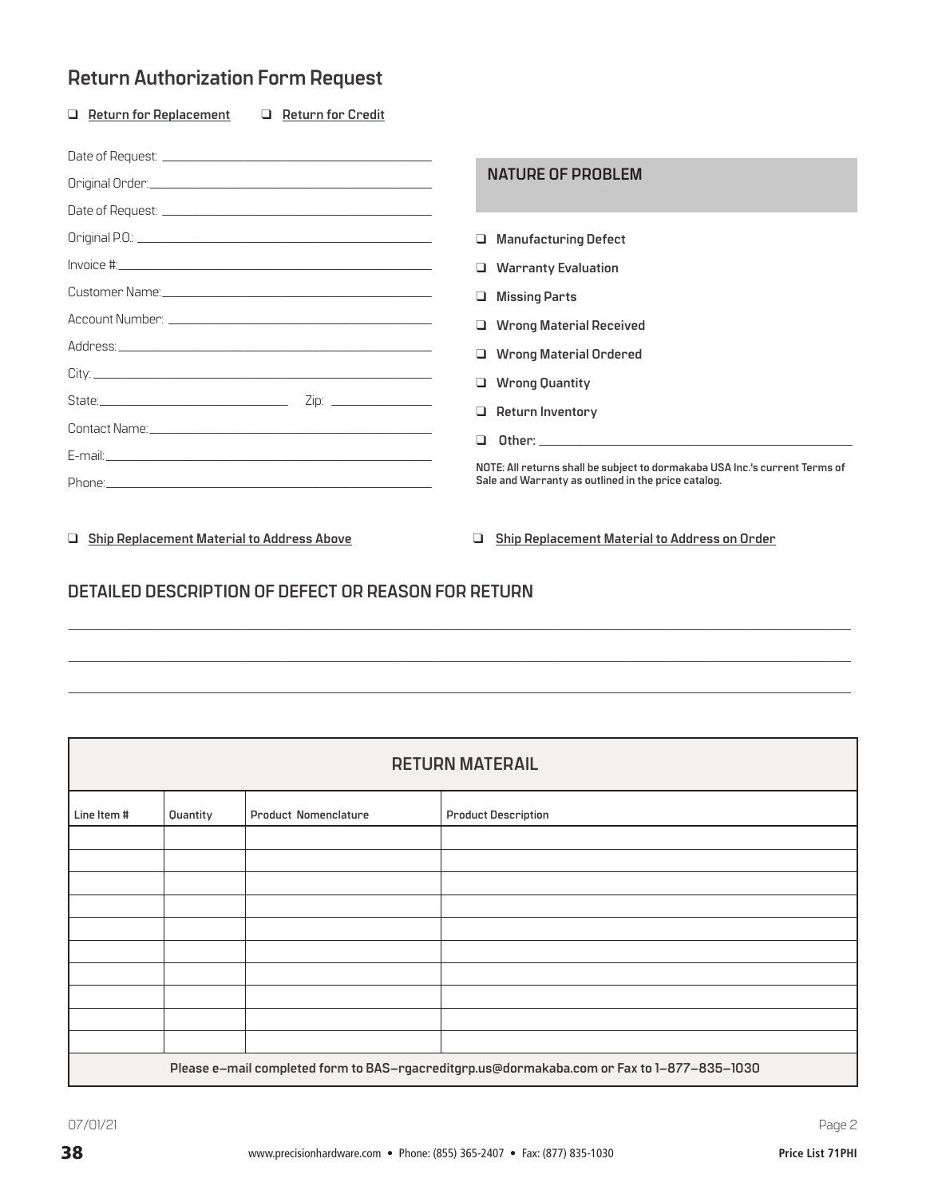## Return Authorization Form Request

☐ Return for Replacement ☐ Return for Credit

Date of Request: ______________________

Original Order: ______________________

Date of Request: ______________________

Original P.O.: ______________________

Invoice #: ______________________

Customer Name: ______________________

Account Number: ______________________

Address: ______________________

City: ______________________

State: ______________ Zip: __________

Contact Name: ______________________

E-mail: ______________________

Phone: ______________________

### NATURE OF PROBLEM

- ☐ Manufacturing Defect
- ☐ Warranty Evaluation
- ☐ Missing Parts
- ☐ Wrong Material Received
- ☐ Wrong Material Ordered
- ☐ Wrong Quantity
- ☐ Return Inventory
- ☐ Other: ______________________

**NOTE: All returns shall be subject to dormakaba USA Inc.'s current Terms of Sale and Warranty as outlined in the price catalog.**

☐ Ship Replacement Material to Address Above ☐ Ship Replacement Material to Address on Order

## DETAILED DESCRIPTION OF DEFECT OR REASON FOR RETURN

______________________________________________________________________

______________________________________________________________________

______________________________________________________________________

| RETURN MATERAIL | | | |
|---|---|---|---|
| Line Item # | Quantity | Product Nomenclature | Product Description |
| | | | |
| | | | |
| | | | |
| | | | |
| | | | |
| | | | |
| | | | |
| | | | |
| | | | |
| | | | |
| Please e-mail completed form to BAS-rgacreditgrp.us@dormakaba.com or Fax to 1-877-835-1030 | | | |

07/01/21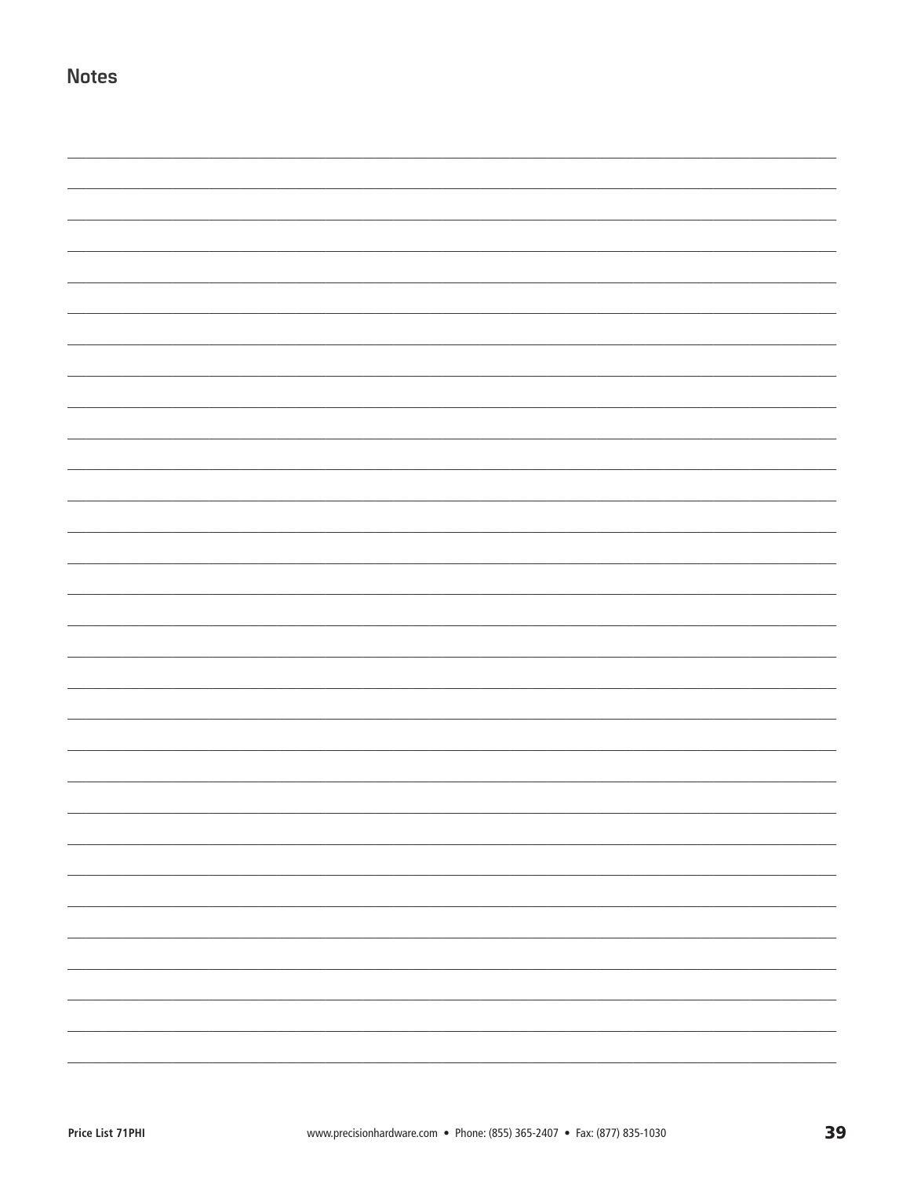## Notes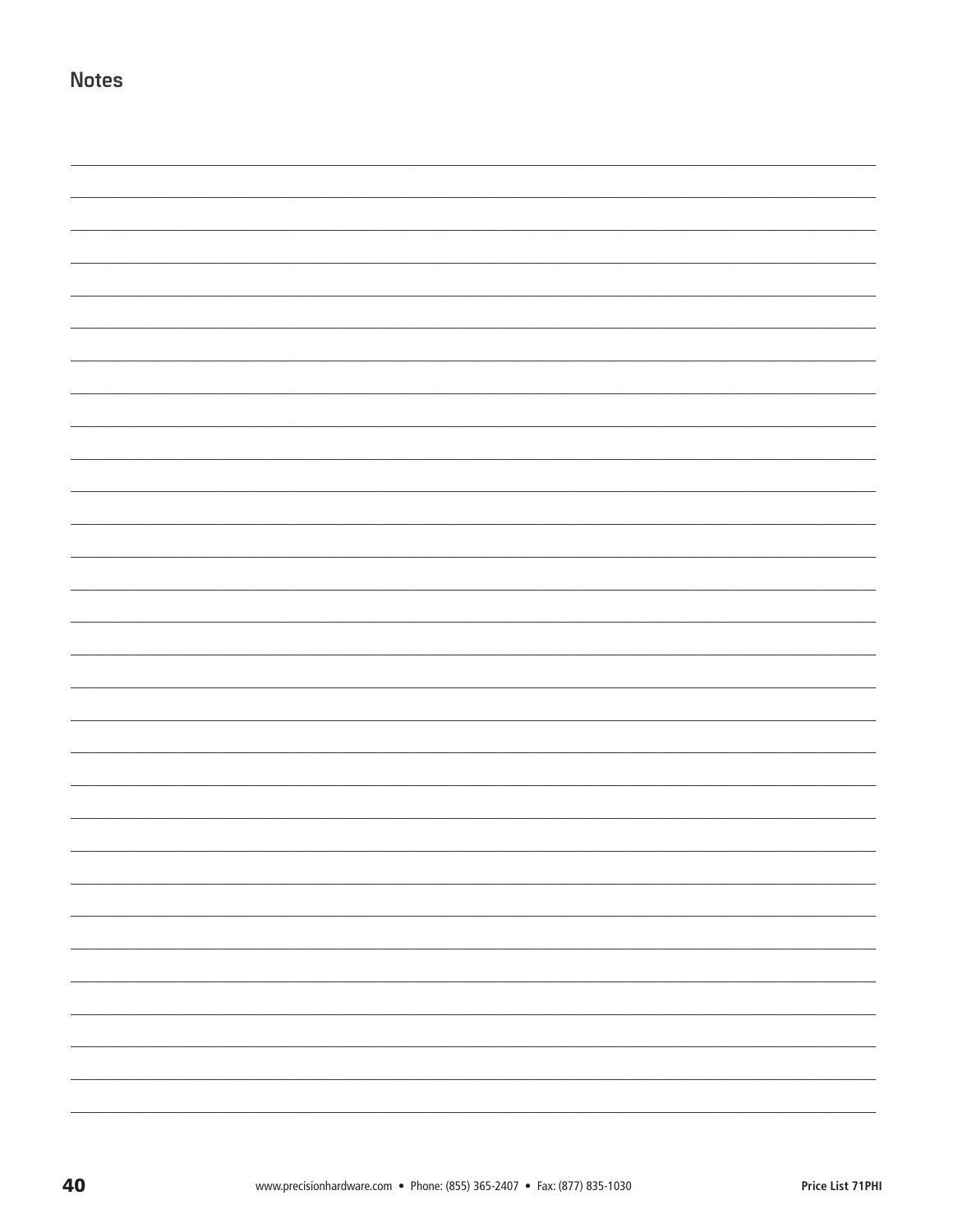## Notes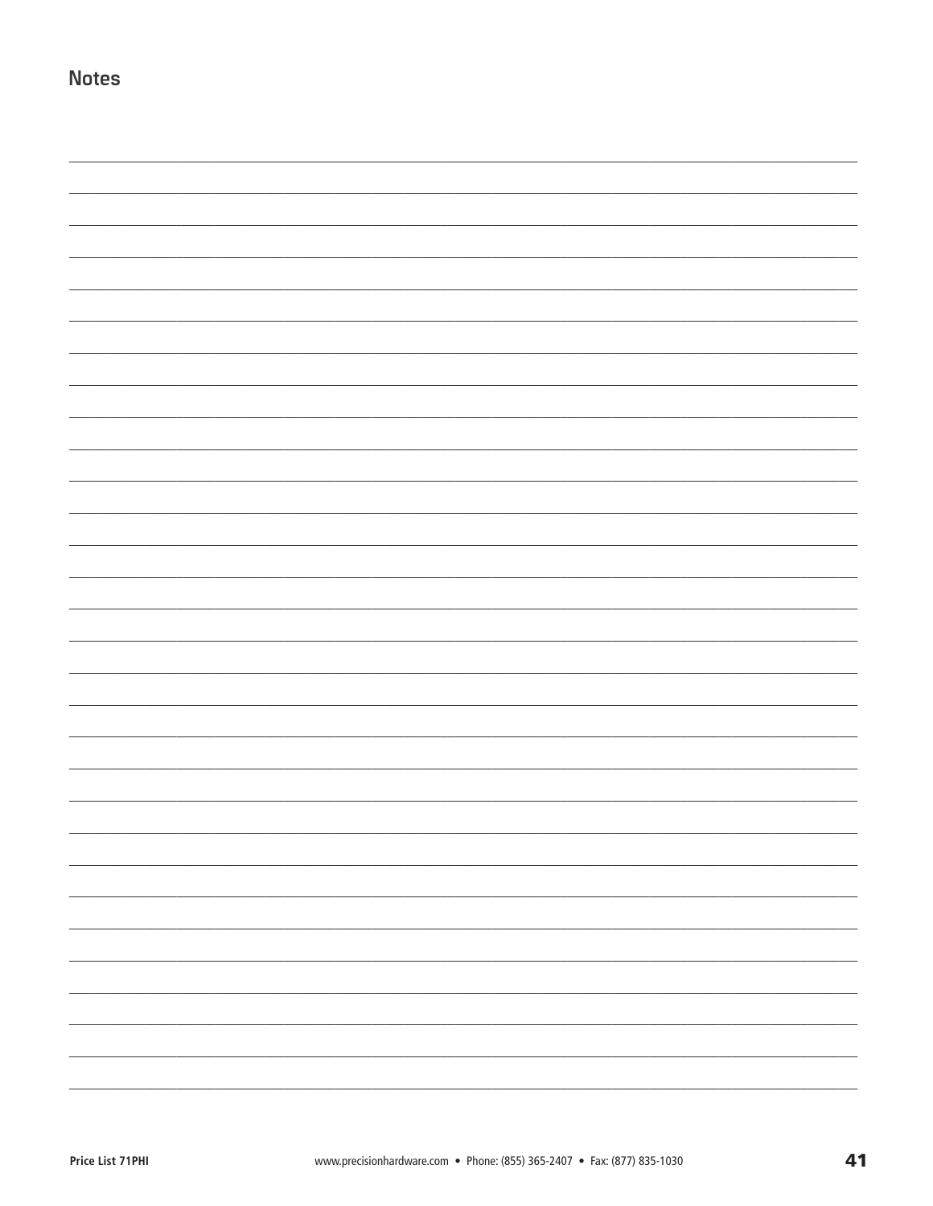## Notes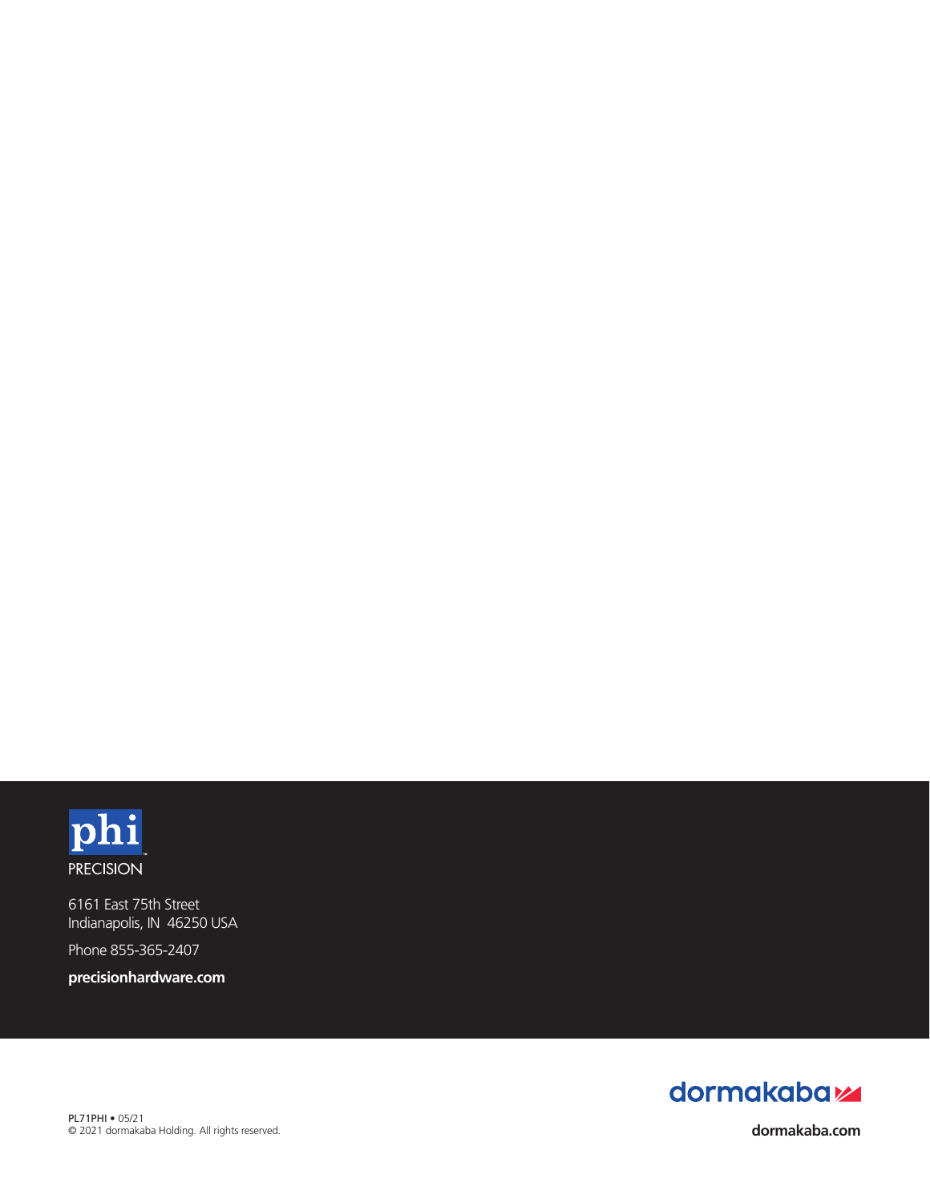phi PRECISION

6161 East 75th Street
Indianapolis, IN 46250 USA

Phone 855-365-2407

**precisionhardware.com**

dormakaba

PL71PHI • 05/21
© 2021 dormakaba Holding. All rights reserved.

**dormakaba.com**